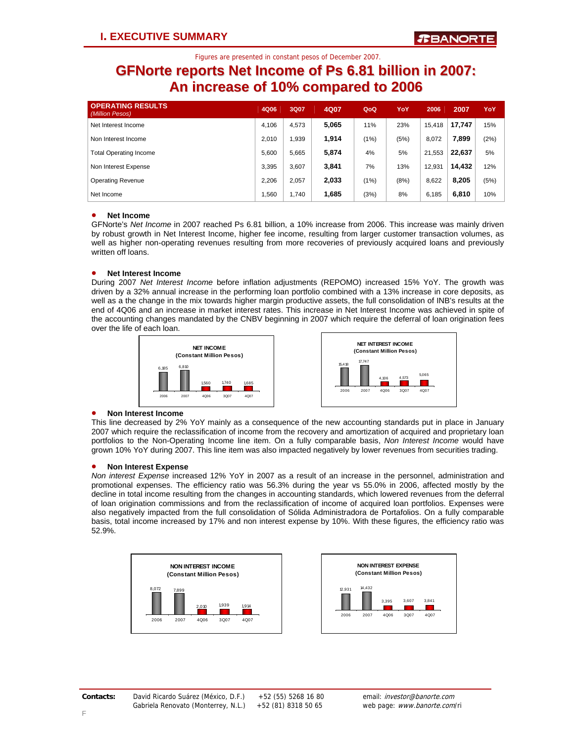# I. EXECUTIVE SUMMARY

Figures are presented in constant pesos of December 2007.

## GFNorte reports Net Income of Ps 6.81 billion in 2007: An increase of 10% compared to 2006

| OPERATING RESULTS *(Million Pesos)* | 4Q06 | 3Q07 | 4Q07 | QoQ | YoY | 2006 | 2007 | YoY |
|---|---|---|---|---|---|---|---|---|
| Net Interest Income | 4,106 | 4,573 | **5,065** | 11% | 23% | 15,418 | **17,747** | 15% |
| Non Interest Income | 2,010 | 1,939 | **1,914** | (1%) | (5%) | 8,072 | **7,899** | (2%) |
| Total Operating Income | 5,600 | 5,665 | **5,874** | 4% | 5% | 21,553 | **22,637** | 5% |
| Non Interest Expense | 3,395 | 3,607 | **3,841** | 7% | 13% | 12,931 | **14,432** | 12% |
| Operating Revenue | 2,206 | 2,057 | **2,033** | (1%) | (8%) | 8,622 | **8,205** | (5%) |
| Net Income | 1,560 | 1,740 | **1,685** | (3%) | 8% | 6,185 | **6,810** | 10% |

- **Net Income**

GFNorte's *Net Income* in 2007 reached Ps 6.81 billion, a 10% increase from 2006. This increase was mainly driven by robust growth in Net Interest Income, higher fee income, resulting from larger customer transaction volumes, as well as higher non-operating revenues resulting from more recoveries of previously acquired loans and previously written off loans.

- **Net Interest Income**

During 2007 *Net Interest Income* before inflation adjustments (REPOMO) increased 15% YoY. The growth was driven by a 32% annual increase in the performing loan portfolio combined with a 13% increase in core deposits, as well as a the change in the mix towards higher margin productive assets, the full consolidation of INB's results at the end of 4Q06 and an increase in market interest rates. This increase in Net Interest Income was achieved in spite of the accounting changes mandated by the CNBV beginning in 2007 which require the deferral of loan origination fees over the life of each loan.

**NET INCOME (Constant Million Pesos)**

| 2006 | 2007 | 4Q06 | 3Q07 | 4Q07 |
|---|---|---|---|---|
| 6,185 | 6,810 | 1,560 | 1,740 | 1,685 |

**NET INTEREST INCOME (Constant Million Pesos)**

| 2006 | 2007 | 4Q06 | 3Q07 | 4Q07 |
|---|---|---|---|---|
| 15,418 | 17,747 | 4,106 | 4,573 | 5,065 |

- **Non Interest Income**

This line decreased by 2% YoY mainly as a consequence of the new accounting standards put in place in January 2007 which require the reclassification of income from the recovery and amortization of acquired and proprietary loan portfolios to the Non-Operating Income line item. On a fully comparable basis, *Non Interest Income* would have grown 10% YoY during 2007. This line item was also impacted negatively by lower revenues from securities trading.

- **Non Interest Expense**

*Non interest Expense* increased 12% YoY in 2007 as a result of an increase in the personnel, administration and promotional expenses. The efficiency ratio was 56.3% during the year vs 55.0% in 2006, affected mostly by the decline in total income resulting from the changes in accounting standards, which lowered revenues from the deferral of loan origination commissions and from the reclassification of income of acquired loan portfolios. Expenses were also negatively impacted from the full consolidation of Sólida Administradora de Portafolios. On a fully comparable basis, total income increased by 17% and non interest expense by 10%. With these figures, the efficiency ratio was 52.9%.

**NON INTEREST INCOME (Constant Million Pesos)**

| 2006 | 2007 | 4Q06 | 3Q07 | 4Q07 |
|---|---|---|---|---|
| 8,072 | 7,899 | 2,010 | 1,939 | 1,914 |

**NON INTEREST EXPENSE (Constant Million Pesos)**

| 2006 | 2007 | 4Q06 | 3Q07 | 4Q07 |
|---|---|---|---|---|
| 12,931 | 14,432 | 3,395 | 3,607 | 3,841 |

**Contacts:** David Ricardo Suárez (México, D.F.) +52 (55) 5268 16 80 — Gabriela Renovato (Monterrey, N.L.) +52 (81) 8318 50 65 — email: *investor@banorte.com* — web page: *www.banorte.com*/ri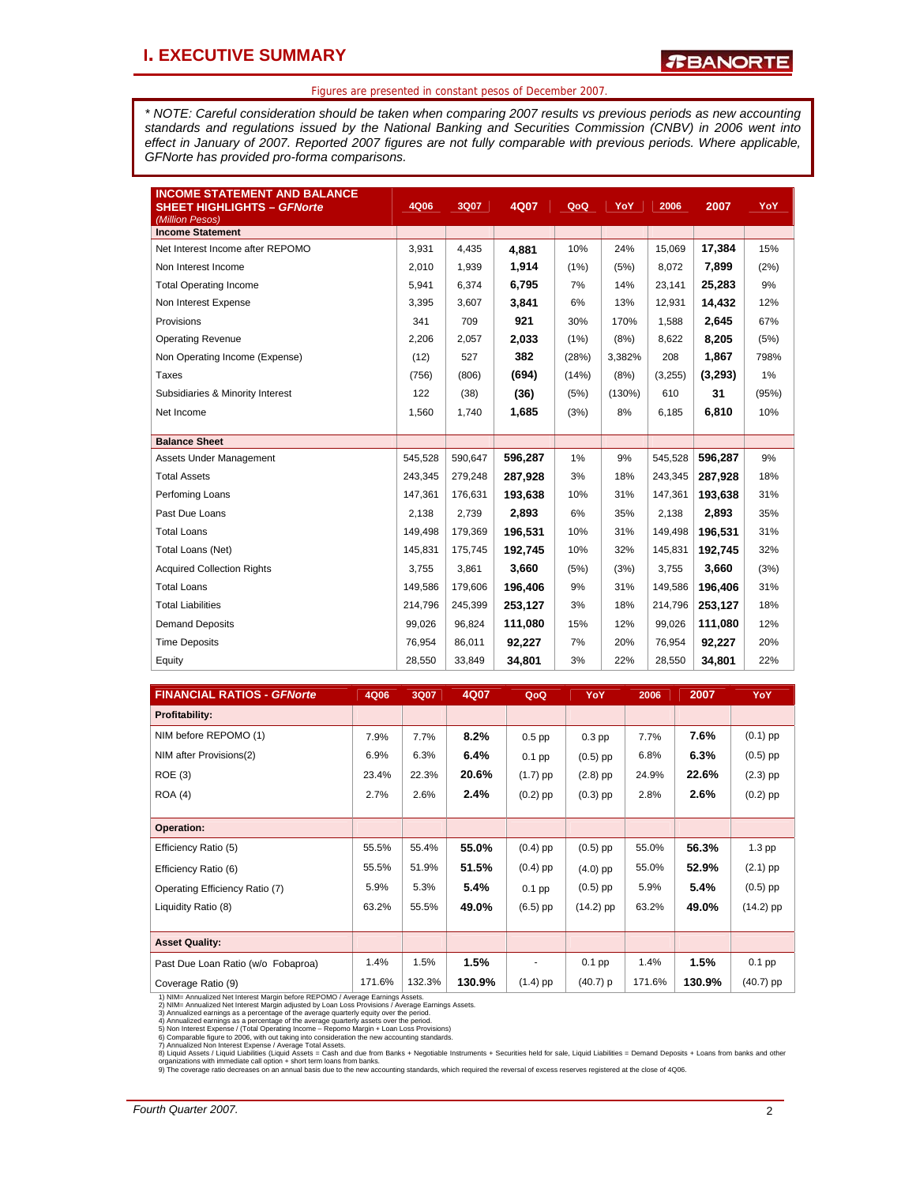# I. EXECUTIVE SUMMARY

Figures are presented in constant pesos of December 2007.

*\* NOTE: Careful consideration should be taken when comparing 2007 results vs previous periods as new accounting standards and regulations issued by the National Banking and Securities Commission (CNBV) in 2006 went into effect in January of 2007. Reported 2007 figures are not fully comparable with previous periods. Where applicable, GFNorte has provided pro-forma comparisons.*

| INCOME STATEMENT AND BALANCE SHEET HIGHLIGHTS – *GFNorte* *(Million Pesos)* | 4Q06 | 3Q07 | 4Q07 | QoQ | YoY | 2006 | 2007 | YoY |
|---|---|---|---|---|---|---|---|---|
| **Income Statement** | | | | | | | | |
| Net Interest Income after REPOMO | 3,931 | 4,435 | **4,881** | 10% | 24% | 15,069 | **17,384** | 15% |
| Non Interest Income | 2,010 | 1,939 | **1,914** | (1%) | (5%) | 8,072 | **7,899** | (2%) |
| Total Operating Income | 5,941 | 6,374 | **6,795** | 7% | 14% | 23,141 | **25,283** | 9% |
| Non Interest Expense | 3,395 | 3,607 | **3,841** | 6% | 13% | 12,931 | **14,432** | 12% |
| Provisions | 341 | 709 | **921** | 30% | 170% | 1,588 | **2,645** | 67% |
| Operating Revenue | 2,206 | 2,057 | **2,033** | (1%) | (8%) | 8,622 | **8,205** | (5%) |
| Non Operating Income (Expense) | (12) | 527 | **382** | (28%) | 3,382% | 208 | **1,867** | 798% |
| Taxes | (756) | (806) | **(694)** | (14%) | (8%) | (3,255) | **(3,293)** | 1% |
| Subsidiaries & Minority Interest | 122 | (38) | **(36)** | (5%) | (130%) | 610 | **31** | (95%) |
| Net Income | 1,560 | 1,740 | **1,685** | (3%) | 8% | 6,185 | **6,810** | 10% |
| **Balance Sheet** | | | | | | | | |
| Assets Under Management | 545,528 | 590,647 | **596,287** | 1% | 9% | 545,528 | **596,287** | 9% |
| Total Assets | 243,345 | 279,248 | **287,928** | 3% | 18% | 243,345 | **287,928** | 18% |
| Perfoming Loans | 147,361 | 176,631 | **193,638** | 10% | 31% | 147,361 | **193,638** | 31% |
| Past Due Loans | 2,138 | 2,739 | **2,893** | 6% | 35% | 2,138 | **2,893** | 35% |
| Total Loans | 149,498 | 179,369 | **196,531** | 10% | 31% | 149,498 | **196,531** | 31% |
| Total Loans (Net) | 145,831 | 175,745 | **192,745** | 10% | 32% | 145,831 | **192,745** | 32% |
| Acquired Collection Rights | 3,755 | 3,861 | **3,660** | (5%) | (3%) | 3,755 | **3,660** | (3%) |
| Total Loans | 149,586 | 179,606 | **196,406** | 9% | 31% | 149,586 | **196,406** | 31% |
| Total Liabilities | 214,796 | 245,399 | **253,127** | 3% | 18% | 214,796 | **253,127** | 18% |
| Demand Deposits | 99,026 | 96,824 | **111,080** | 15% | 12% | 99,026 | **111,080** | 12% |
| Time Deposits | 76,954 | 86,011 | **92,227** | 7% | 20% | 76,954 | **92,227** | 20% |
| Equity | 28,550 | 33,849 | **34,801** | 3% | 22% | 28,550 | **34,801** | 22% |

| FINANCIAL RATIOS - *GFNorte* | 4Q06 | 3Q07 | 4Q07 | QoQ | YoY | 2006 | 2007 | YoY |
|---|---|---|---|---|---|---|---|---|
| **Profitability:** | | | | | | | | |
| NIM before REPOMO (1) | 7.9% | 7.7% | **8.2%** | 0.5 pp | 0.3 pp | 7.7% | **7.6%** | (0.1) pp |
| NIM after Provisions(2) | 6.9% | 6.3% | **6.4%** | 0.1 pp | (0.5) pp | 6.8% | **6.3%** | (0.5) pp |
| ROE (3) | 23.4% | 22.3% | **20.6%** | (1.7) pp | (2.8) pp | 24.9% | **22.6%** | (2.3) pp |
| ROA (4) | 2.7% | 2.6% | **2.4%** | (0.2) pp | (0.3) pp | 2.8% | **2.6%** | (0.2) pp |
| **Operation:** | | | | | | | | |
| Efficiency Ratio (5) | 55.5% | 55.4% | **55.0%** | (0.4) pp | (0.5) pp | 55.0% | **56.3%** | 1.3 pp |
| Efficiency Ratio (6) | 55.5% | 51.9% | **51.5%** | (0.4) pp | (4.0) pp | 55.0% | **52.9%** | (2.1) pp |
| Operating Efficiency Ratio (7) | 5.9% | 5.3% | **5.4%** | 0.1 pp | (0.5) pp | 5.9% | **5.4%** | (0.5) pp |
| Liquidity Ratio (8) | 63.2% | 55.5% | **49.0%** | (6.5) pp | (14.2) pp | 63.2% | **49.0%** | (14.2) pp |
| **Asset Quality:** | | | | | | | | |
| Past Due Loan Ratio (w/o Fobaproa) | 1.4% | 1.5% | **1.5%** | - | 0.1 pp | 1.4% | **1.5%** | 0.1 pp |
| Coverage Ratio (9) | 171.6% | 132.3% | **130.9%** | (1.4) pp | (40.7) p | 171.6% | **130.9%** | (40.7) pp |

1) NIM= Annualized Net Interest Margin before REPOMO / Average Earnings Assets.
2) NIM= Annualized Net Interest Margin adjusted by Loan Loss Provisions / Average Earnings Assets.
3) Annualized earnings as a percentage of the average quarterly equity over the period.
4) Annualized earnings as a percentage of the average quarterly assets over the period.
5) Non Interest Expense / (Total Operating Income – Repomo Margin + Loan Loss Provisions)
6) Comparable figure to 2006, with out taking into consideration the new accounting standards.
7) Annualized Non Interest Expense / Average Total Assets.
8) Liquid Assets / Liquid Liabilities (Liquid Assets = Cash and due from Banks + Negotiable Instruments + Securities held for sale, Liquid Liabilities = Demand Deposits + Loans from banks and other organizations with immediate call option + short term loans from banks.
9) The coverage ratio decreases on an annual basis due to the new accounting standards, which required the reversal of excess reserves registered at the close of 4Q06.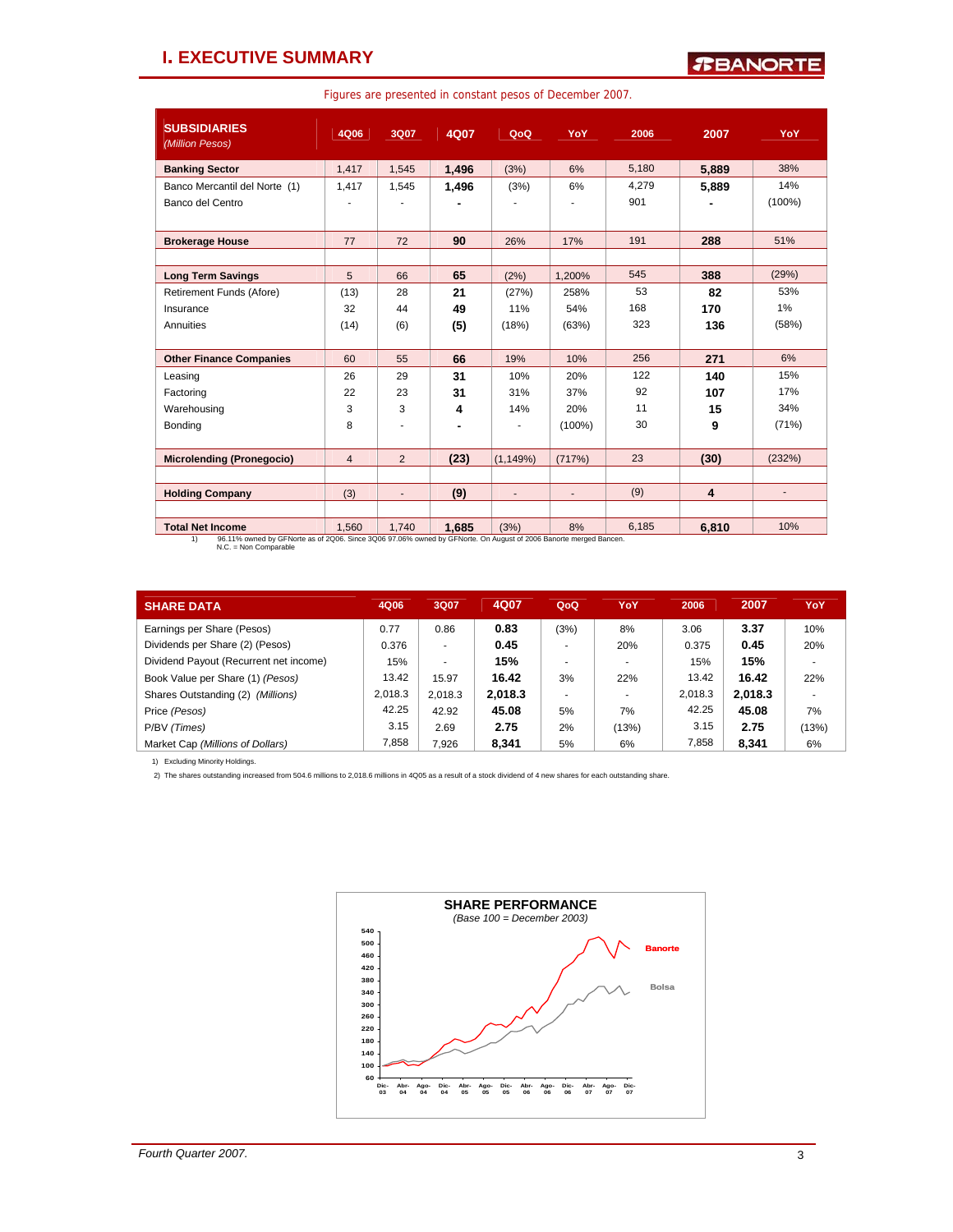# I. EXECUTIVE SUMMARY

Figures are presented in constant pesos of December 2007.

| SUBSIDIARIES *(Million Pesos)* | 4Q06 | 3Q07 | 4Q07 | QoQ | YoY | 2006 | 2007 | YoY |
|---|---|---|---|---|---|---|---|---|
| **Banking Sector** | 1,417 | 1,545 | **1,496** | (3%) | 6% | 5,180 | **5,889** | 38% |
| Banco Mercantil del Norte (1) | 1,417 | 1,545 | **1,496** | (3%) | 6% | 4,279 | **5,889** | 14% |
| Banco del Centro | - | - | **-** | - | - | 901 | **-** | (100%) |
| **Brokerage House** | 77 | 72 | **90** | 26% | 17% | 191 | **288** | 51% |
| **Long Term Savings** | 5 | 66 | **65** | (2%) | 1,200% | 545 | **388** | (29%) |
| Retirement Funds (Afore) | (13) | 28 | **21** | (27%) | 258% | 53 | **82** | 53% |
| Insurance | 32 | 44 | **49** | 11% | 54% | 168 | **170** | 1% |
| Annuities | (14) | (6) | **(5)** | (18%) | (63%) | 323 | **136** | (58%) |
| **Other Finance Companies** | 60 | 55 | **66** | 19% | 10% | 256 | **271** | 6% |
| Leasing | 26 | 29 | **31** | 10% | 20% | 122 | **140** | 15% |
| Factoring | 22 | 23 | **31** | 31% | 37% | 92 | **107** | 17% |
| Warehousing | 3 | 3 | **4** | 14% | 20% | 11 | **15** | 34% |
| Bonding | 8 | - | **-** | - | (100%) | 30 | **9** | (71%) |
| **Microlending (Pronegocio)** | 4 | 2 | **(23)** | (1,149%) | (717%) | 23 | **(30)** | (232%) |
| **Holding Company** | (3) | - | **(9)** | - | - | (9) | **4** | - |
| **Total Net Income** | 1,560 | 1,740 | **1,685** | (3%) | 8% | 6,185 | **6,810** | 10% |

1) 96.11% owned by GFNorte as of 2Q06. Since 3Q06 97.06% owned by GFNorte. On August of 2006 Banorte merged Bancen.
N.C. = Non Comparable

| SHARE DATA | 4Q06 | 3Q07 | 4Q07 | QoQ | YoY | 2006 | 2007 | YoY |
|---|---|---|---|---|---|---|---|---|
| Earnings per Share (Pesos) | 0.77 | 0.86 | **0.83** | (3%) | 8% | 3.06 | **3.37** | 10% |
| Dividends per Share (2) (Pesos) | 0.376 | - | **0.45** | - | 20% | 0.375 | **0.45** | 20% |
| Dividend Payout (Recurrent net income) | 15% | - | **15%** | - | - | 15% | **15%** | - |
| Book Value per Share (1) *(Pesos)* | 13.42 | 15.97 | **16.42** | 3% | 22% | 13.42 | **16.42** | 22% |
| Shares Outstanding (2) *(Millions)* | 2,018.3 | 2,018.3 | **2,018.3** | - | - | 2,018.3 | **2,018.3** | - |
| Price *(Pesos)* | 42.25 | 42.92 | **45.08** | 5% | 7% | 42.25 | **45.08** | 7% |
| P/BV *(Times)* | 3.15 | 2.69 | **2.75** | 2% | (13%) | 3.15 | **2.75** | (13%) |
| Market Cap *(Millions of Dollars)* | 7,858 | 7,926 | **8,341** | 5% | 6% | 7,858 | **8,341** | 6% |

1) Excluding Minority Holdings.

2) The shares outstanding increased from 504.6 millions to 2,018.6 millions in 4Q05 as a result of a stock dividend of 4 new shares for each outstanding share.

**SHARE PERFORMANCE**
*(Base 100 = December 2003)*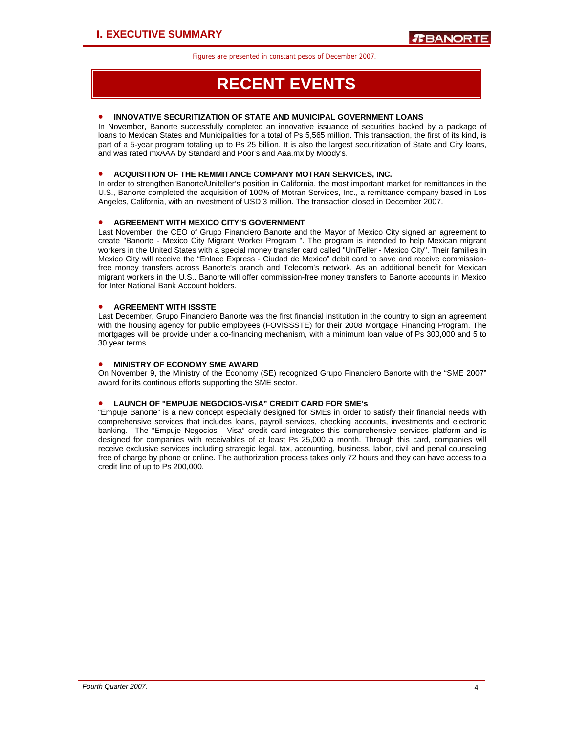Figures are presented in constant pesos of December 2007.

# RECENT EVENTS

- **INNOVATIVE SECURITIZATION OF STATE AND MUNICIPAL GOVERNMENT LOANS**

In November, Banorte successfully completed an innovative issuance of securities backed by a package of loans to Mexican States and Municipalities for a total of Ps 5,565 million. This transaction, the first of its kind, is part of a 5-year program totaling up to Ps 25 billion. It is also the largest securitization of State and City loans, and was rated mxAAA by Standard and Poor's and Aaa.mx by Moody's.

- **ACQUISITION OF THE REMMITANCE COMPANY MOTRAN SERVICES, INC.**

In order to strengthen Banorte/Uniteller's position in California, the most important market for remittances in the U.S., Banorte completed the acquisition of 100% of Motran Services, Inc., a remittance company based in Los Angeles, California, with an investment of USD 3 million. The transaction closed in December 2007.

- **AGREEMENT WITH MEXICO CITY'S GOVERNMENT**

Last November, the CEO of Grupo Financiero Banorte and the Mayor of Mexico City signed an agreement to create "Banorte - Mexico City Migrant Worker Program ". The program is intended to help Mexican migrant workers in the United States with a special money transfer card called "UniTeller - Mexico City". Their families in Mexico City will receive the "Enlace Express - Ciudad de Mexico" debit card to save and receive commission-free money transfers across Banorte's branch and Telecom's network. As an additional benefit for Mexican migrant workers in the U.S., Banorte will offer commission-free money transfers to Banorte accounts in Mexico for Inter National Bank Account holders.

- **AGREEMENT WITH ISSSTE**

Last December, Grupo Financiero Banorte was the first financial institution in the country to sign an agreement with the housing agency for public employees (FOVISSSTE) for their 2008 Mortgage Financing Program. The mortgages will be provide under a co-financing mechanism, with a minimum loan value of Ps 300,000 and 5 to 30 year terms

- **MINISTRY OF ECONOMY SME AWARD**

On November 9, the Ministry of the Economy (SE) recognized Grupo Financiero Banorte with the "SME 2007" award for its continous efforts supporting the SME sector.

- **LAUNCH OF "EMPUJE NEGOCIOS-VISA" CREDIT CARD FOR SME's**

"Empuje Banorte" is a new concept especially designed for SMEs in order to satisfy their financial needs with comprehensive services that includes loans, payroll services, checking accounts, investments and electronic banking. The "Empuje Negocios - Visa" credit card integrates this comprehensive services platform and is designed for companies with receivables of at least Ps 25,000 a month. Through this card, companies will receive exclusive services including strategic legal, tax, accounting, business, labor, civil and penal counseling free of charge by phone or online. The authorization process takes only 72 hours and they can have access to a credit line of up to Ps 200,000.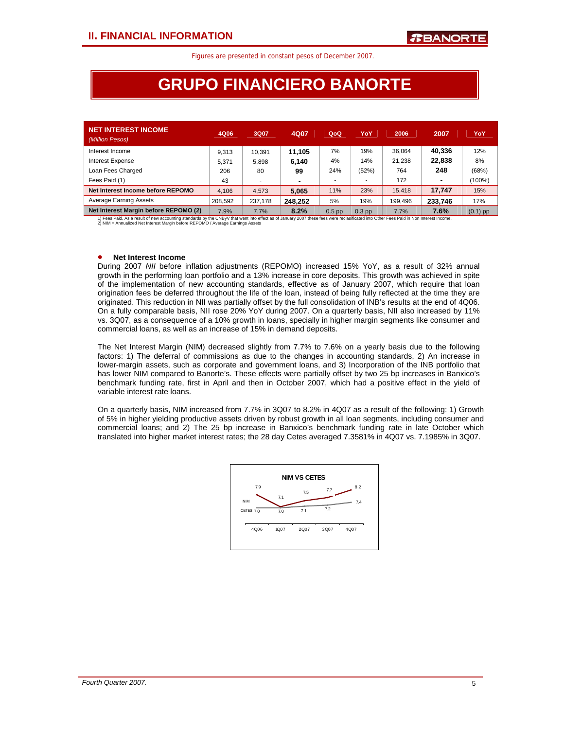## II. FINANCIAL INFORMATION

Figures are presented in constant pesos of December 2007.

# GRUPO FINANCIERO BANORTE

| NET INTEREST INCOME *(Million Pesos)* | 4Q06 | 3Q07 | 4Q07 | QoQ | YoY | 2006 | 2007 | YoY |
|---|---|---|---|---|---|---|---|---|
| Interest Income | 9,313 | 10,391 | **11,105** | 7% | 19% | 36,064 | **40,336** | 12% |
| Interest Expense | 5,371 | 5,898 | **6,140** | 4% | 14% | 21,238 | **22,838** | 8% |
| Loan Fees Charged | 206 | 80 | **99** | 24% | (52%) | 764 | **248** | (68%) |
| Fees Paid (1) | 43 | - | **-** | - | - | 172 | **-** | (100%) |
| **Net Interest Income before REPOMO** | 4,106 | 4,573 | **5,065** | 11% | 23% | 15,418 | **17,747** | 15% |
| Average Earning Assets | 208,592 | 237,178 | **248,252** | 5% | 19% | 199,496 | **233,746** | 17% |
| **Net Interest Margin before REPOMO (2)** | 7.9% | 7.7% | **8.2%** | 0.5 pp | 0.3 pp | 7.7% | **7.6%** | (0.1) pp |

1) Fees Paid, As a result of new accounting standards by the CNByV that went into effect as of January 2007 these fees were reclasificated into Other Fees Paid in Non Interest Income.
2) NIM = Annualized Net Interest Margin before REPOMO / Average Earnings Assets

- **Net Interest Income**

During 2007 *NII* before inflation adjustments (REPOMO) increased 15% YoY, as a result of 32% annual growth in the performing loan portfolio and a 13% increase in core deposits. This growth was achieved in spite of the implementation of new accounting standards, effective as of January 2007, which require that loan origination fees be deferred throughout the life of the loan, instead of being fully reflected at the time they are originated. This reduction in NII was partially offset by the full consolidation of INB's results at the end of 4Q06. On a fully comparable basis, NII rose 20% YoY during 2007. On a quarterly basis, NII also increased by 11% vs. 3Q07, as a consequence of a 10% growth in loans, specially in higher margin segments like consumer and commercial loans, as well as an increase of 15% in demand deposits.

The Net Interest Margin (NIM) decreased slightly from 7.7% to 7.6% on a yearly basis due to the following factors: 1) The deferral of commissions as due to the changes in accounting standards, 2) An increase in lower-margin assets, such as corporate and government loans, and 3) Incorporation of the INB portfolio that has lower NIM compared to Banorte's. These effects were partially offset by two 25 bp increases in Banxico's benchmark funding rate, first in April and then in October 2007, which had a positive effect in the yield of variable interest rate loans.

On a quarterly basis, NIM increased from 7.7% in 3Q07 to 8.2% in 4Q07 as a result of the following: 1) Growth of 5% in higher yielding productive assets driven by robust growth in all loan segments, including consumer and commercial loans; and 2) The 25 bp increase in Banxico's benchmark funding rate in late October which translated into higher market interest rates; the 28 day Cetes averaged 7.3581% in 4Q07 vs. 7.1985% in 3Q07.

**NIM VS CETES**

| | 4Q06 | 1Q07 | 2Q07 | 3Q07 | 4Q07 |
|---|---|---|---|---|---|
| NIM | 7.9 | 7.1 | 7.5 | 7.7 | 8.2 |
| CETES | 7.0 | 7.0 | 7.1 | 7.2 | 7.4 |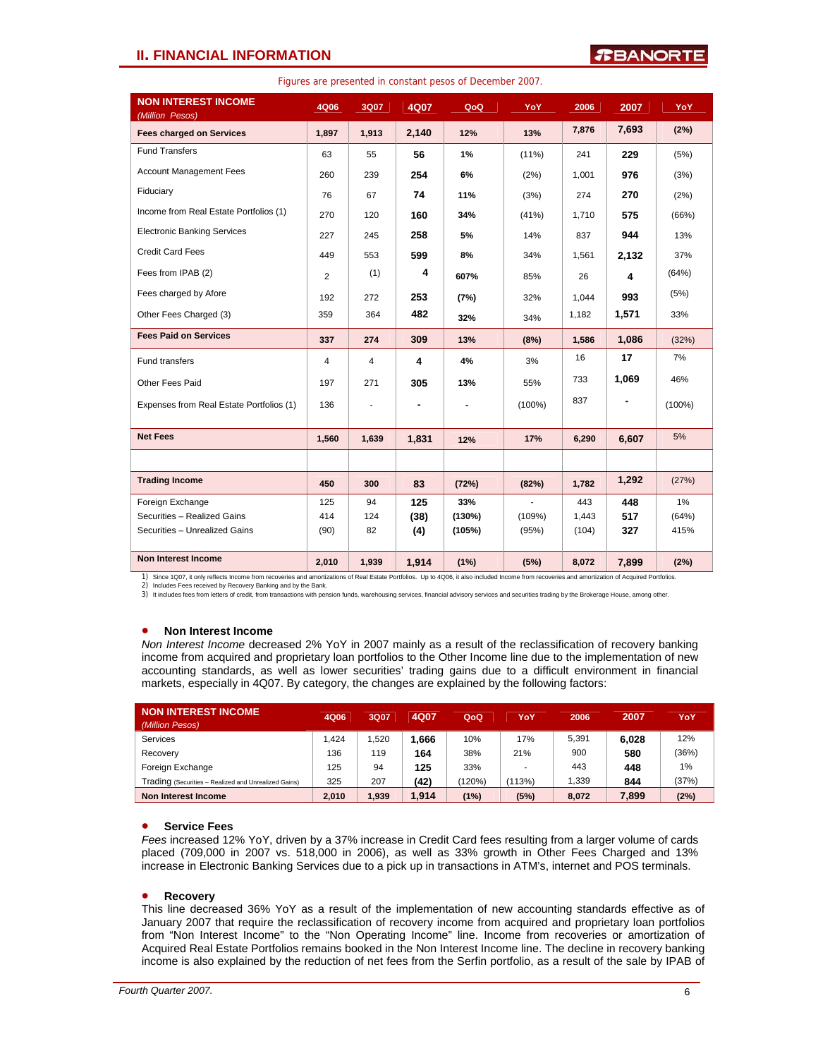## II. FINANCIAL INFORMATION

Figures are presented in constant pesos of December 2007.

| NON INTEREST INCOME *(Million Pesos)* | 4Q06 | 3Q07 | 4Q07 | QoQ | YoY | 2006 | 2007 | YoY |
|---|---|---|---|---|---|---|---|---|
| **Fees charged on Services** | **1,897** | **1,913** | **2,140** | **12%** | **13%** | **7,876** | **7,693** | **(2%)** |
| Fund Transfers | 63 | 55 | **56** | **1%** | (11%) | 241 | **229** | (5%) |
| Account Management Fees | 260 | 239 | **254** | **6%** | (2%) | 1,001 | **976** | (3%) |
| Fiduciary | 76 | 67 | **74** | **11%** | (3%) | 274 | **270** | (2%) |
| Income from Real Estate Portfolios (1) | 270 | 120 | **160** | **34%** | (41%) | 1,710 | **575** | (66%) |
| Electronic Banking Services | 227 | 245 | **258** | **5%** | 14% | 837 | **944** | 13% |
| Credit Card Fees | 449 | 553 | **599** | **8%** | 34% | 1,561 | **2,132** | 37% |
| Fees from IPAB (2) | 2 | (1) | **4** | **607%** | 85% | 26 | **4** | (64%) |
| Fees charged by Afore | 192 | 272 | **253** | **(7%)** | 32% | 1,044 | **993** | (5%) |
| Other Fees Charged (3) | 359 | 364 | **482** | **32%** | 34% | 1,182 | **1,571** | 33% |
| **Fees Paid on Services** | **337** | **274** | **309** | **13%** | **(8%)** | **1,586** | **1,086** | (32%) |
| Fund transfers | 4 | 4 | **4** | **4%** | 3% | 16 | **17** | 7% |
| Other Fees Paid | 197 | 271 | **305** | **13%** | 55% | 733 | **1,069** | 46% |
| Expenses from Real Estate Portfolios (1) | 136 | - | **-** | **-** | (100%) | 837 | **-** | (100%) |
| **Net Fees** | **1,560** | **1,639** | **1,831** | **12%** | **17%** | **6,290** | **6,607** | 5% |
| | | | | | | | | |
| **Trading Income** | **450** | **300** | **83** | **(72%)** | **(82%)** | **1,782** | **1,292** | (27%) |
| Foreign Exchange | 125 | 94 | **125** | **33%** | - | 443 | **448** | 1% |
| Securities – Realized Gains | 414 | 124 | **(38)** | **(130%)** | (109%) | 1,443 | **517** | (64%) |
| Securities – Unrealized Gains | (90) | 82 | **(4)** | **(105%)** | (95%) | (104) | **327** | 415% |
| **Non Interest Income** | **2,010** | **1,939** | **1,914** | **(1%)** | **(5%)** | **8,072** | **7,899** | **(2%)** |

1) Since 1Q07, it only reflects Income from recoveries and amortizations of Real Estate Portfolios. Up to 4Q06, it also included Income from recoveries and amortization of Acquired Portfolios.
2) Includes Fees received by Recovery Banking and by the Bank.
3) It includes fees from letters of credit, from transactions with pension funds, warehousing services, financial advisory services and securities trading by the Brokerage House, among other.

- **Non Interest Income**

*Non Interest Income* decreased 2% YoY in 2007 mainly as a result of the reclassification of recovery banking income from acquired and proprietary loan portfolios to the Other Income line due to the implementation of new accounting standards, as well as lower securities' trading gains due to a difficult environment in financial markets, especially in 4Q07. By category, the changes are explained by the following factors:

| NON INTEREST INCOME *(Million Pesos)* | 4Q06 | 3Q07 | 4Q07 | QoQ | YoY | 2006 | 2007 | YoY |
|---|---|---|---|---|---|---|---|---|
| Services | 1,424 | 1,520 | **1,666** | 10% | 17% | 5,391 | **6,028** | 12% |
| Recovery | 136 | 119 | **164** | 38% | 21% | 900 | **580** | (36%) |
| Foreign Exchange | 125 | 94 | **125** | 33% | - | 443 | **448** | 1% |
| Trading (Securities – Realized and Unrealized Gains) | 325 | 207 | **(42)** | (120%) | (113%) | 1,339 | **844** | (37%) |
| **Non Interest Income** | **2,010** | **1,939** | **1,914** | **(1%)** | **(5%)** | **8,072** | **7,899** | **(2%)** |

- **Service Fees**

*Fees* increased 12% YoY, driven by a 37% increase in Credit Card fees resulting from a larger volume of cards placed (709,000 in 2007 vs. 518,000 in 2006), as well as 33% growth in Other Fees Charged and 13% increase in Electronic Banking Services due to a pick up in transactions in ATM's, internet and POS terminals.

- **Recovery**

This line decreased 36% YoY as a result of the implementation of new accounting standards effective as of January 2007 that require the reclassification of recovery income from acquired and proprietary loan portfolios from "Non Interest Income" to the "Non Operating Income" line. Income from recoveries or amortization of Acquired Real Estate Portfolios remains booked in the Non Interest Income line. The decline in recovery banking income is also explained by the reduction of net fees from the Serfin portfolio, as a result of the sale by IPAB of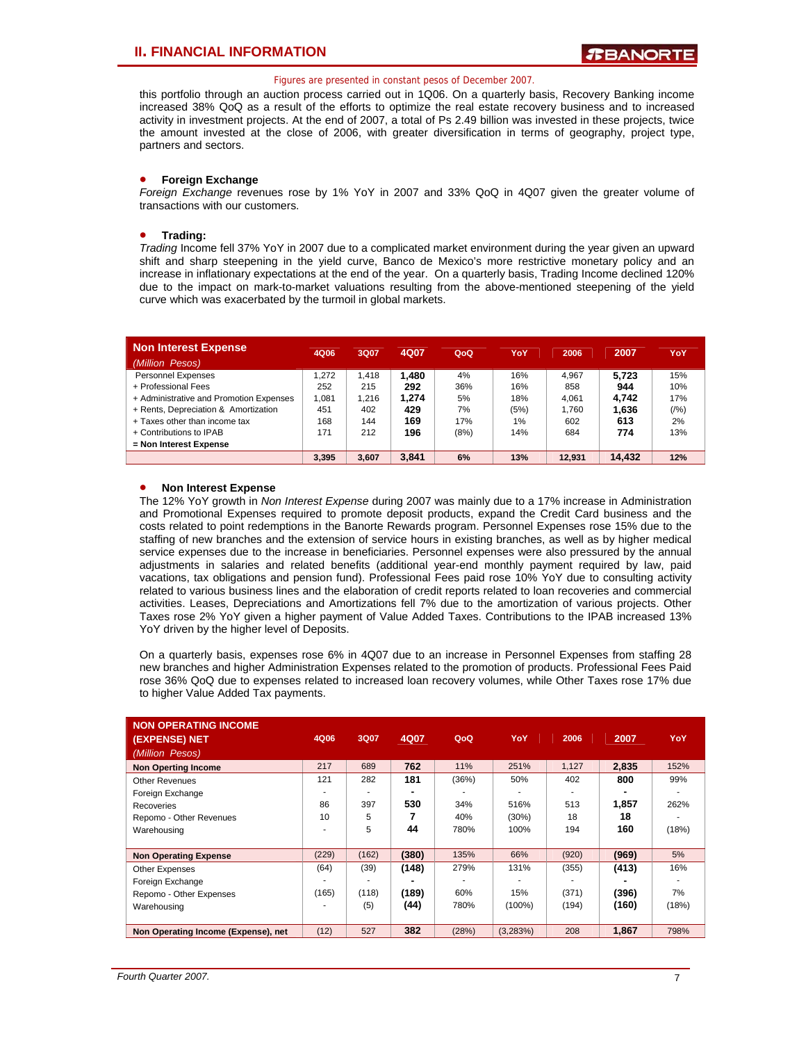Figures are presented in constant pesos of December 2007.

this portfolio through an auction process carried out in 1Q06. On a quarterly basis, Recovery Banking income increased 38% QoQ as a result of the efforts to optimize the real estate recovery business and to increased activity in investment projects. At the end of 2007, a total of Ps 2.49 billion was invested in these projects, twice the amount invested at the close of 2006, with greater diversification in terms of geography, project type, partners and sectors.

- **Foreign Exchange**

*Foreign Exchange* revenues rose by 1% YoY in 2007 and 33% QoQ in 4Q07 given the greater volume of transactions with our customers.

- **Trading:**

*Trading* Income fell 37% YoY in 2007 due to a complicated market environment during the year given an upward shift and sharp steepening in the yield curve, Banco de Mexico's more restrictive monetary policy and an increase in inflationary expectations at the end of the year. On a quarterly basis, Trading Income declined 120% due to the impact on mark-to-market valuations resulting from the above-mentioned steepening of the yield curve which was exacerbated by the turmoil in global markets.

| **Non Interest Expense** *(Million Pesos)* | 4Q06 | 3Q07 | 4Q07 | QoQ | YoY | 2006 | 2007 | YoY |
|---|---|---|---|---|---|---|---|---|
| Personnel Expenses | 1,272 | 1,418 | **1,480** | 4% | 16% | 4,967 | **5,723** | 15% |
| + Professional Fees | 252 | 215 | **292** | 36% | 16% | 858 | **944** | 10% |
| + Administrative and Promotion Expenses | 1,081 | 1,216 | **1,274** | 5% | 18% | 4,061 | **4,742** | 17% |
| + Rents, Depreciation & Amortization | 451 | 402 | **429** | 7% | (5%) | 1,760 | **1,636** | (/%) |
| + Taxes other than income tax | 168 | 144 | **169** | 17% | 1% | 602 | **613** | 2% |
| + Contributions to IPAB | 171 | 212 | **196** | (8%) | 14% | 684 | **774** | 13% |
| = Non Interest Expense | 3,395 | 3,607 | **3,841** | 6% | 13% | 12,931 | **14,432** | 12% |

- **Non Interest Expense**

The 12% YoY growth in *Non Interest Expense* during 2007 was mainly due to a 17% increase in Administration and Promotional Expenses required to promote deposit products, expand the Credit Card business and the costs related to point redemptions in the Banorte Rewards program. Personnel Expenses rose 15% due to the staffing of new branches and the extension of service hours in existing branches, as well as by higher medical service expenses due to the increase in beneficiaries. Personnel expenses were also pressured by the annual adjustments in salaries and related benefits (additional year-end monthly payment required by law, paid vacations, tax obligations and pension fund). Professional Fees paid rose 10% YoY due to consulting activity related to various business lines and the elaboration of credit reports related to loan recoveries and commercial activities. Leases, Depreciations and Amortizations fell 7% due to the amortization of various projects. Other Taxes rose 2% YoY given a higher payment of Value Added Taxes. Contributions to the IPAB increased 13% YoY driven by the higher level of Deposits.

On a quarterly basis, expenses rose 6% in 4Q07 due to an increase in Personnel Expenses from staffing 28 new branches and higher Administration Expenses related to the promotion of products. Professional Fees Paid rose 36% QoQ due to expenses related to increased loan recovery volumes, while Other Taxes rose 17% due to higher Value Added Tax payments.

| **NON OPERATING INCOME (EXPENSE) NET** *(Million Pesos)* | 4Q06 | 3Q07 | 4Q07 | QoQ | YoY | 2006 | 2007 | YoY |
|---|---|---|---|---|---|---|---|---|
| **Non Operting Income** | 217 | 689 | **762** | 11% | 251% | 1,127 | **2,835** | 152% |
| Other Revenues | 121 | 282 | **181** | (36%) | 50% | 402 | **800** | 99% |
| Foreign Exchange | - | - | **-** | - | - | - | **-** | - |
| Recoveries | 86 | 397 | **530** | 34% | 516% | 513 | **1,857** | 262% |
| Repomo - Other Revenues | 10 | 5 | **7** | 40% | (30%) | 18 | **18** | - |
| Warehousing | - | 5 | **44** | 780% | 100% | 194 | **160** | (18%) |
| **Non Operating Expense** | (229) | (162) | **(380)** | 135% | 66% | (920) | **(969)** | 5% |
| Other Expenses | (64) | (39) | **(148)** | 279% | 131% | (355) | **(413)** | 16% |
| Foreign Exchange | - | - | **-** | - | - | - | **-** | - |
| Repomo - Other Expenses | (165) | (118) | **(189)** | 60% | 15% | (371) | **(396)** | 7% |
| Warehousing | - | (5) | **(44)** | 780% | (100%) | (194) | **(160)** | (18%) |
| **Non Operating Income (Expense), net** | (12) | 527 | **382** | (28%) | (3,283%) | 208 | **1,867** | 798% |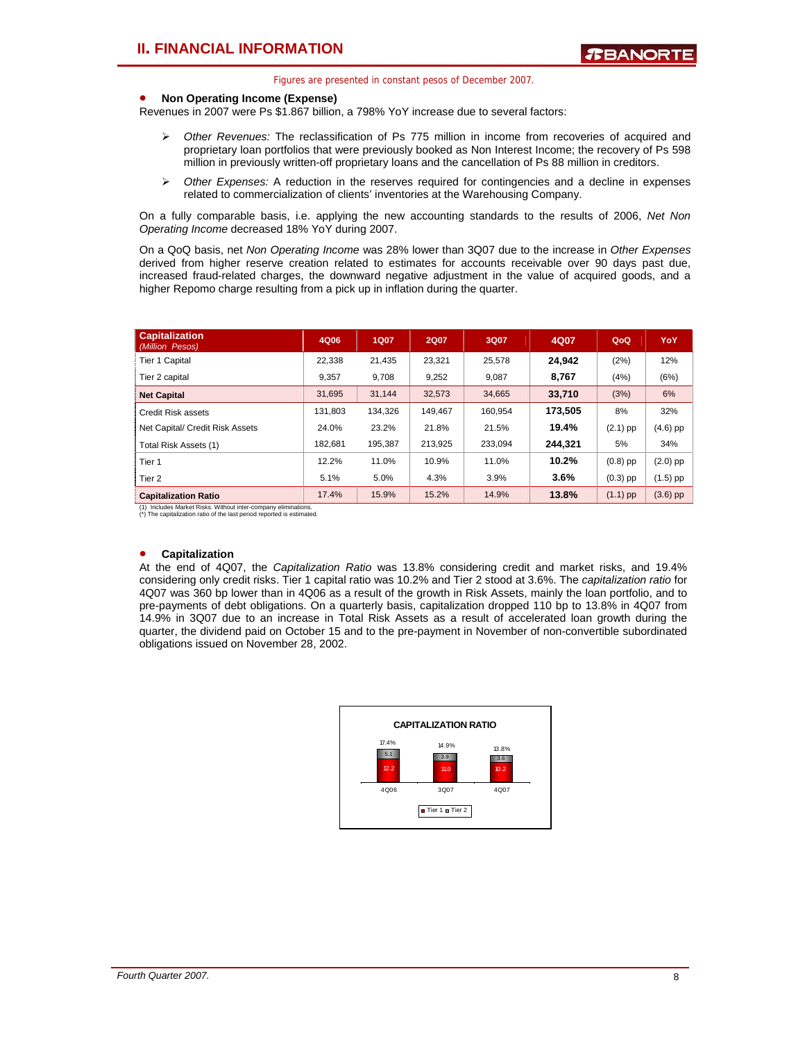## II. FINANCIAL INFORMATION

Figures are presented in constant pesos of December 2007.

- **Non Operating Income (Expense)**

Revenues in 2007 were Ps $1.867 billion, a 798% YoY increase due to several factors:

- *Other Revenues:* The reclassification of Ps 775 million in income from recoveries of acquired and proprietary loan portfolios that were previously booked as Non Interest Income; the recovery of Ps 598 million in previously written-off proprietary loans and the cancellation of Ps 88 million in creditors.
- *Other Expenses:* A reduction in the reserves required for contingencies and a decline in expenses related to commercialization of clients' inventories at the Warehousing Company.

On a fully comparable basis, i.e. applying the new accounting standards to the results of 2006, *Net Non Operating Income* decreased 18% YoY during 2007.

On a QoQ basis, net *Non Operating Income* was 28% lower than 3Q07 due to the increase in *Other Expenses* derived from higher reserve creation related to estimates for accounts receivable over 90 days past due, increased fraud-related charges, the downward negative adjustment in the value of acquired goods, and a higher Repomo charge resulting from a pick up in inflation during the quarter.

| **Capitalization** *(Million Pesos)* | 4Q06 | 1Q07 | 2Q07 | 3Q07 | 4Q07 | QoQ | YoY |
|---|---|---|---|---|---|---|---|
| Tier 1 Capital | 22,338 | 21,435 | 23,321 | 25,578 | **24,942** | (2%) | 12% |
| Tier 2 capital | 9,357 | 9,708 | 9,252 | 9,087 | **8,767** | (4%) | (6%) |
| **Net Capital** | 31,695 | 31,144 | 32,573 | 34,665 | **33,710** | (3%) | 6% |
| Credit Risk assets | 131,803 | 134,326 | 149,467 | 160,954 | **173,505** | 8% | 32% |
| Net Capital/ Credit Risk Assets | 24.0% | 23.2% | 21.8% | 21.5% | **19.4%** | (2.1) pp | (4.6) pp |
| Total Risk Assets (1) | 182,681 | 195,387 | 213,925 | 233,094 | **244,321** | 5% | 34% |
| Tier 1 | 12.2% | 11.0% | 10.9% | 11.0% | **10.2%** | (0.8) pp | (2.0) pp |
| Tier 2 | 5.1% | 5.0% | 4.3% | 3.9% | **3.6%** | (0.3) pp | (1.5) pp |
| **Capitalization Ratio** | 17.4% | 15.9% | 15.2% | 14.9% | **13.8%** | (1.1) pp | (3.6) pp |

(1) Includes Market Risks. Without inter-company eliminations.
(*) The capitalization ratio of the last period reported is estimated.

- **Capitalization**

At the end of 4Q07, the *Capitalization Ratio* was 13.8% considering credit and market risks, and 19.4% considering only credit risks. Tier 1 capital ratio was 10.2% and Tier 2 stood at 3.6%. The *capitalization ratio* for 4Q07 was 360 bp lower than in 4Q06 as a result of the growth in Risk Assets, mainly the loan portfolio, and to pre-payments of debt obligations. On a quarterly basis, capitalization dropped 110 bp to 13.8% in 4Q07 from 14.9% in 3Q07 due to an increase in Total Risk Assets as a result of accelerated loan growth during the quarter, the dividend paid on October 15 and to the pre-payment in November of non-convertible subordinated obligations issued on November 28, 2002.

**CAPITALIZATION RATIO**

| | 4Q06 | 3Q07 | 4Q07 |
|---|---|---|---|
| Tier 1 | 12.2 | 11.0 | 10.2 |
| Tier 2 | 5.1 | 3.9 | 3.6 |
| Total | 17.4% | 14.9% | 13.8% |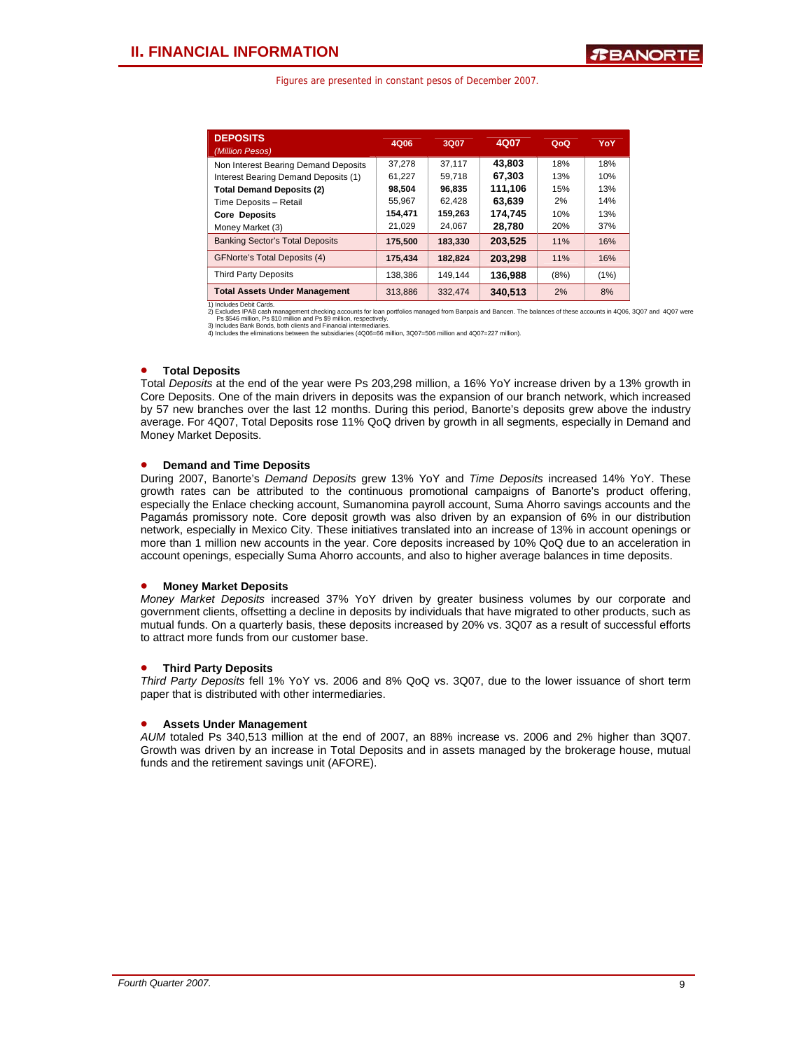## II. FINANCIAL INFORMATION

Figures are presented in constant pesos of December 2007.

| **DEPOSITS** *(Million Pesos)* | 4Q06 | 3Q07 | 4Q07 | QoQ | YoY |
|---|---|---|---|---|---|
| Non Interest Bearing Demand Deposits | 37,278 | 37,117 | **43,803** | 18% | 18% |
| Interest Bearing Demand Deposits (1) | 61,227 | 59,718 | **67,303** | 13% | 10% |
| **Total Demand Deposits (2)** | **98,504** | **96,835** | **111,106** | 15% | 13% |
| Time Deposits – Retail | 55,967 | 62,428 | **63,639** | 2% | 14% |
| **Core Deposits** | **154,471** | **159,263** | **174,745** | 10% | 13% |
| Money Market (3) | 21,029 | 24,067 | **28,780** | 20% | 37% |
| Banking Sector's Total Deposits | **175,500** | **183,330** | **203,525** | 11% | 16% |
| GFNorte's Total Deposits (4) | **175,434** | **182,824** | **203,298** | 11% | 16% |
| Third Party Deposits | 138,386 | 149,144 | **136,988** | (8%) | (1%) |
| **Total Assets Under Management** | 313,886 | 332,474 | **340,513** | 2% | 8% |

1) Includes Debit Cards.
2) Excludes IPAB cash management checking accounts for loan portfolios managed from Banpaís and Bancen. The balances of these accounts in 4Q06, 3Q07 and 4Q07 were Ps $546 million, Ps $10 million and Ps $9 million, respectively.
3) Includes Bank Bonds, both clients and Financial intermediaries.
4) Includes the eliminations between the subsidiaries (4Q06=66 million, 3Q07=506 million and 4Q07=227 million).

- **Total Deposits**

Total *Deposits* at the end of the year were Ps 203,298 million, a 16% YoY increase driven by a 13% growth in Core Deposits. One of the main drivers in deposits was the expansion of our branch network, which increased by 57 new branches over the last 12 months. During this period, Banorte's deposits grew above the industry average. For 4Q07, Total Deposits rose 11% QoQ driven by growth in all segments, especially in Demand and Money Market Deposits.

- **Demand and Time Deposits**

During 2007, Banorte's *Demand Deposits* grew 13% YoY and *Time Deposits* increased 14% YoY. These growth rates can be attributed to the continuous promotional campaigns of Banorte's product offering, especially the Enlace checking account, Sumanomina payroll account, Suma Ahorro savings accounts and the Pagamás promissory note. Core deposit growth was also driven by an expansion of 6% in our distribution network, especially in Mexico City. These initiatives translated into an increase of 13% in account openings or more than 1 million new accounts in the year. Core deposits increased by 10% QoQ due to an acceleration in account openings, especially Suma Ahorro accounts, and also to higher average balances in time deposits.

- **Money Market Deposits**

*Money Market Deposits* increased 37% YoY driven by greater business volumes by our corporate and government clients, offsetting a decline in deposits by individuals that have migrated to other products, such as mutual funds. On a quarterly basis, these deposits increased by 20% vs. 3Q07 as a result of successful efforts to attract more funds from our customer base.

- **Third Party Deposits**

*Third Party Deposits* fell 1% YoY vs. 2006 and 8% QoQ vs. 3Q07, due to the lower issuance of short term paper that is distributed with other intermediaries.

- **Assets Under Management**

*AUM* totaled Ps 340,513 million at the end of 2007, an 88% increase vs. 2006 and 2% higher than 3Q07. Growth was driven by an increase in Total Deposits and in assets managed by the brokerage house, mutual funds and the retirement savings unit (AFORE).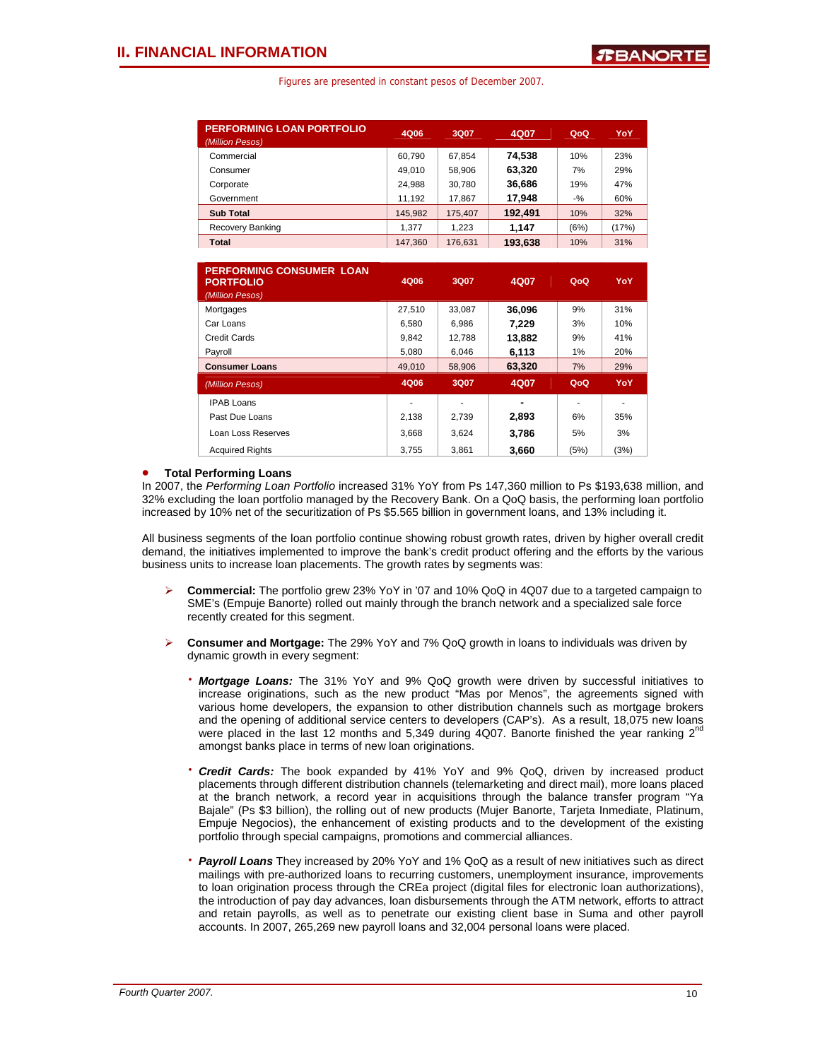Figures are presented in constant pesos of December 2007.

| PERFORMING LOAN PORTFOLIO *(Million Pesos)* | 4Q06 | 3Q07 | 4Q07 | QoQ | YoY |
|---|---|---|---|---|---|
| Commercial | 60,790 | 67,854 | **74,538** | 10% | 23% |
| Consumer | 49,010 | 58,906 | **63,320** | 7% | 29% |
| Corporate | 24,988 | 30,780 | **36,686** | 19% | 47% |
| Government | 11,192 | 17,867 | **17,948** | -% | 60% |
| **Sub Total** | 145,982 | 175,407 | **192,491** | 10% | 32% |
| Recovery Banking | 1,377 | 1,223 | **1,147** | (6%) | (17%) |
| **Total** | 147,360 | 176,631 | **193,638** | 10% | 31% |

| PERFORMING CONSUMER LOAN PORTFOLIO *(Million Pesos)* | 4Q06 | 3Q07 | 4Q07 | QoQ | YoY |
|---|---|---|---|---|---|
| Mortgages | 27,510 | 33,087 | **36,096** | 9% | 31% |
| Car Loans | 6,580 | 6,986 | **7,229** | 3% | 10% |
| Credit Cards | 9,842 | 12,788 | **13,882** | 9% | 41% |
| Payroll | 5,080 | 6,046 | **6,113** | 1% | 20% |
| **Consumer Loans** | 49,010 | 58,906 | **63,320** | 7% | 29% |

| *(Million Pesos)* | 4Q06 | 3Q07 | 4Q07 | QoQ | YoY |
|---|---|---|---|---|---|
| IPAB Loans | - | - | **-** | - | - |
| Past Due Loans | 2,138 | 2,739 | **2,893** | 6% | 35% |
| Loan Loss Reserves | 3,668 | 3,624 | **3,786** | 5% | 3% |
| Acquired Rights | 3,755 | 3,861 | **3,660** | (5%) | (3%) |

- **Total Performing Loans**

In 2007, the *Performing Loan Portfolio* increased 31% YoY from Ps 147,360 million to Ps $193,638 million, and 32% excluding the loan portfolio managed by the Recovery Bank. On a QoQ basis, the performing loan portfolio increased by 10% net of the securitization of Ps $5.565 billion in government loans, and 13% including it.

All business segments of the loan portfolio continue showing robust growth rates, driven by higher overall credit demand, the initiatives implemented to improve the bank's credit product offering and the efforts by the various business units to increase loan placements. The growth rates by segments was:

- **Commercial:** The portfolio grew 23% YoY in '07 and 10% QoQ in 4Q07 due to a targeted campaign to SME's (Empuje Banorte) rolled out mainly through the branch network and a specialized sale force recently created for this segment.

- **Consumer and Mortgage:** The 29% YoY and 7% QoQ growth in loans to individuals was driven by dynamic growth in every segment:

  - ***Mortgage Loans:*** The 31% YoY and 9% QoQ growth were driven by successful initiatives to increase originations, such as the new product "Mas por Menos", the agreements signed with various home developers, the expansion to other distribution channels such as mortgage brokers and the opening of additional service centers to developers (CAP's). As a result, 18,075 new loans were placed in the last 12 months and 5,349 during 4Q07. Banorte finished the year ranking 2nd amongst banks place in terms of new loan originations.

  - ***Credit Cards:*** The book expanded by 41% YoY and 9% QoQ, driven by increased product placements through different distribution channels (telemarketing and direct mail), more loans placed at the branch network, a record year in acquisitions through the balance transfer program "Ya Bajale" (Ps $3 billion), the rolling out of new products (Mujer Banorte, Tarjeta Inmediate, Platinum, Empuje Negocios), the enhancement of existing products and to the development of the existing portfolio through special campaigns, promotions and commercial alliances.

  - ***Payroll Loans*** They increased by 20% YoY and 1% QoQ as a result of new initiatives such as direct mailings with pre-authorized loans to recurring customers, unemployment insurance, improvements to loan origination process through the CREa project (digital files for electronic loan authorizations), the introduction of pay day advances, loan disbursements through the ATM network, efforts to attract and retain payrolls, as well as to penetrate our existing client base in Suma and other payroll accounts. In 2007, 265,269 new payroll loans and 32,004 personal loans were placed.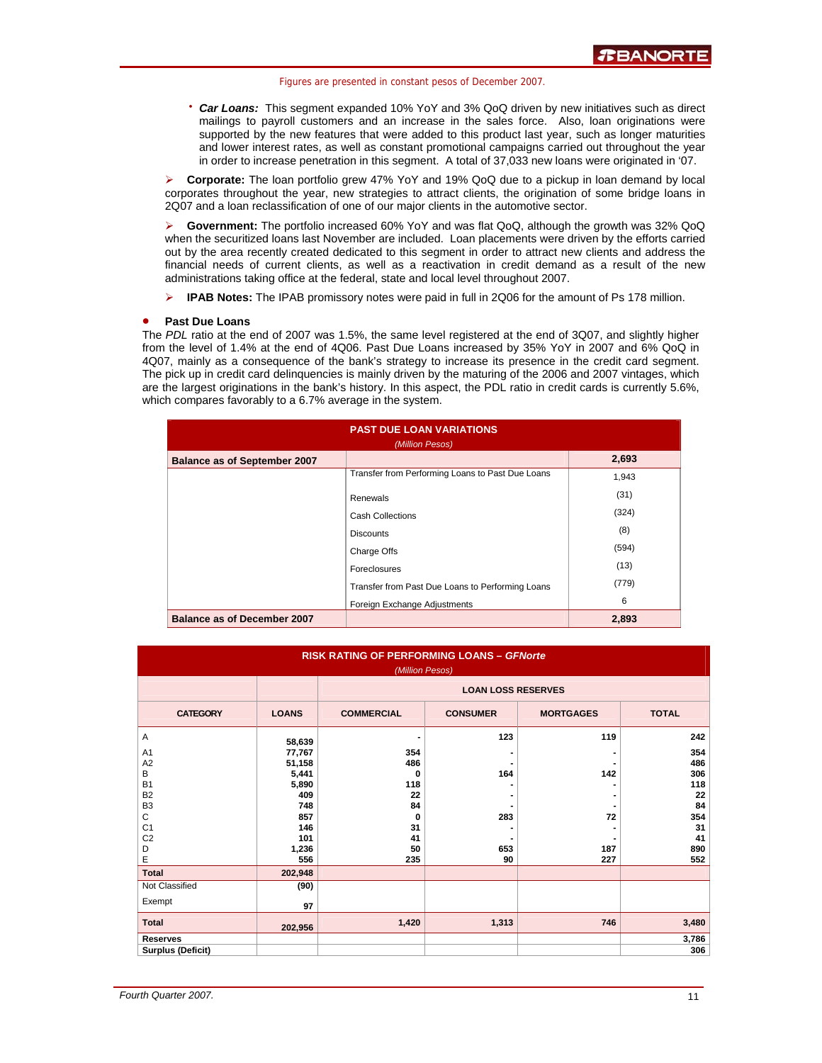Figures are presented in constant pesos of December 2007.

- ***Car Loans:*** This segment expanded 10% YoY and 3% QoQ driven by new initiatives such as direct mailings to payroll customers and an increase in the sales force. Also, loan originations were supported by the new features that were added to this product last year, such as longer maturities and lower interest rates, as well as constant promotional campaigns carried out throughout the year in order to increase penetration in this segment. A total of 37,033 new loans were originated in '07.

➢ **Corporate:** The loan portfolio grew 47% YoY and 19% QoQ due to a pickup in loan demand by local corporates throughout the year, new strategies to attract clients, the origination of some bridge loans in 2Q07 and a loan reclassification of one of our major clients in the automotive sector.

➢ **Government:** The portfolio increased 60% YoY and was flat QoQ, although the growth was 32% QoQ when the securitized loans last November are included. Loan placements were driven by the efforts carried out by the area recently created dedicated to this segment in order to attract new clients and address the financial needs of current clients, as well as a reactivation in credit demand as a result of the new administrations taking office at the federal, state and local level throughout 2007.

➢ **IPAB Notes:** The IPAB promissory notes were paid in full in 2Q06 for the amount of Ps 178 million.

- **Past Due Loans**

The *PDL* ratio at the end of 2007 was 1.5%, the same level registered at the end of 3Q07, and slightly higher from the level of 1.4% at the end of 4Q06. Past Due Loans increased by 35% YoY in 2007 and 6% QoQ in 4Q07, mainly as a consequence of the bank's strategy to increase its presence in the credit card segment. The pick up in credit card delinquencies is mainly driven by the maturing of the 2006 and 2007 vintages, which are the largest originations in the bank's history. In this aspect, the PDL ratio in credit cards is currently 5.6%, which compares favorably to a 6.7% average in the system.

**PAST DUE LOAN VARIATIONS**
*(Million Pesos)*

| | | |
|---|---|---|
| **Balance as of September 2007** | | **2,693** |
| | Transfer from Performing Loans to Past Due Loans | 1,943 |
| | Renewals | (31) |
| | Cash Collections | (324) |
| | Discounts | (8) |
| | Charge Offs | (594) |
| | Foreclosures | (13) |
| | Transfer from Past Due Loans to Performing Loans | (779) |
| | Foreign Exchange Adjustments | 6 |
| **Balance as of December 2007** | | **2,893** |

**RISK RATING OF PERFORMING LOANS – *GFNorte***
*(Million Pesos)*

| | | LOAN LOSS RESERVES | | | |
|---|---|---|---|---|---|
| **CATEGORY** | **LOANS** | **COMMERCIAL** | **CONSUMER** | **MORTGAGES** | **TOTAL** |
| A | 58,639 | - | 123 | 119 | 242 |
| A1 | 77,767 | 354 | - | - | 354 |
| A2 | 51,158 | 486 | - | - | 486 |
| B | 5,441 | 0 | 164 | 142 | 306 |
| B1 | 5,890 | 118 | - | - | 118 |
| B2 | 409 | 22 | - | - | 22 |
| B3 | 748 | 84 | - | - | 84 |
| C | 857 | 0 | 283 | 72 | 354 |
| C1 | 146 | 31 | - | - | 31 |
| C2 | 101 | 41 | - | - | 41 |
| D | 1,236 | 50 | 653 | 187 | 890 |
| E | 556 | 235 | 90 | 227 | 552 |
| **Total** | **202,948** | | | | |
| Not Classified | (90) | | | | |
| Exempt | 97 | | | | |
| **Total** | **202,956** | **1,420** | **1,313** | **746** | **3,480** |
| **Reserves** | | | | | **3,786** |
| **Surplus (Deficit)** | | | | | **306** |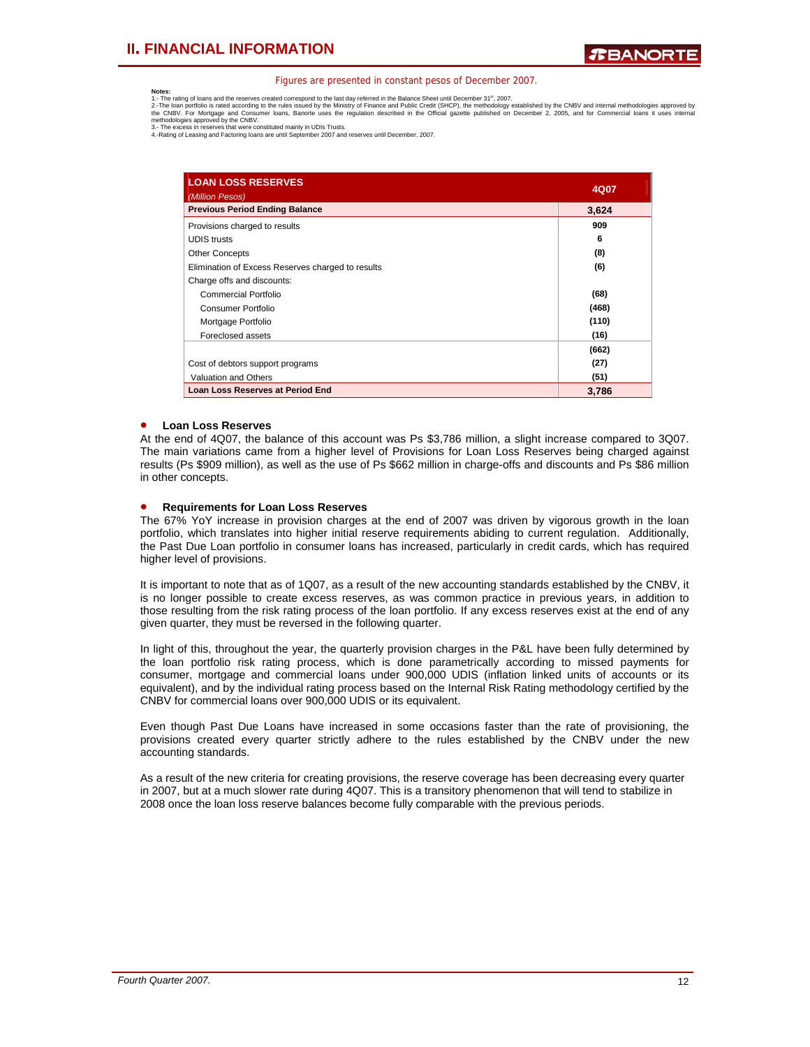Figures are presented in constant pesos of December 2007.

**Notes:**
1.- The rating of loans and the reserves created correspond to the last day referred in the Balance Sheet until December 31st, 2007.
2.-The loan portfolio is rated according to the rules issued by the Ministry of Finance and Public Credit (SHCP), the methodology established by the CNBV and internal methodologies approved by the CNBV. For Mortgage and Consumer loans, Banorte uses the regulation described in the Official gazette published on December 2, 2005, and for Commercial loans it uses internal methodologies approved by the CNBV.
3.- The excess in reserves that were constituted mainly in UDIs Trusts.
4.-Rating of Leasing and Factoring loans are until September 2007 and reserves until December, 2007.

| LOAN LOSS RESERVES *(Million Pesos)* | 4Q07 |
|---|---|
| **Previous Period Ending Balance** | **3,624** |
| Provisions charged to results | 909 |
| UDIS trusts | 6 |
| Other Concepts | (8) |
| Elimination of Excess Reserves charged to results | (6) |
| Charge offs and discounts: | |
| Commercial Portfolio | (68) |
| Consumer Portfolio | (468) |
| Mortgage Portfolio | (110) |
| Foreclosed assets | (16) |
| | (662) |
| Cost of debtors support programs | (27) |
| Valuation and Others | (51) |
| **Loan Loss Reserves at Period End** | **3,786** |

- **Loan Loss Reserves**

At the end of 4Q07, the balance of this account was Ps $3,786 million, a slight increase compared to 3Q07. The main variations came from a higher level of Provisions for Loan Loss Reserves being charged against results (Ps $909 million), as well as the use of Ps $662 million in charge-offs and discounts and Ps $86 million in other concepts.

- **Requirements for Loan Loss Reserves**

The 67% YoY increase in provision charges at the end of 2007 was driven by vigorous growth in the loan portfolio, which translates into higher initial reserve requirements abiding to current regulation. Additionally, the Past Due Loan portfolio in consumer loans has increased, particularly in credit cards, which has required higher level of provisions.

It is important to note that as of 1Q07, as a result of the new accounting standards established by the CNBV, it is no longer possible to create excess reserves, as was common practice in previous years, in addition to those resulting from the risk rating process of the loan portfolio. If any excess reserves exist at the end of any given quarter, they must be reversed in the following quarter.

In light of this, throughout the year, the quarterly provision charges in the P&L have been fully determined by the loan portfolio risk rating process, which is done parametrically according to missed payments for consumer, mortgage and commercial loans under 900,000 UDIS (inflation linked units of accounts or its equivalent), and by the individual rating process based on the Internal Risk Rating methodology certified by the CNBV for commercial loans over 900,000 UDIS or its equivalent.

Even though Past Due Loans have increased in some occasions faster than the rate of provisioning, the provisions created every quarter strictly adhere to the rules established by the CNBV under the new accounting standards.

As a result of the new criteria for creating provisions, the reserve coverage has been decreasing every quarter in 2007, but at a much slower rate during 4Q07. This is a transitory phenomenon that will tend to stabilize in 2008 once the loan loss reserve balances become fully comparable with the previous periods.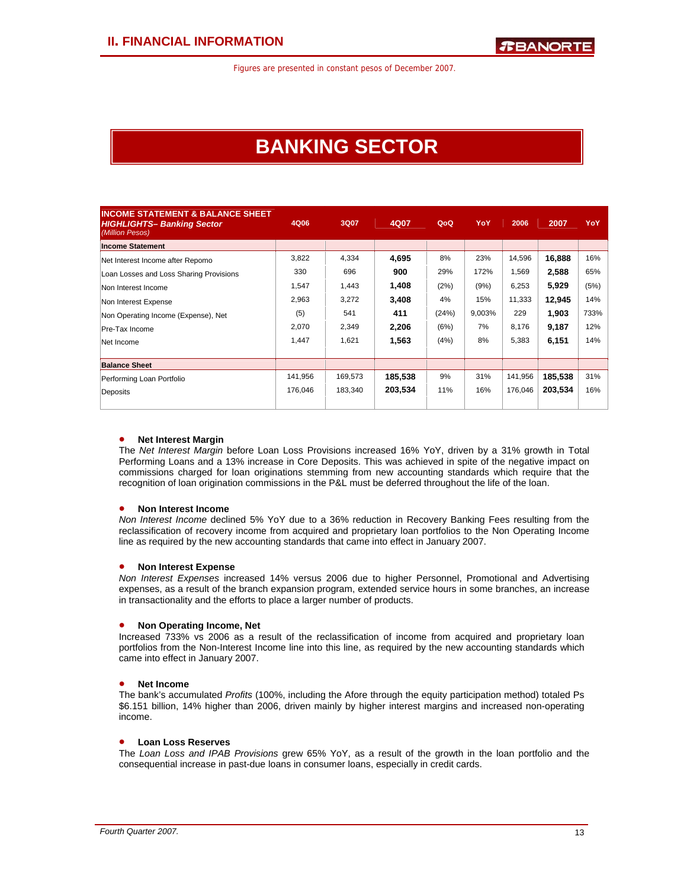## II. FINANCIAL INFORMATION

Figures are presented in constant pesos of December 2007.

# BANKING SECTOR

| **INCOME STATEMENT & BALANCE SHEET HIGHLIGHTS– Banking Sector** *(Million Pesos)* | 4Q06 | 3Q07 | 4Q07 | QoQ | YoY | 2006 | 2007 | YoY |
|---|---|---|---|---|---|---|---|---|
| **Income Statement** | | | | | | | | |
| Net Interest Income after Repomo | 3,822 | 4,334 | **4,695** | 8% | 23% | 14,596 | **16,888** | 16% |
| Loan Losses and Loan Sharing Provisions | 330 | 696 | **900** | 29% | 172% | 1,569 | **2,588** | 65% |
| Non Interest Income | 1,547 | 1,443 | **1,408** | (2%) | (9%) | 6,253 | **5,929** | (5%) |
| Non Interest Expense | 2,963 | 3,272 | **3,408** | 4% | 15% | 11,333 | **12,945** | 14% |
| Non Operating Income (Expense), Net | (5) | 541 | **411** | (24%) | 9,003% | 229 | **1,903** | 733% |
| Pre-Tax Income | 2,070 | 2,349 | **2,206** | (6%) | 7% | 8,176 | **9,187** | 12% |
| Net Income | 1,447 | 1,621 | **1,563** | (4%) | 8% | 5,383 | **6,151** | 14% |
| **Balance Sheet** | | | | | | | | |
| Performing Loan Portfolio | 141,956 | 169,573 | **185,538** | 9% | 31% | 141,956 | **185,538** | 31% |
| Deposits | 176,046 | 183,340 | **203,534** | 11% | 16% | 176,046 | **203,534** | 16% |

- **Net Interest Margin**

The *Net Interest Margin* before Loan Loss Provisions increased 16% YoY, driven by a 31% growth in Total Performing Loans and a 13% increase in Core Deposits. This was achieved in spite of the negative impact on commissions charged for loan originations stemming from new accounting standards which require that the recognition of loan origination commissions in the P&L must be deferred throughout the life of the loan.

- **Non Interest Income**

*Non Interest Income* declined 5% YoY due to a 36% reduction in Recovery Banking Fees resulting from the reclassification of recovery income from acquired and proprietary loan portfolios to the Non Operating Income line as required by the new accounting standards that came into effect in January 2007.

- **Non Interest Expense**

*Non Interest Expenses* increased 14% versus 2006 due to higher Personnel, Promotional and Advertising expenses, as a result of the branch expansion program, extended service hours in some branches, an increase in transactionality and the efforts to place a larger number of products.

- **Non Operating Income, Net**

Increased 733% vs 2006 as a result of the reclassification of income from acquired and proprietary loan portfolios from the Non-Interest Income line into this line, as required by the new accounting standards which came into effect in January 2007.

- **Net Income**

The bank's accumulated *Profits* (100%, including the Afore through the equity participation method) totaled Ps $6.151 billion, 14% higher than 2006, driven mainly by higher interest margins and increased non-operating income.

- **Loan Loss Reserves**

The *Loan Loss and IPAB Provisions* grew 65% YoY, as a result of the growth in the loan portfolio and the consequential increase in past-due loans in consumer loans, especially in credit cards.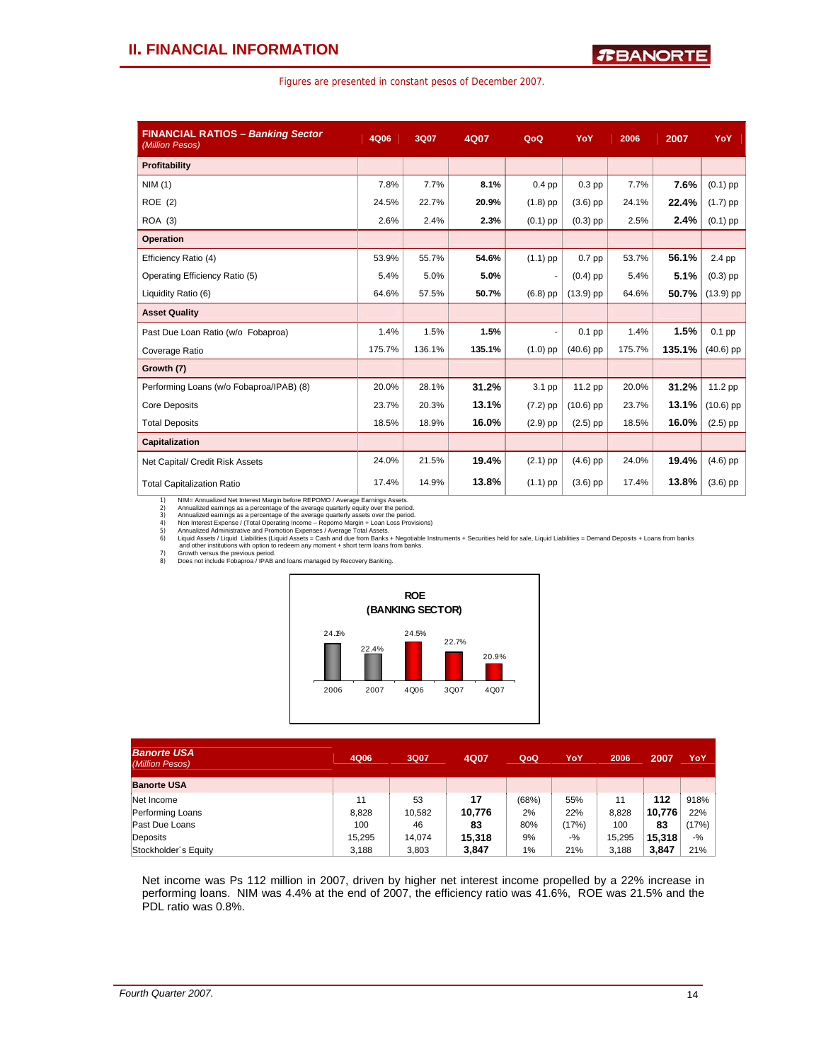## II. FINANCIAL INFORMATION

Figures are presented in constant pesos of December 2007.

| FINANCIAL RATIOS – *Banking Sector* *(Million Pesos)* | 4Q06 | 3Q07 | 4Q07 | QoQ | YoY | 2006 | 2007 | YoY |
|---|---|---|---|---|---|---|---|---|
| **Profitability** | | | | | | | | |
| NIM (1) | 7.8% | 7.7% | **8.1%** | 0.4 pp | 0.3 pp | 7.7% | **7.6%** | (0.1) pp |
| ROE (2) | 24.5% | 22.7% | **20.9%** | (1.8) pp | (3.6) pp | 24.1% | **22.4%** | (1.7) pp |
| ROA (3) | 2.6% | 2.4% | **2.3%** | (0.1) pp | (0.3) pp | 2.5% | **2.4%** | (0.1) pp |
| **Operation** | | | | | | | | |
| Efficiency Ratio (4) | 53.9% | 55.7% | **54.6%** | (1.1) pp | 0.7 pp | 53.7% | **56.1%** | 2.4 pp |
| Operating Efficiency Ratio (5) | 5.4% | 5.0% | **5.0%** | - | (0.4) pp | 5.4% | **5.1%** | (0.3) pp |
| Liquidity Ratio (6) | 64.6% | 57.5% | **50.7%** | (6.8) pp | (13.9) pp | 64.6% | **50.7%** | (13.9) pp |
| **Asset Quality** | | | | | | | | |
| Past Due Loan Ratio (w/o Fobaproa) | 1.4% | 1.5% | **1.5%** | - | 0.1 pp | 1.4% | **1.5%** | 0.1 pp |
| Coverage Ratio | 175.7% | 136.1% | **135.1%** | (1.0) pp | (40.6) pp | 175.7% | **135.1%** | (40.6) pp |
| **Growth (7)** | | | | | | | | |
| Performing Loans (w/o Fobaproa/IPAB) (8) | 20.0% | 28.1% | **31.2%** | 3.1 pp | 11.2 pp | 20.0% | **31.2%** | 11.2 pp |
| Core Deposits | 23.7% | 20.3% | **13.1%** | (7.2) pp | (10.6) pp | 23.7% | **13.1%** | (10.6) pp |
| Total Deposits | 18.5% | 18.9% | **16.0%** | (2.9) pp | (2.5) pp | 18.5% | **16.0%** | (2.5) pp |
| **Capitalization** | | | | | | | | |
| Net Capital/ Credit Risk Assets | 24.0% | 21.5% | **19.4%** | (2.1) pp | (4.6) pp | 24.0% | **19.4%** | (4.6) pp |
| Total Capitalization Ratio | 17.4% | 14.9% | **13.8%** | (1.1) pp | (3.6) pp | 17.4% | **13.8%** | (3.6) pp |

1) NIM= Annualized Net Interest Margin before REPOMO / Average Earnings Assets.
2) Annualized earnings as a percentage of the average quarterly equity over the period.
3) Annualized earnings as a percentage of the average quarterly assets over the period.
4) Non Interest Expense / (Total Operating Income – Repomo Margin + Loan Loss Provisions)
5) Annualized Administrative and Promotion Expenses / Average Total Assets.
6) Liquid Assets / Liquid Liabilities (Liquid Assets = Cash and due from Banks + Negotiable Instruments + Securities held for sale, Liquid Liabilities = Demand Deposits + Loans from banks and other institutions with option to redeem any moment + short term loans from banks.
7) Growth versus the previous period.
8) Does not include Fobaproa / IPAB and loans managed by Recovery Banking.

**ROE (BANKING SECTOR)**

| 2006 | 2007 | 4Q06 | 3Q07 | 4Q07 |
|---|---|---|---|---|
| 24.1% | 22.4% | 24.5% | 22.7% | 20.9% |

| *Banorte USA* *(Million Pesos)* | 4Q06 | 3Q07 | 4Q07 | QoQ | YoY | 2006 | 2007 | YoY |
|---|---|---|---|---|---|---|---|---|
| **Banorte USA** | | | | | | | | |
| Net Income | 11 | 53 | **17** | (68%) | 55% | 11 | **112** | 918% |
| Performing Loans | 8,828 | 10,582 | **10,776** | 2% | 22% | 8,828 | **10,776** | 22% |
| Past Due Loans | 100 | 46 | **83** | 80% | (17%) | 100 | **83** | (17%) |
| Deposits | 15,295 | 14,074 | **15,318** | 9% | -% | 15,295 | **15,318** | -% |
| Stockholder´s Equity | 3,188 | 3,803 | **3,847** | 1% | 21% | 3,188 | **3,847** | 21% |

Net income was Ps 112 million in 2007, driven by higher net interest income propelled by a 22% increase in performing loans. NIM was 4.4% at the end of 2007, the efficiency ratio was 41.6%, ROE was 21.5% and the PDL ratio was 0.8%.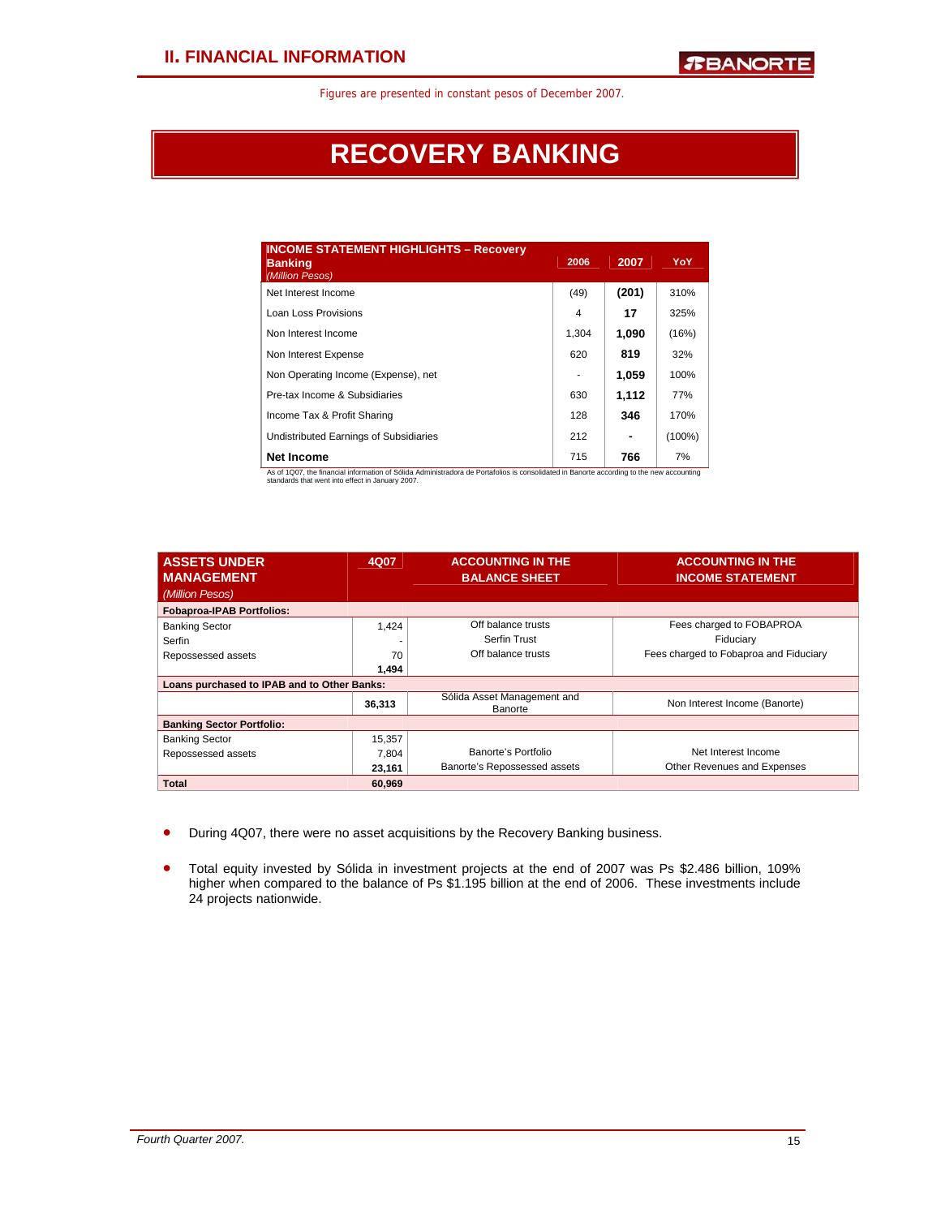Figures are presented in constant pesos of December 2007.

# RECOVERY BANKING

| INCOME STATEMENT HIGHLIGHTS – Recovery Banking *(Million Pesos)* | 2006 | 2007 | YoY |
|---|---|---|---|
| Net Interest Income | (49) | **(201)** | 310% |
| Loan Loss Provisions | 4 | **17** | 325% |
| Non Interest Income | 1,304 | **1,090** | (16%) |
| Non Interest Expense | 620 | **819** | 32% |
| Non Operating Income (Expense), net | - | **1,059** | 100% |
| Pre-tax Income & Subsidiaries | 630 | **1,112** | 77% |
| Income Tax & Profit Sharing | 128 | **346** | 170% |
| Undistributed Earnings of Subsidiaries | 212 | **-** | (100%) |
| **Net Income** | 715 | **766** | 7% |

As of 1Q07, the financial information of Sólida Administradora de Portafolios is consolidated in Banorte according to the new accounting standards that went into effect in January 2007.

| ASSETS UNDER MANAGEMENT *(Million Pesos)* | 4Q07 | ACCOUNTING IN THE BALANCE SHEET | ACCOUNTING IN THE INCOME STATEMENT |
|---|---|---|---|
| **Fobaproa-IPAB Portfolios:** | | | |
| Banking Sector | 1,424 | Off balance trusts | Fees charged to FOBAPROA |
| Serfin | - | Serfin Trust | Fiduciary |
| Repossessed assets | 70 | Off balance trusts | Fees charged to Fobaproa and Fiduciary |
| | **1,494** | | |
| **Loans purchased to IPAB and to Other Banks:** | | | |
| | **36,313** | Sólida Asset Management and Banorte | Non Interest Income (Banorte) |
| **Banking Sector Portfolio:** | | | |
| Banking Sector | 15,357 | Banorte's Portfolio | Net Interest Income |
| Repossessed assets | 7,804 | Banorte's Repossessed assets | Other Revenues and Expenses |
| | **23,161** | | |
| **Total** | **60,969** | | |

- During 4Q07, there were no asset acquisitions by the Recovery Banking business.

- Total equity invested by Sólida in investment projects at the end of 2007 was Ps $2.486 billion, 109% higher when compared to the balance of Ps $1.195 billion at the end of 2006. These investments include 24 projects nationwide.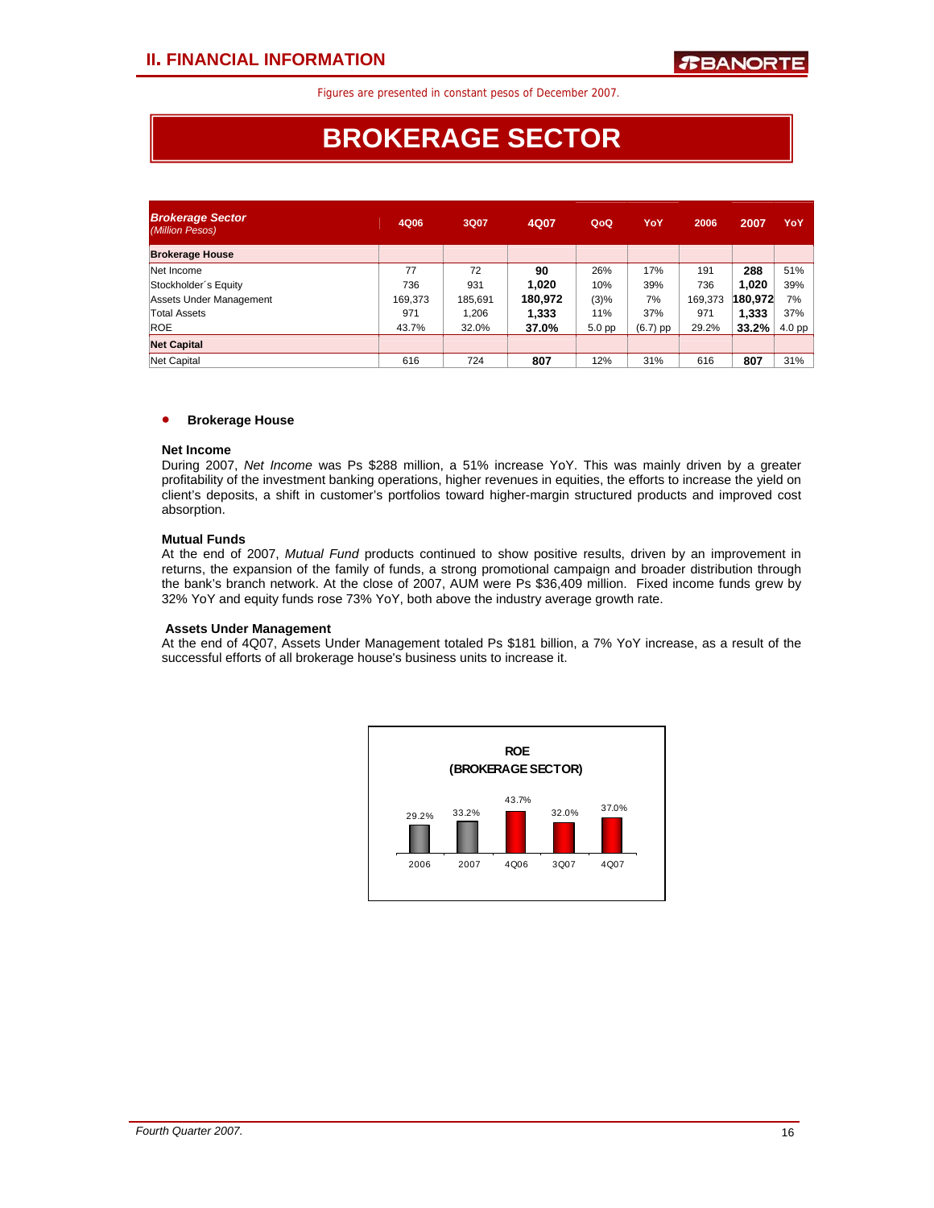Figures are presented in constant pesos of December 2007.

# BROKERAGE SECTOR

| *Brokerage Sector* *(Million Pesos)* | 4Q06 | 3Q07 | 4Q07 | QoQ | YoY | 2006 | 2007 | YoY |
|---|---|---|---|---|---|---|---|---|
| **Brokerage House** | | | | | | | | |
| Net Income | 77 | 72 | **90** | 26% | 17% | 191 | **288** | 51% |
| Stockholder´s Equity | 736 | 931 | **1,020** | 10% | 39% | 736 | **1,020** | 39% |
| Assets Under Management | 169,373 | 185,691 | **180,972** | (3)% | 7% | 169,373 | **180,972** | 7% |
| Total Assets | 971 | 1,206 | **1,333** | 11% | 37% | 971 | **1,333** | 37% |
| ROE | 43.7% | 32.0% | **37.0%** | 5.0 pp | (6.7) pp | 29.2% | **33.2%** | 4.0 pp |
| **Net Capital** | | | | | | | | |
| Net Capital | 616 | 724 | **807** | 12% | 31% | 616 | **807** | 31% |

- **Brokerage House**

**Net Income**

During 2007, *Net Income* was Ps $288 million, a 51% increase YoY. This was mainly driven by a greater profitability of the investment banking operations, higher revenues in equities, the efforts to increase the yield on client's deposits, a shift in customer's portfolios toward higher-margin structured products and improved cost absorption.

**Mutual Funds**

At the end of 2007, *Mutual Fund* products continued to show positive results, driven by an improvement in returns, the expansion of the family of funds, a strong promotional campaign and broader distribution through the bank's branch network. At the close of 2007, AUM were Ps $36,409 million. Fixed income funds grew by 32% YoY and equity funds rose 73% YoY, both above the industry average growth rate.

**Assets Under Management**

At the end of 4Q07, Assets Under Management totaled Ps $181 billion, a 7% YoY increase, as a result of the successful efforts of all brokerage house's business units to increase it.

**ROE (BROKERAGE SECTOR)**

| 2006 | 2007 | 4Q06 | 3Q07 | 4Q07 |
|---|---|---|---|---|
| 29.2% | 33.2% | 43.7% | 32.0% | 37.0% |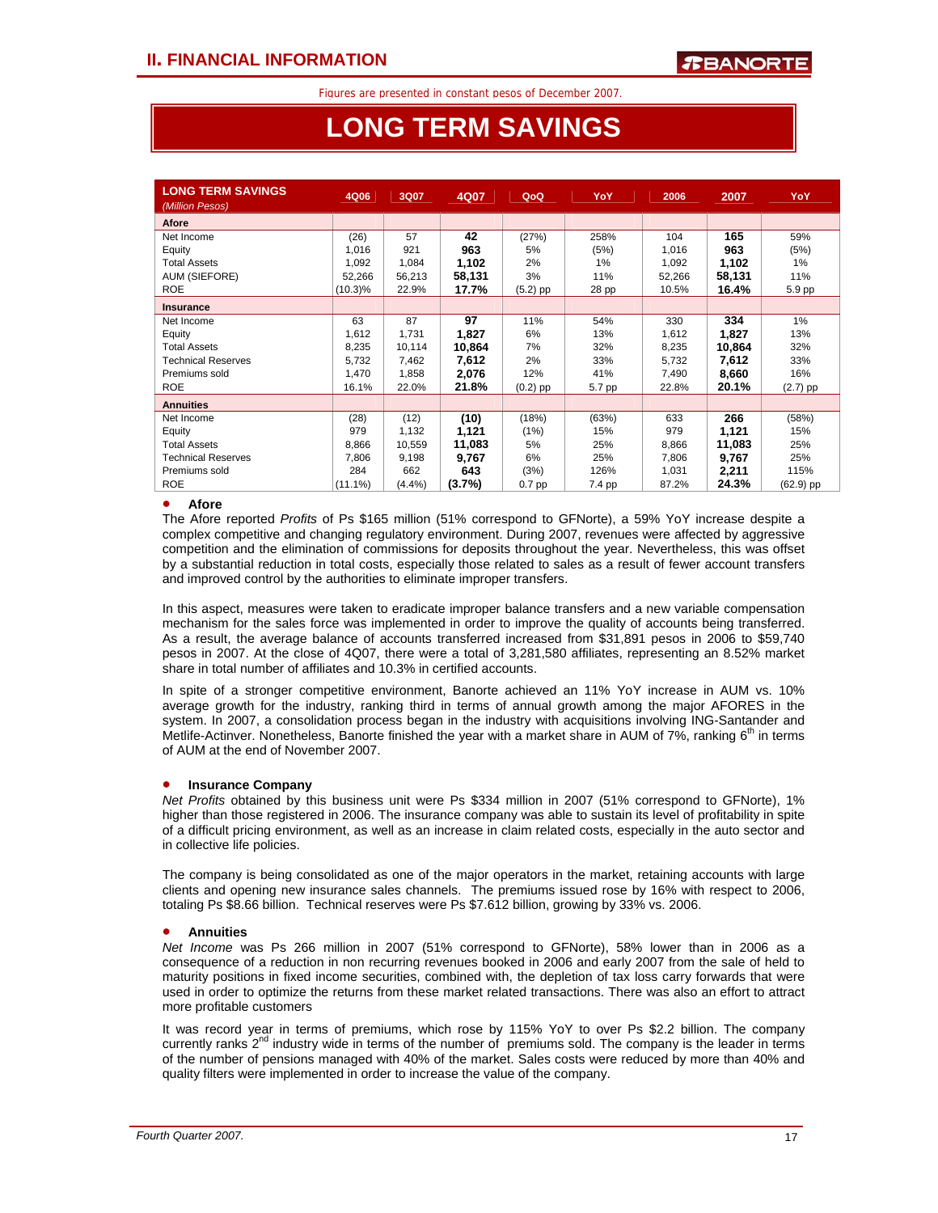Figures are presented in constant pesos of December 2007.

# LONG TERM SAVINGS

| LONG TERM SAVINGS *(Million Pesos)* | 4Q06 | 3Q07 | 4Q07 | QoQ | YoY | 2006 | 2007 | YoY |
|---|---|---|---|---|---|---|---|---|
| **Afore** | | | | | | | | |
| Net Income | (26) | 57 | **42** | (27%) | 258% | 104 | **165** | 59% |
| Equity | 1,016 | 921 | **963** | 5% | (5%) | 1,016 | **963** | (5%) |
| Total Assets | 1,092 | 1,084 | **1,102** | 2% | 1% | 1,092 | **1,102** | 1% |
| AUM (SIEFORE) | 52,266 | 56,213 | **58,131** | 3% | 11% | 52,266 | **58,131** | 11% |
| ROE | (10.3)% | 22.9% | **17.7%** | (5.2) pp | 28 pp | 10.5% | **16.4%** | 5.9 pp |
| **Insurance** | | | | | | | | |
| Net Income | 63 | 87 | **97** | 11% | 54% | 330 | **334** | 1% |
| Equity | 1,612 | 1,731 | **1,827** | 6% | 13% | 1,612 | **1,827** | 13% |
| Total Assets | 8,235 | 10,114 | **10,864** | 7% | 32% | 8,235 | **10,864** | 32% |
| Technical Reserves | 5,732 | 7,462 | **7,612** | 2% | 33% | 5,732 | **7,612** | 33% |
| Premiums sold | 1,470 | 1,858 | **2,076** | 12% | 41% | 7,490 | **8,660** | 16% |
| ROE | 16.1% | 22.0% | **21.8%** | (0.2) pp | 5.7 pp | 22.8% | **20.1%** | (2.7) pp |
| **Annuities** | | | | | | | | |
| Net Income | (28) | (12) | **(10)** | (18%) | (63%) | 633 | **266** | (58%) |
| Equity | 979 | 1,132 | **1,121** | (1%) | 15% | 979 | **1,121** | 15% |
| Total Assets | 8,866 | 10,559 | **11,083** | 5% | 25% | 8,866 | **11,083** | 25% |
| Technical Reserves | 7,806 | 9,198 | **9,767** | 6% | 25% | 7,806 | **9,767** | 25% |
| Premiums sold | 284 | 662 | **643** | (3%) | 126% | 1,031 | **2,211** | 115% |
| ROE | (11.1%) | (4.4%) | **(3.7%)** | 0.7 pp | 7.4 pp | 87.2% | **24.3%** | (62.9) pp |

- **Afore**

The Afore reported *Profits* of Ps $165 million (51% correspond to GFNorte), a 59% YoY increase despite a complex competitive and changing regulatory environment. During 2007, revenues were affected by aggressive competition and the elimination of commissions for deposits throughout the year. Nevertheless, this was offset by a substantial reduction in total costs, especially those related to sales as a result of fewer account transfers and improved control by the authorities to eliminate improper transfers.

In this aspect, measures were taken to eradicate improper balance transfers and a new variable compensation mechanism for the sales force was implemented in order to improve the quality of accounts being transferred. As a result, the average balance of accounts transferred increased from $31,891 pesos in 2006 to $59,740 pesos in 2007. At the close of 4Q07, there were a total of 3,281,580 affiliates, representing an 8.52% market share in total number of affiliates and 10.3% in certified accounts.

In spite of a stronger competitive environment, Banorte achieved an 11% YoY increase in AUM vs. 10% average growth for the industry, ranking third in terms of annual growth among the major AFORES in the system. In 2007, a consolidation process began in the industry with acquisitions involving ING-Santander and Metlife-Actinver. Nonetheless, Banorte finished the year with a market share in AUM of 7%, ranking 6th in terms of AUM at the end of November 2007.

- **Insurance Company**

*Net Profits* obtained by this business unit were Ps $334 million in 2007 (51% correspond to GFNorte), 1% higher than those registered in 2006. The insurance company was able to sustain its level of profitability in spite of a difficult pricing environment, as well as an increase in claim related costs, especially in the auto sector and in collective life policies.

The company is being consolidated as one of the major operators in the market, retaining accounts with large clients and opening new insurance sales channels. The premiums issued rose by 16% with respect to 2006, totaling Ps $8.66 billion. Technical reserves were Ps $7.612 billion, growing by 33% vs. 2006.

- **Annuities**

*Net Income* was Ps 266 million in 2007 (51% correspond to GFNorte), 58% lower than in 2006 as a consequence of a reduction in non recurring revenues booked in 2006 and early 2007 from the sale of held to maturity positions in fixed income securities, combined with, the depletion of tax loss carry forwards that were used in order to optimize the returns from these market related transactions. There was also an effort to attract more profitable customers

It was record year in terms of premiums, which rose by 115% YoY to over Ps $2.2 billion. The company currently ranks 2nd industry wide in terms of the number of premiums sold. The company is the leader in terms of the number of pensions managed with 40% of the market. Sales costs were reduced by more than 40% and quality filters were implemented in order to increase the value of the company.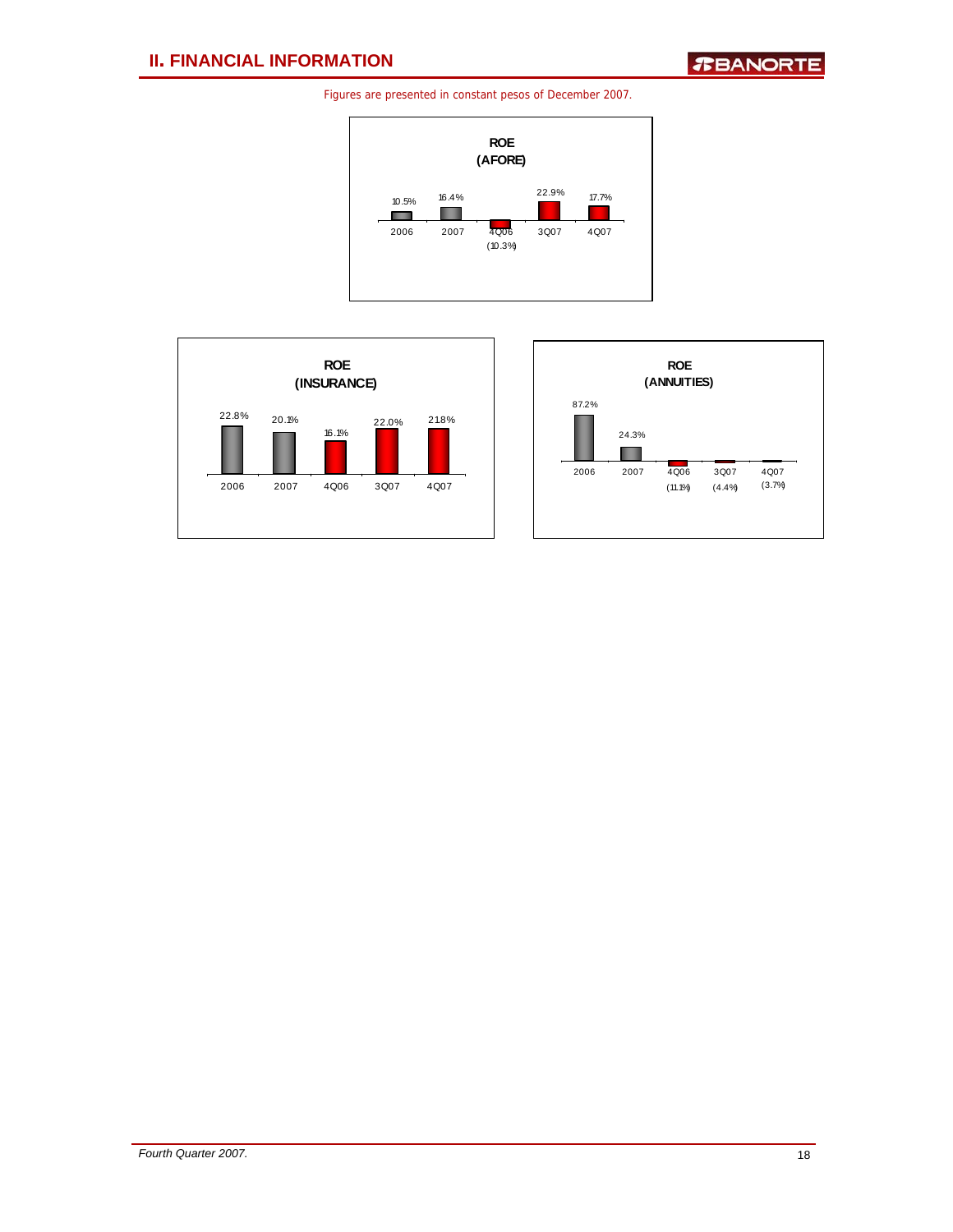Figures are presented in constant pesos of December 2007.

**ROE (AFORE)**

| 2006 | 2007 | 4Q06 | 3Q07 | 4Q07 |
|---|---|---|---|---|
| 10.5% | 16.4% | (10.3%) | 22.9% | 17.7% |

**ROE (INSURANCE)**

| 2006 | 2007 | 4Q06 | 3Q07 | 4Q07 |
|---|---|---|---|---|
| 22.8% | 20.1% | 16.1% | 22.0% | 21.8% |

**ROE (ANNUITIES)**

| 2006 | 2007 | 4Q06 | 3Q07 | 4Q07 |
|---|---|---|---|---|
| 87.2% | 24.3% | (11.1%) | (4.4%) | (3.7%) |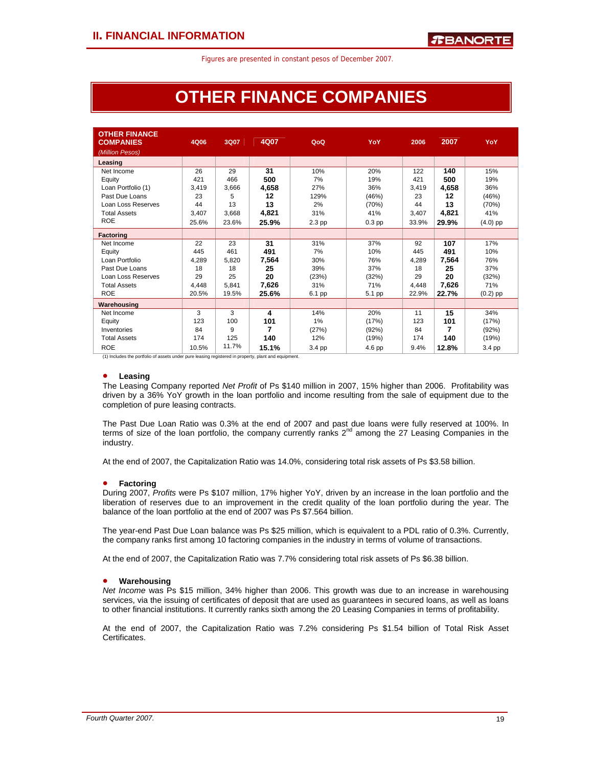## II. FINANCIAL INFORMATION

Figures are presented in constant pesos of December 2007.

# OTHER FINANCE COMPANIES

| OTHER FINANCE COMPANIES *(Million Pesos)* | 4Q06 | 3Q07 | 4Q07 | QoQ | YoY | 2006 | 2007 | YoY |
|---|---|---|---|---|---|---|---|---|
| **Leasing** | | | | | | | | |
| Net Income | 26 | 29 | **31** | 10% | 20% | 122 | **140** | 15% |
| Equity | 421 | 466 | **500** | 7% | 19% | 421 | **500** | 19% |
| Loan Portfolio (1) | 3,419 | 3,666 | **4,658** | 27% | 36% | 3,419 | **4,658** | 36% |
| Past Due Loans | 23 | 5 | **12** | 129% | (46%) | 23 | **12** | (46%) |
| Loan Loss Reserves | 44 | 13 | **13** | 2% | (70%) | 44 | **13** | (70%) |
| Total Assets | 3,407 | 3,668 | **4,821** | 31% | 41% | 3,407 | **4,821** | 41% |
| ROE | 25.6% | 23.6% | **25.9%** | 2.3 pp | 0.3 pp | 33.9% | **29.9%** | (4.0) pp |
| **Factoring** | | | | | | | | |
| Net Income | 22 | 23 | **31** | 31% | 37% | 92 | **107** | 17% |
| Equity | 445 | 461 | **491** | 7% | 10% | 445 | **491** | 10% |
| Loan Portfolio | 4,289 | 5,820 | **7,564** | 30% | 76% | 4,289 | **7,564** | 76% |
| Past Due Loans | 18 | 18 | **25** | 39% | 37% | 18 | **25** | 37% |
| Loan Loss Reserves | 29 | 25 | **20** | (23%) | (32%) | 29 | **20** | (32%) |
| Total Assets | 4,448 | 5,841 | **7,626** | 31% | 71% | 4,448 | **7,626** | 71% |
| ROE | 20.5% | 19.5% | **25.6%** | 6.1 pp | 5.1 pp | 22.9% | **22.7%** | (0.2) pp |
| **Warehousing** | | | | | | | | |
| Net Income | 3 | 3 | **4** | 14% | 20% | 11 | **15** | 34% |
| Equity | 123 | 100 | **101** | 1% | (17%) | 123 | **101** | (17%) |
| Inventories | 84 | 9 | **7** | (27%) | (92%) | 84 | **7** | (92%) |
| Total Assets | 174 | 125 | **140** | 12% | (19%) | 174 | **140** | (19%) |
| ROE | 10.5% | 11.7% | **15.1%** | 3.4 pp | 4.6 pp | 9.4% | **12.8%** | 3.4 pp |

(1) Includes the portfolio of assets under pure leasing registered in property, plant and equipment.

- **Leasing**

The Leasing Company reported *Net Profit* of Ps $140 million in 2007, 15% higher than 2006. Profitability was driven by a 36% YoY growth in the loan portfolio and income resulting from the sale of equipment due to the completion of pure leasing contracts.

The Past Due Loan Ratio was 0.3% at the end of 2007 and past due loans were fully reserved at 100%. In terms of size of the loan portfolio, the company currently ranks 2nd among the 27 Leasing Companies in the industry.

At the end of 2007, the Capitalization Ratio was 14.0%, considering total risk assets of Ps $3.58 billion.

- **Factoring**

During 2007, *Profits* were Ps $107 million, 17% higher YoY, driven by an increase in the loan portfolio and the liberation of reserves due to an improvement in the credit quality of the loan portfolio during the year. The balance of the loan portfolio at the end of 2007 was Ps $7.564 billion.

The year-end Past Due Loan balance was Ps $25 million, which is equivalent to a PDL ratio of 0.3%. Currently, the company ranks first among 10 factoring companies in the industry in terms of volume of transactions.

At the end of 2007, the Capitalization Ratio was 7.7% considering total risk assets of Ps $6.38 billion.

- **Warehousing**

*Net Income* was Ps $15 million, 34% higher than 2006. This growth was due to an increase in warehousing services, via the issuing of certificates of deposit that are used as guarantees in secured loans, as well as loans to other financial institutions. It currently ranks sixth among the 20 Leasing Companies in terms of profitability.

At the end of 2007, the Capitalization Ratio was 7.2% considering Ps $1.54 billion of Total Risk Asset Certificates.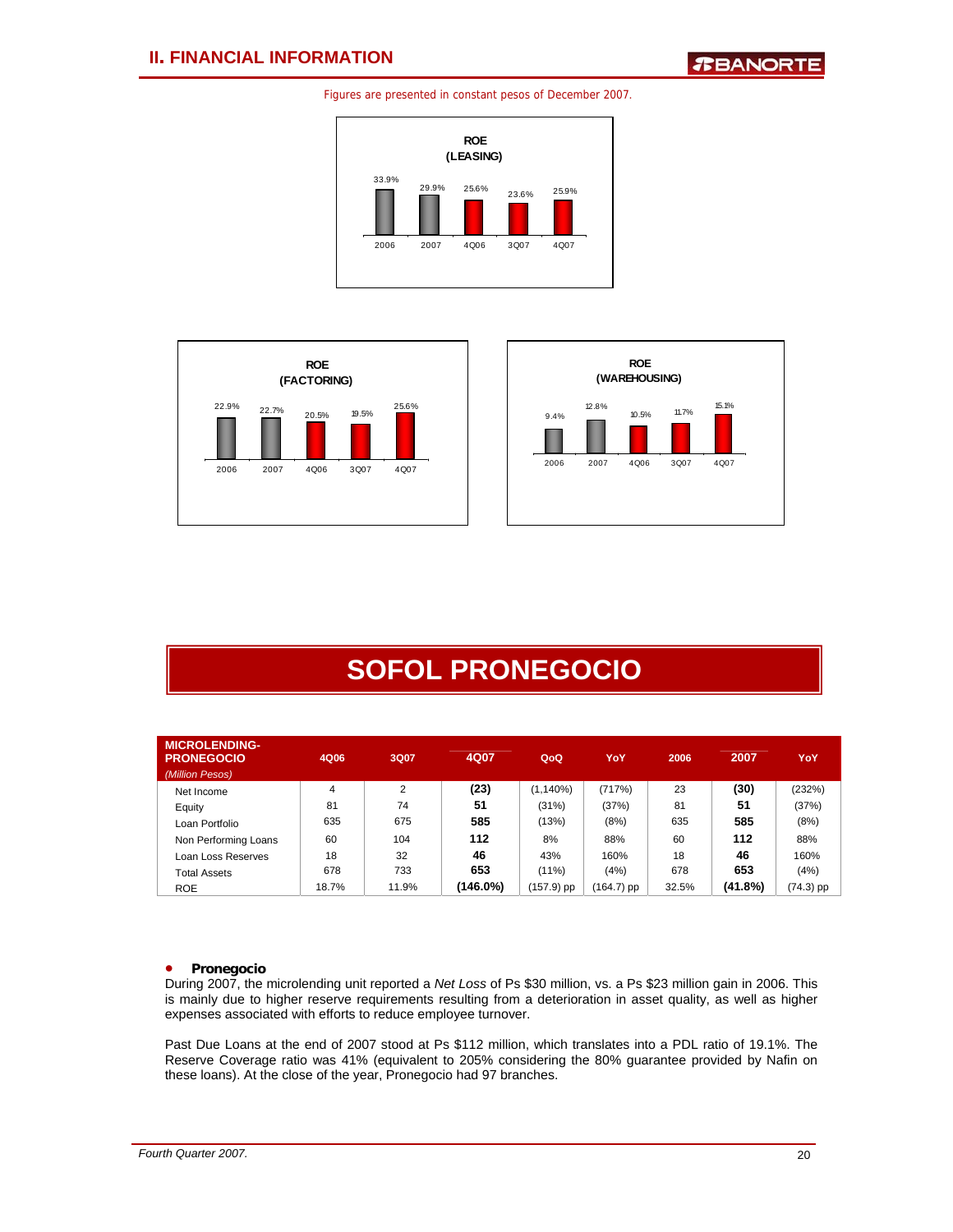Figures are presented in constant pesos of December 2007.

**ROE (LEASING)**

| 2006 | 2007 | 4Q06 | 3Q07 | 4Q07 |
|---|---|---|---|---|
| 33.9% | 29.9% | 25.6% | 23.6% | 25.9% |

**ROE (FACTORING)**

| 2006 | 2007 | 4Q06 | 3Q07 | 4Q07 |
|---|---|---|---|---|
| 22.9% | 22.7% | 20.5% | 19.5% | 25.6% |

**ROE (WAREHOUSING)**

| 2006 | 2007 | 4Q06 | 3Q07 | 4Q07 |
|---|---|---|---|---|
| 9.4% | 12.8% | 10.5% | 11.7% | 15.1% |

# SOFOL PRONEGOCIO

| MICROLENDING-PRONEGOCIO *(Million Pesos)* | 4Q06 | 3Q07 | 4Q07 | QoQ | YoY | 2006 | 2007 | YoY |
|---|---|---|---|---|---|---|---|---|
| Net Income | 4 | 2 | **(23)** | (1,140%) | (717%) | 23 | **(30)** | (232%) |
| Equity | 81 | 74 | **51** | (31%) | (37%) | 81 | **51** | (37%) |
| Loan Portfolio | 635 | 675 | **585** | (13%) | (8%) | 635 | **585** | (8%) |
| Non Performing Loans | 60 | 104 | **112** | 8% | 88% | 60 | **112** | 88% |
| Loan Loss Reserves | 18 | 32 | **46** | 43% | 160% | 18 | **46** | 160% |
| Total Assets | 678 | 733 | **653** | (11%) | (4%) | 678 | **653** | (4%) |
| ROE | 18.7% | 11.9% | **(146.0%)** | (157.9) pp | (164.7) pp | 32.5% | **(41.8%)** | (74.3) pp |

- **Pronegocio**

During 2007, the microlending unit reported a *Net Loss* of Ps $30 million, vs. a Ps $23 million gain in 2006. This is mainly due to higher reserve requirements resulting from a deterioration in asset quality, as well as higher expenses associated with efforts to reduce employee turnover.

Past Due Loans at the end of 2007 stood at Ps $112 million, which translates into a PDL ratio of 19.1%. The Reserve Coverage ratio was 41% (equivalent to 205% considering the 80% guarantee provided by Nafin on these loans). At the close of the year, Pronegocio had 97 branches.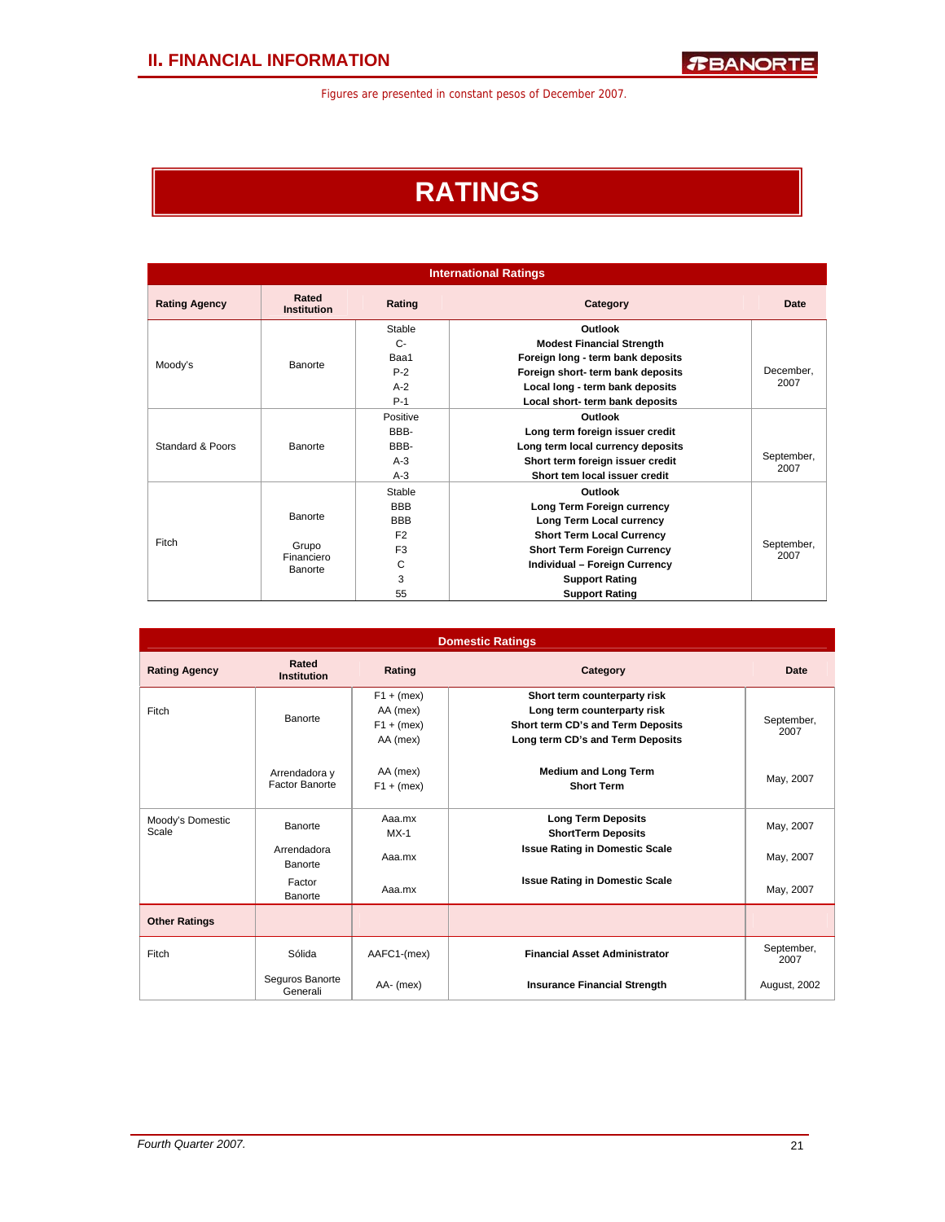Figures are presented in constant pesos of December 2007.

# RATINGS

**International Ratings**

| Rating Agency | Rated Institution | Rating | Category | Date |
|---|---|---|---|---|
| Moody's | Banorte | Stable | **Outlook** | December, 2007 |
| | | C- | **Modest Financial Strength** | |
| | | Baa1 | **Foreign long - term bank deposits** | |
| | | P-2 | **Foreign short- term bank deposits** | |
| | | A-2 | **Local long - term bank deposits** | |
| | | P-1 | **Local short- term bank deposits** | |
| Standard & Poors | Banorte | Positive | **Outlook** | September, 2007 |
| | | BBB- | **Long term foreign issuer credit** | |
| | | BBB- | **Long term local currency deposits** | |
| | | A-3 | **Short term foreign issuer credit** | |
| | | A-3 | **Short tem local issuer credit** | |
| Fitch | Banorte | Stable | **Outlook** | September, 2007 |
| | | BBB | **Long Term Foreign currency** | |
| | | BBB | **Long Term Local currency** | |
| | | F2 | **Short Term Local Currency** | |
| | Grupo Financiero Banorte | F3 | **Short Term Foreign Currency** | |
| | | C | **Individual – Foreign Currency** | |
| | | 3 | **Support Rating** | |
| | | 55 | **Support Rating** | |

**Domestic Ratings**

| Rating Agency | Rated Institution | Rating | Category | Date |
|---|---|---|---|---|
| Fitch | Banorte | F1 + (mex) | **Short term counterparty risk** | September, 2007 |
| | | AA (mex) | **Long term counterparty risk** | |
| | | F1 + (mex) | **Short term CD's and Term Deposits** | |
| | | AA (mex) | **Long term CD's and Term Deposits** | |
| | Arrendadora y Factor Banorte | AA (mex) | **Medium and Long Term** | May, 2007 |
| | | F1 + (mex) | **Short Term** | |
| Moody's Domestic Scale | Banorte | Aaa.mx | **Long Term Deposits** | May, 2007 |
| | | MX-1 | **ShortTerm Deposits** | |
| | Arrendadora Banorte | Aaa.mx | **Issue Rating in Domestic Scale** | May, 2007 |
| | Factor Banorte | Aaa.mx | **Issue Rating in Domestic Scale** | May, 2007 |
| **Other Ratings** | | | | |
| Fitch | Sólida | AAFC1-(mex) | **Financial Asset Administrator** | September, 2007 |
| | Seguros Banorte Generali | AA- (mex) | **Insurance Financial Strength** | August, 2002 |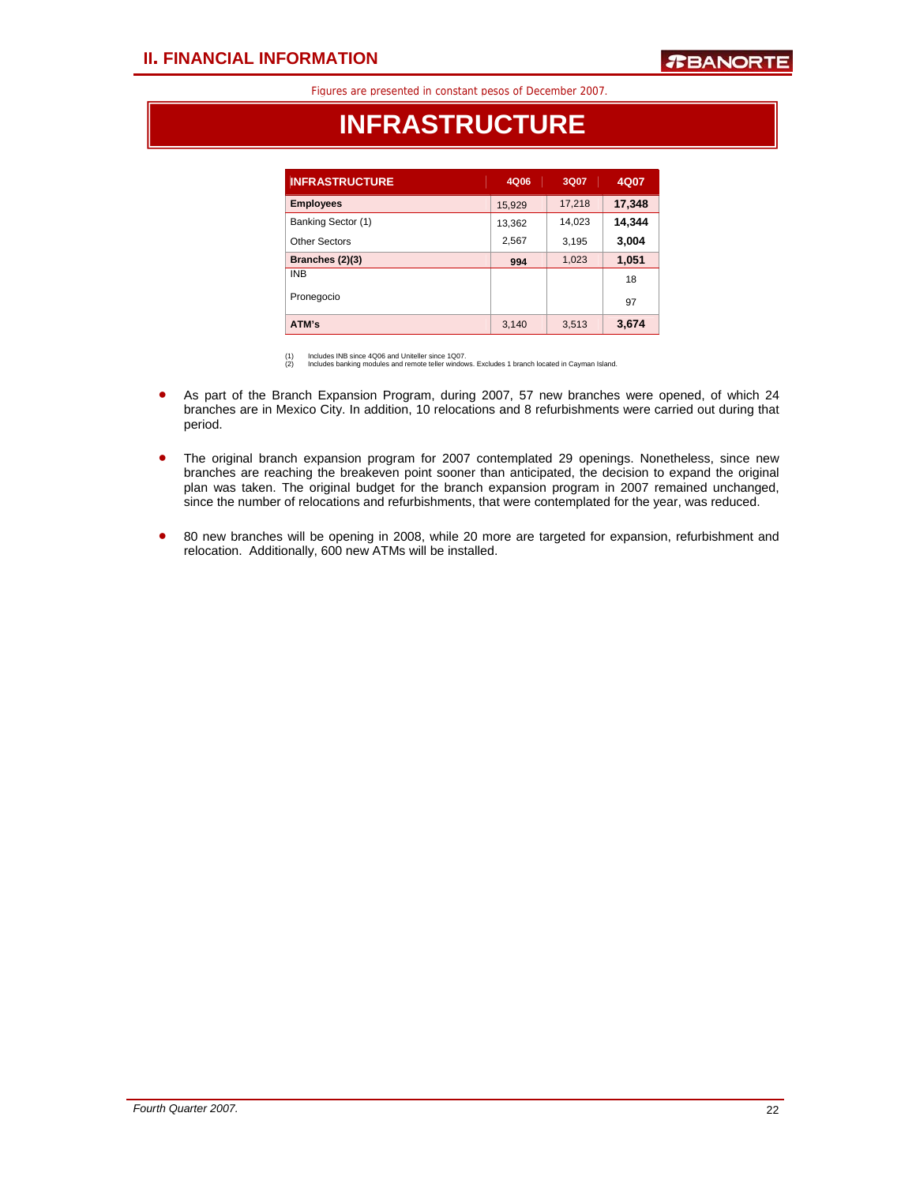Figures are presented in constant pesos of December 2007.

# INFRASTRUCTURE

| INFRASTRUCTURE | 4Q06 | 3Q07 | 4Q07 |
|---|---|---|---|
| **Employees** | 15,929 | 17,218 | **17,348** |
| Banking Sector (1) | 13,362 | 14,023 | **14,344** |
| Other Sectors | 2,567 | 3,195 | **3,004** |
| **Branches (2)(3)** | **994** | 1,023 | **1,051** |
| INB | | | 18 |
| Pronegocio | | | 97 |
| **ATM's** | 3,140 | 3,513 | **3,674** |

(1) Includes INB since 4Q06 and Uniteller since 1Q07.
(2) Includes banking modules and remote teller windows. Excludes 1 branch located in Cayman Island.

- As part of the Branch Expansion Program, during 2007, 57 new branches were opened, of which 24 branches are in Mexico City. In addition, 10 relocations and 8 refurbishments were carried out during that period.

- The original branch expansion program for 2007 contemplated 29 openings. Nonetheless, since new branches are reaching the breakeven point sooner than anticipated, the decision to expand the original plan was taken. The original budget for the branch expansion program in 2007 remained unchanged, since the number of relocations and refurbishments, that were contemplated for the year, was reduced.

- 80 new branches will be opening in 2008, while 20 more are targeted for expansion, refurbishment and relocation. Additionally, 600 new ATMs will be installed.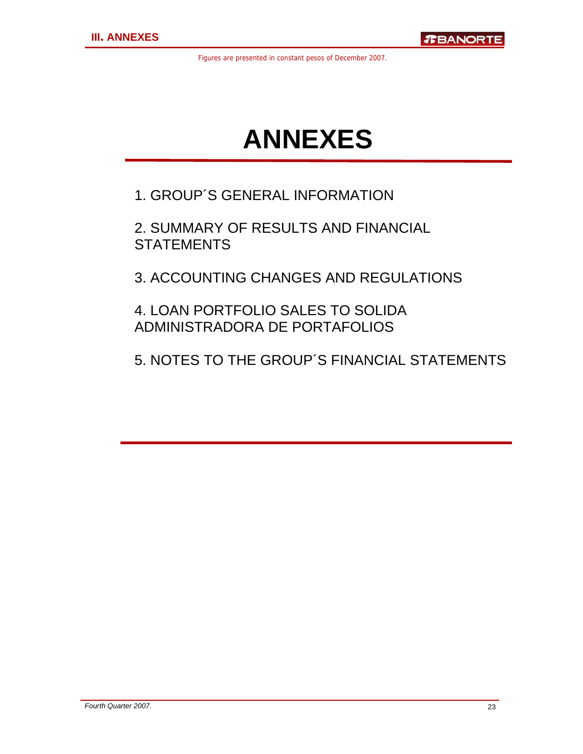# ANNEXES

1. GROUP´S GENERAL INFORMATION

2. SUMMARY OF RESULTS AND FINANCIAL STATEMENTS

3. ACCOUNTING CHANGES AND REGULATIONS

4. LOAN PORTFOLIO SALES TO SOLIDA ADMINISTRADORA DE PORTAFOLIOS

5. NOTES TO THE GROUP´S FINANCIAL STATEMENTS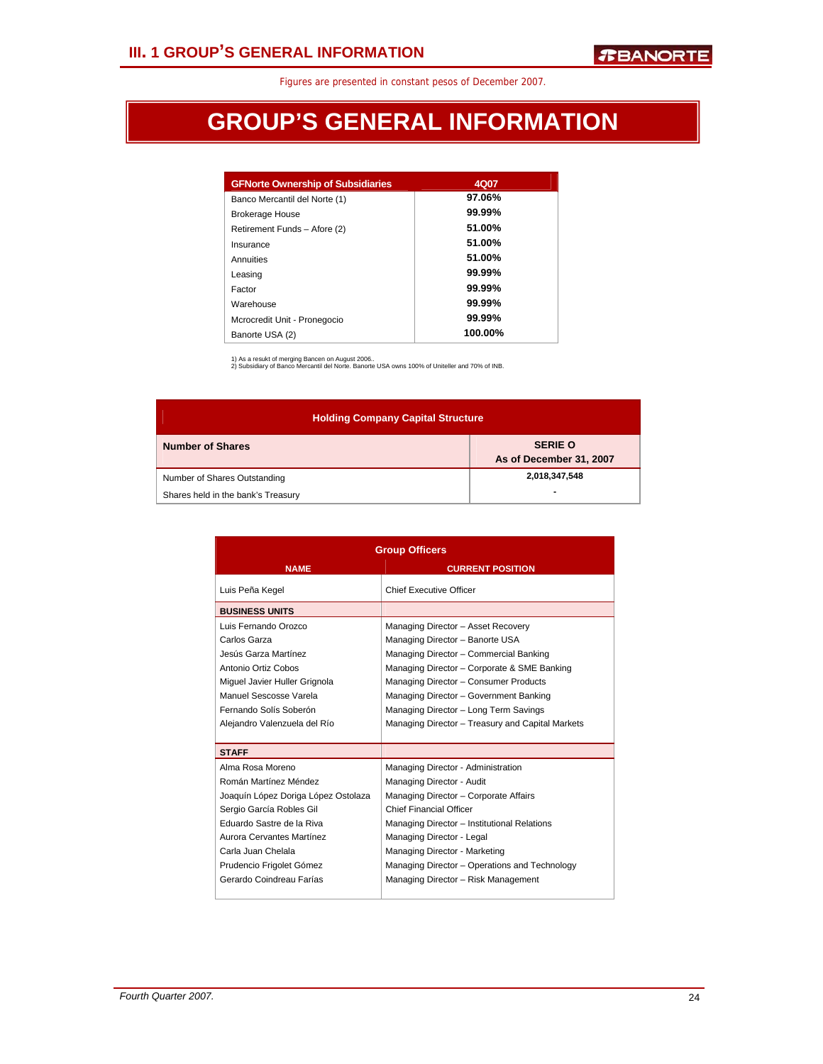# III. 1 GROUP'S GENERAL INFORMATION

Figures are presented in constant pesos of December 2007.

## GROUP'S GENERAL INFORMATION

| GFNorte Ownership of Subsidiaries | 4Q07 |
|---|---|
| Banco Mercantil del Norte (1) | 97.06% |
| Brokerage House | 99.99% |
| Retirement Funds – Afore (2) | 51.00% |
| Insurance | 51.00% |
| Annuities | 51.00% |
| Leasing | 99.99% |
| Factor | 99.99% |
| Warehouse | 99.99% |
| Mcrocredit Unit - Pronegocio | 99.99% |
| Banorte USA (2) | 100.00% |

1) As a resukt of merging Bancen on August 2006..
2) Subsidiary of Banco Mercantil del Norte. Banorte USA owns 100% of Uniteller and 70% of INB.

| Holding Company Capital Structure | |
|---|---|
| **Number of Shares** | **SERIE O As of December 31, 2007** |
| Number of Shares Outstanding | 2,018,347,548 |
| Shares held in the bank's Treasury | - |

| Group Officers | |
|---|---|
| **NAME** | **CURRENT POSITION** |
| Luis Peña Kegel | Chief Executive Officer |
| **BUSINESS UNITS** | |
| Luis Fernando Orozco | Managing Director – Asset Recovery |
| Carlos Garza | Managing Director – Banorte USA |
| Jesús Garza Martínez | Managing Director – Commercial Banking |
| Antonio Ortiz Cobos | Managing Director – Corporate & SME Banking |
| Miguel Javier Huller Grignola | Managing Director – Consumer Products |
| Manuel Sescosse Varela | Managing Director – Government Banking |
| Fernando Solís Soberón | Managing Director – Long Term Savings |
| Alejandro Valenzuela del Río | Managing Director – Treasury and Capital Markets |
| **STAFF** | |
| Alma Rosa Moreno | Managing Director - Administration |
| Román Martínez Méndez | Managing Director - Audit |
| Joaquín López Doriga López Ostolaza | Managing Director – Corporate Affairs |
| Sergio García Robles Gil | Chief Financial Officer |
| Eduardo Sastre de la Riva | Managing Director – Institutional Relations |
| Aurora Cervantes Martínez | Managing Director - Legal |
| Carla Juan Chelala | Managing Director - Marketing |
| Prudencio Frigolet Gómez | Managing Director – Operations and Technology |
| Gerardo Coindreau Farías | Managing Director – Risk Management |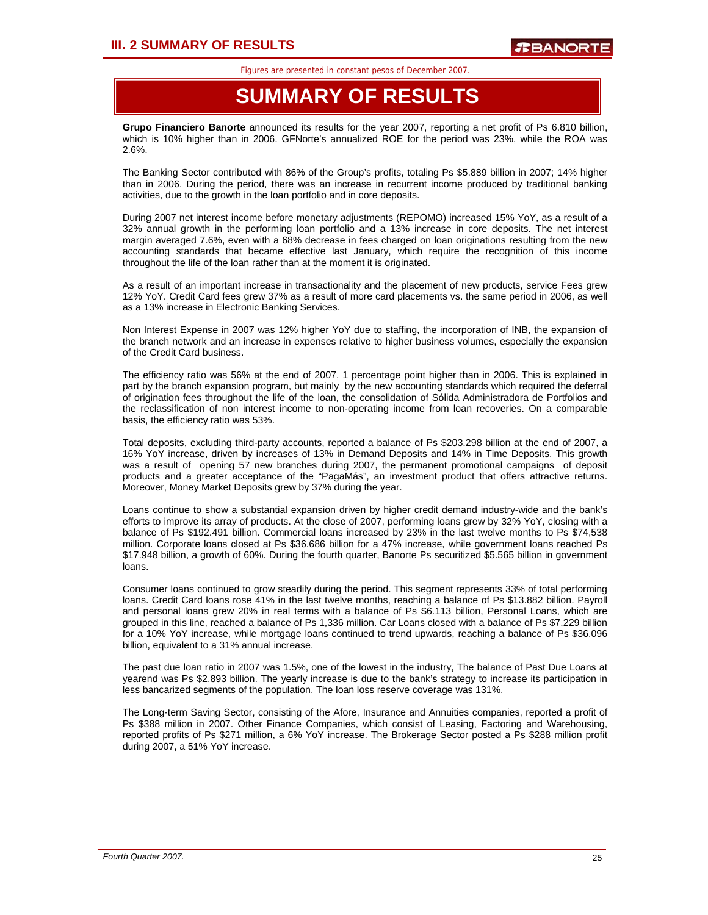Figures are presented in constant pesos of December 2007.

# SUMMARY OF RESULTS

**Grupo Financiero Banorte** announced its results for the year 2007, reporting a net profit of Ps 6.810 billion, which is 10% higher than in 2006. GFNorte's annualized ROE for the period was 23%, while the ROA was 2.6%.

The Banking Sector contributed with 86% of the Group's profits, totaling Ps $5.889 billion in 2007; 14% higher than in 2006. During the period, there was an increase in recurrent income produced by traditional banking activities, due to the growth in the loan portfolio and in core deposits.

During 2007 net interest income before monetary adjustments (REPOMO) increased 15% YoY, as a result of a 32% annual growth in the performing loan portfolio and a 13% increase in core deposits. The net interest margin averaged 7.6%, even with a 68% decrease in fees charged on loan originations resulting from the new accounting standards that became effective last January, which require the recognition of this income throughout the life of the loan rather than at the moment it is originated.

As a result of an important increase in transactionality and the placement of new products, service Fees grew 12% YoY. Credit Card fees grew 37% as a result of more card placements vs. the same period in 2006, as well as a 13% increase in Electronic Banking Services.

Non Interest Expense in 2007 was 12% higher YoY due to staffing, the incorporation of INB, the expansion of the branch network and an increase in expenses relative to higher business volumes, especially the expansion of the Credit Card business.

The efficiency ratio was 56% at the end of 2007, 1 percentage point higher than in 2006. This is explained in part by the branch expansion program, but mainly by the new accounting standards which required the deferral of origination fees throughout the life of the loan, the consolidation of Sólida Administradora de Portfolios and the reclassification of non interest income to non-operating income from loan recoveries. On a comparable basis, the efficiency ratio was 53%.

Total deposits, excluding third-party accounts, reported a balance of Ps $203.298 billion at the end of 2007, a 16% YoY increase, driven by increases of 13% in Demand Deposits and 14% in Time Deposits. This growth was a result of opening 57 new branches during 2007, the permanent promotional campaigns of deposit products and a greater acceptance of the "PagaMás", an investment product that offers attractive returns. Moreover, Money Market Deposits grew by 37% during the year.

Loans continue to show a substantial expansion driven by higher credit demand industry-wide and the bank's efforts to improve its array of products. At the close of 2007, performing loans grew by 32% YoY, closing with a balance of Ps $192.491 billion. Commercial loans increased by 23% in the last twelve months to Ps $74,538 million. Corporate loans closed at Ps $36.686 billion for a 47% increase, while government loans reached Ps $17.948 billion, a growth of 60%. During the fourth quarter, Banorte Ps securitized $5.565 billion in government loans.

Consumer loans continued to grow steadily during the period. This segment represents 33% of total performing loans. Credit Card loans rose 41% in the last twelve months, reaching a balance of Ps $13.882 billion. Payroll and personal loans grew 20% in real terms with a balance of Ps $6.113 billion, Personal Loans, which are grouped in this line, reached a balance of Ps 1,336 million. Car Loans closed with a balance of Ps $7.229 billion for a 10% YoY increase, while mortgage loans continued to trend upwards, reaching a balance of Ps $36.096 billion, equivalent to a 31% annual increase.

The past due loan ratio in 2007 was 1.5%, one of the lowest in the industry, The balance of Past Due Loans at yearend was Ps $2.893 billion. The yearly increase is due to the bank's strategy to increase its participation in less bancarized segments of the population. The loan loss reserve coverage was 131%.

The Long-term Saving Sector, consisting of the Afore, Insurance and Annuities companies, reported a profit of Ps $388 million in 2007. Other Finance Companies, which consist of Leasing, Factoring and Warehousing, reported profits of Ps $271 million, a 6% YoY increase. The Brokerage Sector posted a Ps $288 million profit during 2007, a 51% YoY increase.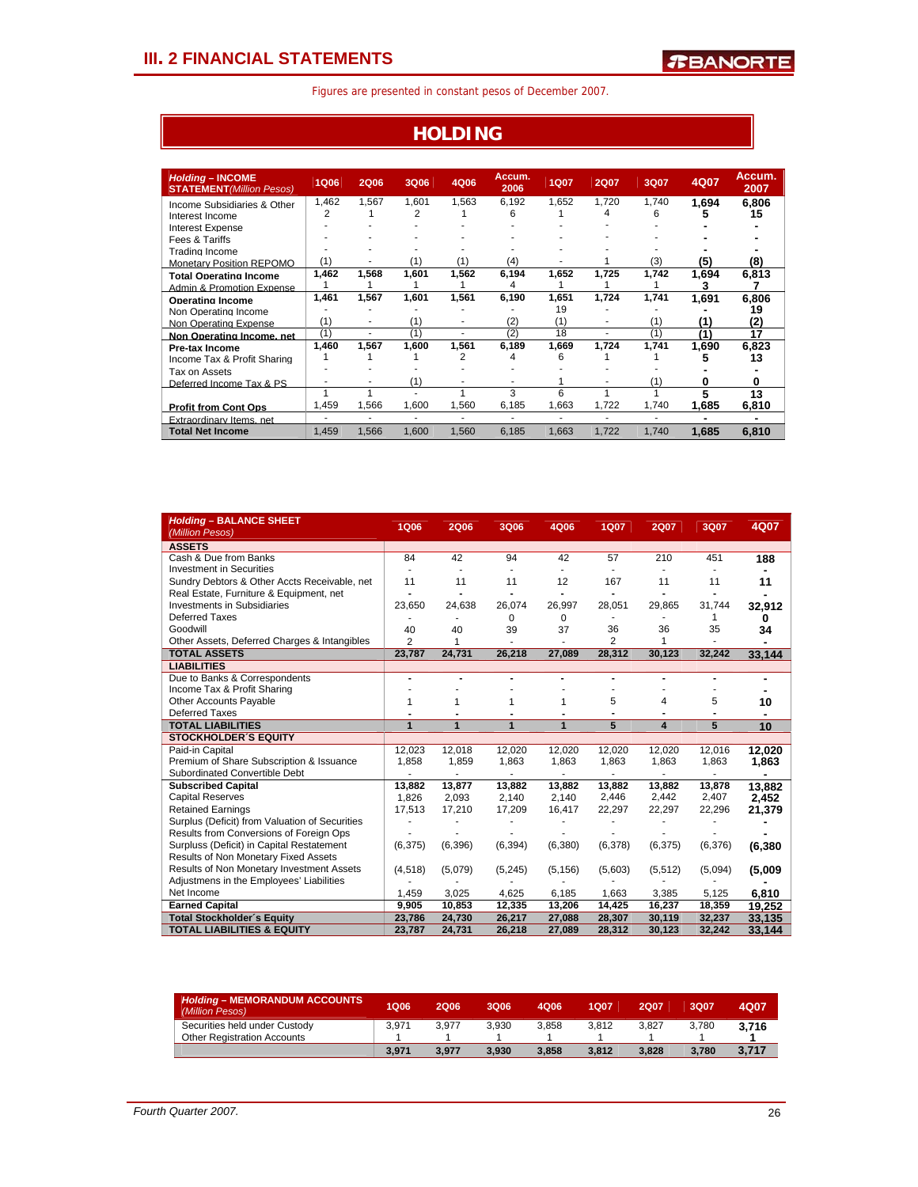# III. 2 FINANCIAL STATEMENTS

Figures are presented in constant pesos of December 2007.

## HOLDING

| *Holding* – INCOME STATEMENT *(Million Pesos)* | 1Q06 | 2Q06 | 3Q06 | 4Q06 | Accum. 2006 | 1Q07 | 2Q07 | 3Q07 | 4Q07 | Accum. 2007 |
|---|---|---|---|---|---|---|---|---|---|---|
| Income Subsidiaries & Other | 1,462 | 1,567 | 1,601 | 1,563 | 6,192 | 1,652 | 1,720 | 1,740 | **1,694** | **6,806** |
| Interest Income | 2 | 1 | 2 | 1 | 6 | 1 | 4 | 6 | **5** | **15** |
| Interest Expense | - | - | - | - | - | - | - | - | **-** | **-** |
| Fees & Tariffs | - | - | - | - | - | - | - | - | **-** | **-** |
| Trading Income | - | - | - | - | - | - | - | - | **-** | **-** |
| Monetary Position REPOMO | (1) | - | (1) | (1) | (4) | - | 1 | (3) | **(5)** | **(8)** |
| **Total Operating Income** | **1,462** | **1,568** | **1,601** | **1,562** | **6,194** | **1,652** | **1,725** | **1,742** | **1,694** | **6,813** |
| Admin & Promotion Expense | 1 | 1 | 1 | 1 | 4 | 1 | 1 | 1 | **3** | **7** |
| **Operating Income** | **1,461** | **1,567** | **1,601** | **1,561** | **6,190** | **1,651** | **1,724** | **1,741** | **1,691** | **6,806** |
| Non Operating Income | - | - | - | - | - | 19 | - | - | **-** | **19** |
| Non Operating Expense | (1) | - | (1) | - | (2) | (1) | - | (1) | **(1)** | **(2)** |
| **Non Operating Income, net** | (1) | - | (1) | - | (2) | 18 | - | (1) | **(1)** | **17** |
| **Pre-tax Income** | **1,460** | **1,567** | **1,600** | **1,561** | **6,189** | **1,669** | **1,724** | **1,741** | **1,690** | **6,823** |
| Income Tax & Profit Sharing | 1 | 1 | 1 | 2 | 4 | 6 | 1 | 1 | **5** | **13** |
| Tax on Assets | - | - | - | - | - | - | - | - | **-** | **-** |
| Deferred Income Tax & PS | - | - | (1) | - | - | 1 | - | (1) | **0** | **0** |
| | 1 | 1 | - | 1 | 3 | 6 | 1 | 1 | **5** | **13** |
| **Profit from Cont Ops** | 1,459 | 1,566 | 1,600 | 1,560 | 6,185 | 1,663 | 1,722 | 1,740 | **1,685** | **6,810** |
| Extraordinary Items, net | - | - | - | - | - | - | - | - | **-** | **-** |
| **Total Net Income** | 1,459 | 1,566 | 1,600 | 1,560 | 6,185 | 1,663 | 1,722 | 1,740 | **1,685** | **6,810** |

| *Holding* – BALANCE SHEET *(Million Pesos)* | 1Q06 | 2Q06 | 3Q06 | 4Q06 | 1Q07 | 2Q07 | 3Q07 | 4Q07 |
|---|---|---|---|---|---|---|---|---|
| **ASSETS** | | | | | | | | |
| Cash & Due from Banks | 84 | 42 | 94 | 42 | 57 | 210 | 451 | **188** |
| Investment in Securities | - | - | - | - | - | - | - | **-** |
| Sundry Debtors & Other Accts Receivable, net | 11 | 11 | 11 | 12 | 167 | 11 | 11 | **11** |
| Real Estate, Furniture & Equipment, net | - | - | - | - | - | - | - | **-** |
| Investments in Subsidiaries | 23,650 | 24,638 | 26,074 | 26,997 | 28,051 | 29,865 | 31,744 | **32,912** |
| Deferred Taxes | - | - | 0 | 0 | - | - | 1 | **0** |
| Goodwill | 40 | 40 | 39 | 37 | 36 | 36 | 35 | **34** |
| Other Assets, Deferred Charges & Intangibles | 2 | 1 | - | - | 2 | 1 | - | **-** |
| **TOTAL ASSETS** | **23,787** | **24,731** | **26,218** | **27,089** | **28,312** | **30,123** | **32,242** | **33,144** |
| **LIABILITIES** | | | | | | | | |
| Due to Banks & Correspondents | - | - | - | - | - | - | - | **-** |
| Income Tax & Profit Sharing | - | - | - | - | - | - | - | **-** |
| Other Accounts Payable | 1 | 1 | 1 | 1 | 5 | 4 | 5 | **10** |
| Deferred Taxes | - | - | - | - | - | - | - | **-** |
| **TOTAL LIABILITIES** | **1** | **1** | **1** | **1** | **5** | **4** | **5** | **10** |
| **STOCKHOLDER´S EQUITY** | | | | | | | | |
| Paid-in Capital | 12,023 | 12,018 | 12,020 | 12,020 | 12,020 | 12,020 | 12,016 | **12,020** |
| Premium of Share Subscription & Issuance | 1,858 | 1,859 | 1,863 | 1,863 | 1,863 | 1,863 | 1,863 | **1,863** |
| Subordinated Convertible Debt | - | - | - | - | - | - | - | **-** |
| **Subscribed Capital** | **13,882** | **13,877** | **13,882** | **13,882** | **13,882** | **13,882** | **13,878** | **13,882** |
| Capital Reserves | 1,826 | 2,093 | 2,140 | 2,140 | 2,446 | 2,442 | 2,407 | **2,452** |
| Retained Earnings | 17,513 | 17,210 | 17,209 | 16,417 | 22,297 | 22,297 | 22,296 | **21,379** |
| Surplus (Deficit) from Valuation of Securities | - | - | - | - | - | - | - | **-** |
| Results from Conversions of Foreign Ops | - | - | - | - | - | - | - | **-** |
| Surplus (Deficit) in Capital Restatement | (6,375) | (6,396) | (6,394) | (6,380) | (6,378) | (6,375) | (6,376) | **(6,380** |
| Results of Non Monetary Fixed Assets | | | | | | | | |
| Results of Non Monetary Investment Assets | (4,518) | (5,079) | (5,245) | (5,156) | (5,603) | (5,512) | (5,094) | **(5,009** |
| Adjustmens in the Employees' Liabilities | - | - | - | - | - | - | - | **-** |
| Net Income | 1,459 | 3,025 | 4,625 | 6,185 | 1,663 | 3,385 | 5,125 | **6,810** |
| **Earned Capital** | **9,905** | **10,853** | **12,335** | **13,206** | **14,425** | **16,237** | **18,359** | **19,252** |
| **Total Stockholder´s Equity** | **23,786** | **24,730** | **26,217** | **27,088** | **28,307** | **30,119** | **32,237** | **33,135** |
| **TOTAL LIABILITIES & EQUITY** | **23,787** | **24,731** | **26,218** | **27,089** | **28,312** | **30,123** | **32,242** | **33,144** |

| *Holding* – MEMORANDUM ACCOUNTS *(Million Pesos)* | 1Q06 | 2Q06 | 3Q06 | 4Q06 | 1Q07 | 2Q07 | 3Q07 | 4Q07 |
|---|---|---|---|---|---|---|---|---|
| Securities held under Custody | 3,971 | 3,977 | 3,930 | 3,858 | 3,812 | 3,827 | 3,780 | **3,716** |
| Other Registration Accounts | 1 | 1 | 1 | 1 | 1 | 1 | 1 | **1** |
| | **3,971** | **3,977** | **3,930** | **3,858** | **3,812** | **3,828** | **3,780** | **3,717** |

*Fourth Quarter 2007.*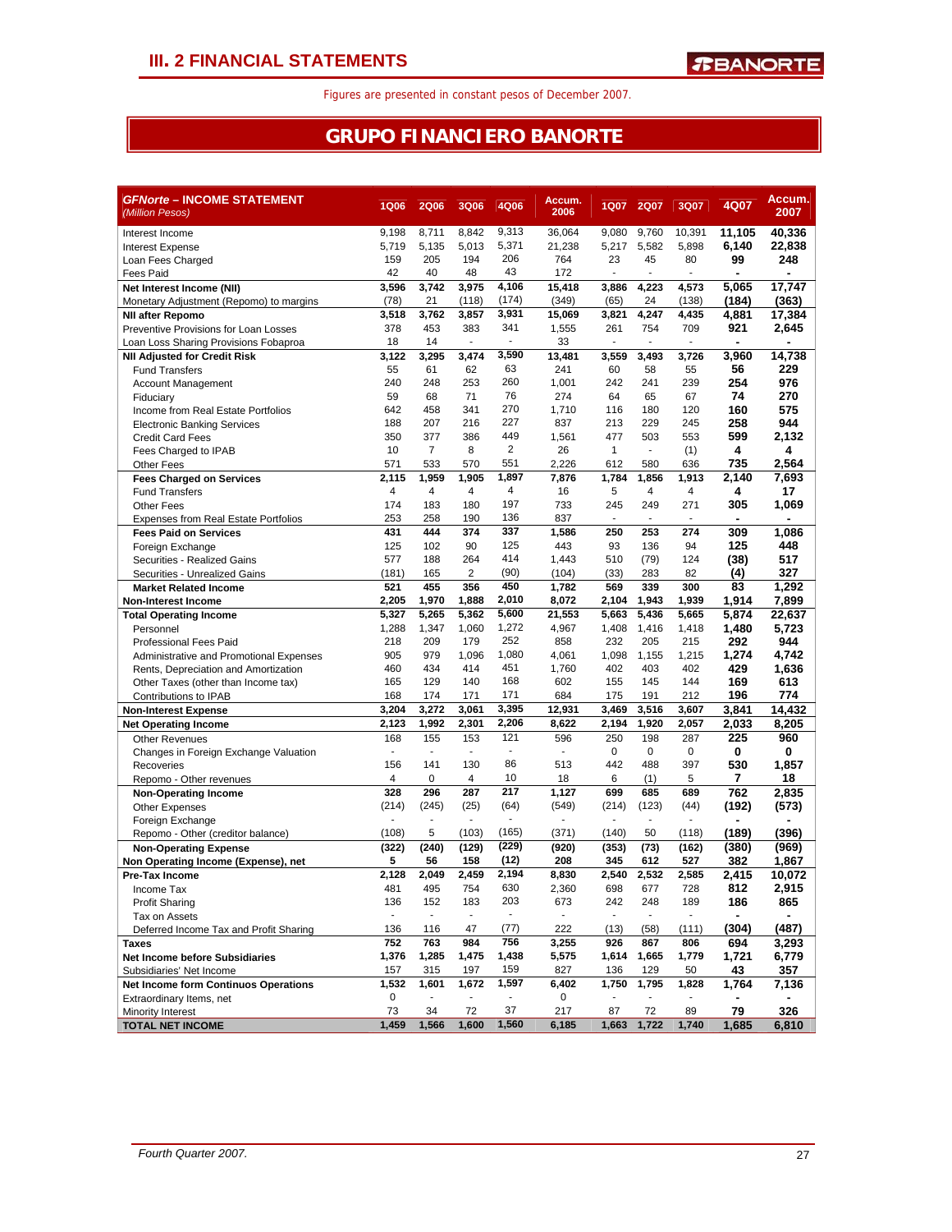# III. 2 FINANCIAL STATEMENTS

Figures are presented in constant pesos of December 2007.

## GRUPO FINANCIERO BANORTE

| ***GFNorte – INCOME STATEMENT*** *(Million Pesos)* | 1Q06 | 2Q06 | 3Q06 | 4Q06 | Accum. 2006 | 1Q07 | 2Q07 | 3Q07 | 4Q07 | Accum. 2007 |
|---|---|---|---|---|---|---|---|---|---|---|
| Interest Income | 9,198 | 8,711 | 8,842 | 9,313 | 36,064 | 9,080 | 9,760 | 10,391 | **11,105** | **40,336** |
| Interest Expense | 5,719 | 5,135 | 5,013 | 5,371 | 21,238 | 5,217 | 5,582 | 5,898 | **6,140** | **22,838** |
| Loan Fees Charged | 159 | 205 | 194 | 206 | 764 | 23 | 45 | 80 | **99** | **248** |
| Fees Paid | 42 | 40 | 48 | 43 | 172 | - | - | - | **-** | **-** |
| **Net Interest Income (NII)** | **3,596** | **3,742** | **3,975** | **4,106** | **15,418** | **3,886** | **4,223** | **4,573** | **5,065** | **17,747** |
| Monetary Adjustment (Repomo) to margins | (78) | 21 | (118) | (174) | (349) | (65) | 24 | (138) | **(184)** | **(363)** |
| **NII after Repomo** | **3,518** | **3,762** | **3,857** | **3,931** | **15,069** | **3,821** | **4,247** | **4,435** | **4,881** | **17,384** |
| Preventive Provisions for Loan Losses | 378 | 453 | 383 | 341 | 1,555 | 261 | 754 | 709 | **921** | **2,645** |
| Loan Loss Sharing Provisions Fobaproa | 18 | 14 | - | - | 33 | - | - | - | **-** | **-** |
| **NII Adjusted for Credit Risk** | **3,122** | **3,295** | **3,474** | **3,590** | **13,481** | **3,559** | **3,493** | **3,726** | **3,960** | **14,738** |
| Fund Transfers | 55 | 61 | 62 | 63 | 241 | 60 | 58 | 55 | **56** | **229** |
| Account Management | 240 | 248 | 253 | 260 | 1,001 | 242 | 241 | 239 | **254** | **976** |
| Fiduciary | 59 | 68 | 71 | 76 | 274 | 64 | 65 | 67 | **74** | **270** |
| Income from Real Estate Portfolios | 642 | 458 | 341 | 270 | 1,710 | 116 | 180 | 120 | **160** | **575** |
| Electronic Banking Services | 188 | 207 | 216 | 227 | 837 | 213 | 229 | 245 | **258** | **944** |
| Credit Card Fees | 350 | 377 | 386 | 449 | 1,561 | 477 | 503 | 553 | **599** | **2,132** |
| Fees Charged to IPAB | 10 | 7 | 8 | 2 | 26 | 1 | - | (1) | **4** | **4** |
| Other Fees | 571 | 533 | 570 | 551 | 2,226 | 612 | 580 | 636 | **735** | **2,564** |
| **Fees Charged on Services** | **2,115** | **1,959** | **1,905** | **1,897** | **7,876** | **1,784** | **1,856** | **1,913** | **2,140** | **7,693** |
| Fund Transfers | 4 | 4 | 4 | 4 | 16 | 5 | 4 | 4 | **4** | **17** |
| Other Fees | 174 | 183 | 180 | 197 | 733 | 245 | 249 | 271 | **305** | **1,069** |
| Expenses from Real Estate Portfolios | 253 | 258 | 190 | 136 | 837 | - | - | - | **-** | **-** |
| **Fees Paid on Services** | **431** | **444** | **374** | **337** | **1,586** | **250** | **253** | **274** | **309** | **1,086** |
| Foreign Exchange | 125 | 102 | 90 | 125 | 443 | 93 | 136 | 94 | **125** | **448** |
| Securities - Realized Gains | 577 | 188 | 264 | 414 | 1,443 | 510 | (79) | 124 | **(38)** | **517** |
| Securities - Unrealized Gains | (181) | 165 | 2 | (90) | (104) | (33) | 283 | 82 | **(4)** | **327** |
| **Market Related Income** | **521** | **455** | **356** | **450** | **1,782** | **569** | **339** | **300** | **83** | **1,292** |
| **Non-Interest Income** | **2,205** | **1,970** | **1,888** | **2,010** | **8,072** | **2,104** | **1,943** | **1,939** | **1,914** | **7,899** |
| **Total Operating Income** | **5,327** | **5,265** | **5,362** | **5,600** | **21,553** | **5,663** | **5,436** | **5,665** | **5,874** | **22,637** |
| Personnel | 1,288 | 1,347 | 1,060 | 1,272 | 4,967 | 1,408 | 1,416 | 1,418 | **1,480** | **5,723** |
| Professional Fees Paid | 218 | 209 | 179 | 252 | 858 | 232 | 205 | 215 | **292** | **944** |
| Administrative and Promotional Expenses | 905 | 979 | 1,096 | 1,080 | 4,061 | 1,098 | 1,155 | 1,215 | **1,274** | **4,742** |
| Rents, Depreciation and Amortization | 460 | 434 | 414 | 451 | 1,760 | 402 | 403 | 402 | **429** | **1,636** |
| Other Taxes (other than Income tax) | 165 | 129 | 140 | 168 | 602 | 155 | 145 | 144 | **169** | **613** |
| Contributions to IPAB | 168 | 174 | 171 | 171 | 684 | 175 | 191 | 212 | **196** | **774** |
| **Non-Interest Expense** | **3,204** | **3,272** | **3,061** | **3,395** | **12,931** | **3,469** | **3,516** | **3,607** | **3,841** | **14,432** |
| **Net Operating Income** | **2,123** | **1,992** | **2,301** | **2,206** | **8,622** | **2,194** | **1,920** | **2,057** | **2,033** | **8,205** |
| Other Revenues | 168 | 155 | 153 | 121 | 596 | 250 | 198 | 287 | **225** | **960** |
| Changes in Foreign Exchange Valuation | - | - | - | - | - | 0 | 0 | 0 | **0** | **0** |
| Recoveries | 156 | 141 | 130 | 86 | 513 | 442 | 488 | 397 | **530** | **1,857** |
| Repomo - Other revenues | 4 | 0 | 4 | 10 | 18 | 6 | (1) | 5 | **7** | **18** |
| **Non-Operating Income** | **328** | **296** | **287** | **217** | **1,127** | **699** | **685** | **689** | **762** | **2,835** |
| Other Expenses | (214) | (245) | (25) | (64) | (549) | (214) | (123) | (44) | **(192)** | **(573)** |
| Foreign Exchange | - | - | - | - | - | - | - | - | **-** | **-** |
| Repomo - Other (creditor balance) | (108) | 5 | (103) | (165) | (371) | (140) | 50 | (118) | **(189)** | **(396)** |
| **Non-Operating Expense** | **(322)** | **(240)** | **(129)** | **(229)** | **(920)** | **(353)** | **(73)** | **(162)** | **(380)** | **(969)** |
| **Non Operating Income (Expense), net** | **5** | **56** | **158** | **(12)** | **208** | **345** | **612** | **527** | **382** | **1,867** |
| **Pre-Tax Income** | **2,128** | **2,049** | **2,459** | **2,194** | **8,830** | **2,540** | **2,532** | **2,585** | **2,415** | **10,072** |
| Income Tax | 481 | 495 | 754 | 630 | 2,360 | 698 | 677 | 728 | **812** | **2,915** |
| Profit Sharing | 136 | 152 | 183 | 203 | 673 | 242 | 248 | 189 | **186** | **865** |
| Tax on Assets | - | - | - | - | - | - | - | - | **-** | **-** |
| Deferred Income Tax and Profit Sharing | 136 | 116 | 47 | (77) | 222 | (13) | (58) | (111) | **(304)** | **(487)** |
| **Taxes** | **752** | **763** | **984** | **756** | **3,255** | **926** | **867** | **806** | **694** | **3,293** |
| **Net Income before Subsidiaries** | **1,376** | **1,285** | **1,475** | **1,438** | **5,575** | **1,614** | **1,665** | **1,779** | **1,721** | **6,779** |
| Subsidiaries' Net Income | 157 | 315 | 197 | 159 | 827 | 136 | 129 | 50 | **43** | **357** |
| **Net Income form Continuos Operations** | **1,532** | **1,601** | **1,672** | **1,597** | **6,402** | **1,750** | **1,795** | **1,828** | **1,764** | **7,136** |
| Extraordinary Items, net | 0 | - | - | - | 0 | - | - | - | **-** | **-** |
| Minority Interest | 73 | 34 | 72 | 37 | 217 | 87 | 72 | 89 | **79** | **326** |
| **TOTAL NET INCOME** | **1,459** | **1,566** | **1,600** | **1,560** | **6,185** | **1,663** | **1,722** | **1,740** | **1,685** | **6,810** |

*Fourth Quarter 2007.*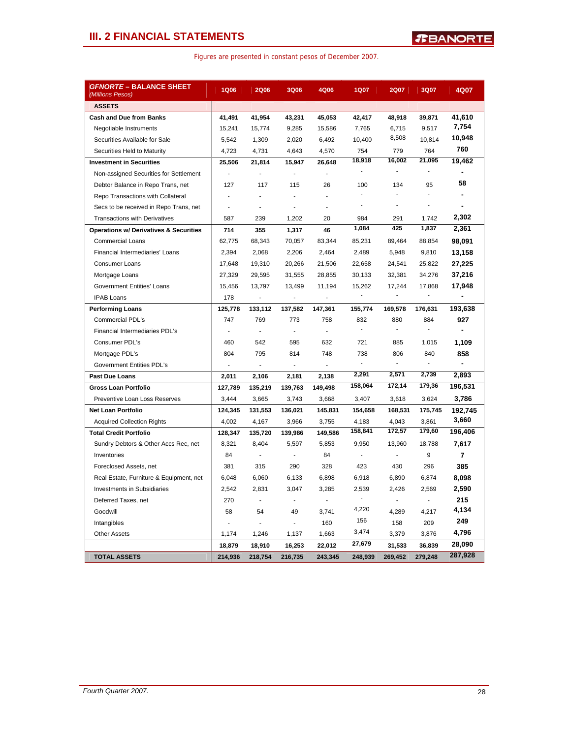## III. 2 FINANCIAL STATEMENTS

Figures are presented in constant pesos of December 2007.

| ***GFNORTE* – BALANCE SHEET** *(Millions Pesos)* | 1Q06 | 2Q06 | 3Q06 | 4Q06 | 1Q07 | 2Q07 | 3Q07 | 4Q07 |
|---|---|---|---|---|---|---|---|---|
| **ASSETS** | | | | | | | | |
| **Cash and Due from Banks** | **41,491** | **41,954** | **43,231** | **45,053** | **42,417** | **48,918** | **39,871** | **41,610** |
| Negotiable Instruments | 15,241 | 15,774 | 9,285 | 15,586 | 7,765 | 6,715 | 9,517 | **7,754** |
| Securities Available for Sale | 5,542 | 1,309 | 2,020 | 6,492 | 10,400 | 8,508 | 10,814 | **10,948** |
| Securities Held to Maturity | 4,723 | 4,731 | 4,643 | 4,570 | 754 | 779 | 764 | **760** |
| **Investment in Securities** | **25,506** | **21,814** | **15,947** | **26,648** | **18,918** | **16,002** | **21,095** | **19,462** |
| Non-assigned Securities for Settlement | - | - | - | - | - | - | - | **-** |
| Debtor Balance in Repo Trans, net | 127 | 117 | 115 | 26 | 100 | 134 | 95 | **58** |
| Repo Transactions with Collateral | - | - | - | - | - | - | - | **-** |
| Secs to be received in Repo Trans, net | - | - | - | - | - | - | - | **-** |
| Transactions with Derivatives | 587 | 239 | 1,202 | 20 | 984 | 291 | 1,742 | **2,302** |
| **Operations w/ Derivatives & Securities** | **714** | **355** | **1,317** | **46** | **1,084** | **425** | **1,837** | **2,361** |
| Commercial Loans | 62,775 | 68,343 | 70,057 | 83,344 | 85,231 | 89,464 | 88,854 | **98,091** |
| Financial Intermediaries' Loans | 2,394 | 2,068 | 2,206 | 2,464 | 2,489 | 5,948 | 9,810 | **13,158** |
| Consumer Loans | 17,648 | 19,310 | 20,266 | 21,506 | 22,658 | 24,541 | 25,822 | **27,225** |
| Mortgage Loans | 27,329 | 29,595 | 31,555 | 28,855 | 30,133 | 32,381 | 34,276 | **37,216** |
| Government Entities' Loans | 15,456 | 13,797 | 13,499 | 11,194 | 15,262 | 17,244 | 17,868 | **17,948** |
| IPAB Loans | 178 | - | - | - | - | - | - | **-** |
| **Performing Loans** | **125,778** | **133,112** | **137,582** | **147,361** | **155,774** | **169,578** | **176,631** | **193,638** |
| Commercial PDL's | 747 | 769 | 773 | 758 | 832 | 880 | 884 | **927** |
| Financial Intermediaries PDL's | - | - | - | - | - | - | - | **-** |
| Consumer PDL's | 460 | 542 | 595 | 632 | 721 | 885 | 1,015 | **1,109** |
| Mortgage PDL's | 804 | 795 | 814 | 748 | 738 | 806 | 840 | **858** |
| Government Entities PDL's | - | - | - | - | - | - | - | **-** |
| **Past Due Loans** | **2,011** | **2,106** | **2,181** | **2,138** | **2,291** | **2,571** | **2,739** | **2,893** |
| **Gross Loan Portfolio** | **127,789** | **135,219** | **139,763** | **149,498** | **158,064** | **172,14** | **179,36** | **196,531** |
| Preventive Loan Loss Reserves | 3,444 | 3,665 | 3,743 | 3,668 | 3,407 | 3,618 | 3,624 | **3,786** |
| **Net Loan Portfolio** | **124,345** | **131,553** | **136,021** | **145,831** | **154,658** | **168,531** | **175,745** | **192,745** |
| Acquired Collection Rights | 4,002 | 4,167 | 3,966 | 3,755 | 4,183 | 4,043 | 3,861 | **3,660** |
| **Total Credit Portfolio** | **128,347** | **135,720** | **139,986** | **149,586** | **158,841** | **172,57** | **179,60** | **196,406** |
| Sundry Debtors & Other Accs Rec, net | 8,321 | 8,404 | 5,597 | 5,853 | 9,950 | 13,960 | 18,788 | **7,617** |
| Inventories | 84 | - | - | 84 | - | - | 9 | **7** |
| Foreclosed Assets, net | 381 | 315 | 290 | 328 | 423 | 430 | 296 | **385** |
| Real Estate, Furniture & Equipment, net | 6,048 | 6,060 | 6,133 | 6,898 | 6,918 | 6,890 | 6,874 | **8,098** |
| Investments in Subsidiaries | 2,542 | 2,831 | 3,047 | 3,285 | 2,539 | 2,426 | 2,569 | **2,590** |
| Deferred Taxes, net | 270 | - | - | - | - | - | - | **215** |
| Goodwill | 58 | 54 | 49 | 3,741 | 4,220 | 4,289 | 4,217 | **4,134** |
| Intangibles | - | - | - | 160 | 156 | 158 | 209 | **249** |
| Other Assets | 1,174 | 1,246 | 1,137 | 1,663 | 3,474 | 3,379 | 3,876 | **4,796** |
| | **18,879** | **18,910** | **16,253** | **22,012** | **27,679** | **31,533** | **36,839** | **28,090** |
| **TOTAL ASSETS** | **214,936** | **218,754** | **216,735** | **243,345** | **248,939** | **269,452** | **279,248** | **287,928** |

*Fourth Quarter 2007.*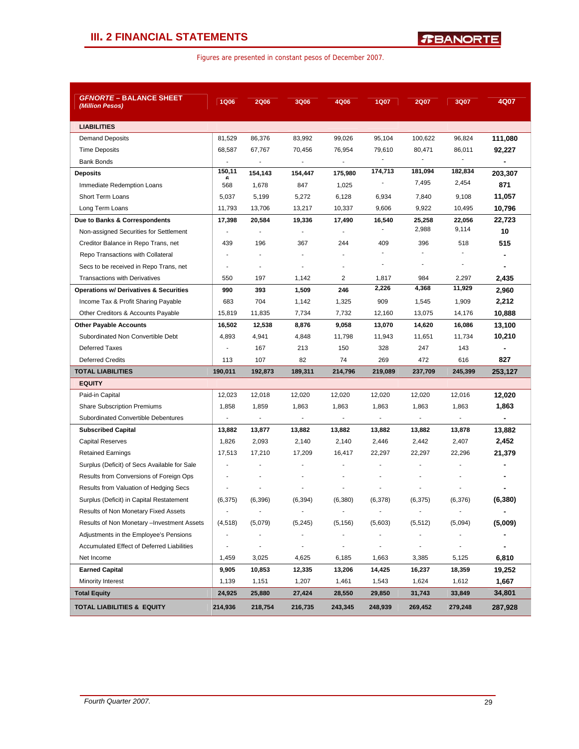## III. 2 FINANCIAL STATEMENTS

Figures are presented in constant pesos of December 2007.

| GFNORTE – BALANCE SHEET (Million Pesos) | 1Q06 | 2Q06 | 3Q06 | 4Q06 | 1Q07 | 2Q07 | 3Q07 | 4Q07 |
|---|---|---|---|---|---|---|---|---|
| **LIABILITIES** | | | | | | | | |
| Demand Deposits | 81,529 | 86,376 | 83,992 | 99,026 | 95,104 | 100,622 | 96,824 | **111,080** |
| Time Deposits | 68,587 | 67,767 | 70,456 | 76,954 | 79,610 | 80,471 | 86,011 | **92,227** |
| Bank Bonds | - | - | - | - | - | - | - | **-** |
| **Deposits** | **150,116** | **154,143** | **154,447** | **175,980** | **174,713** | **181,094** | **182,834** | **203,307** |
| Immediate Redemption Loans | 568 | 1,678 | 847 | 1,025 | - | 7,495 | 2,454 | **871** |
| Short Term Loans | 5,037 | 5,199 | 5,272 | 6,128 | 6,934 | 7,840 | 9,108 | **11,057** |
| Long Term Loans | 11,793 | 13,706 | 13,217 | 10,337 | 9,606 | 9,922 | 10,495 | **10,796** |
| **Due to Banks & Correspondents** | **17,398** | **20,584** | **19,336** | **17,490** | **16,540** | **25,258** | **22,056** | **22,723** |
| Non-assigned Securities for Settlement | - | - | - | - | - | 2,988 | 9,114 | **10** |
| Creditor Balance in Repo Trans, net | 439 | 196 | 367 | 244 | 409 | 396 | 518 | **515** |
| Repo Transactions with Collateral | - | - | - | - | - | - | - | **-** |
| Secs to be received in Repo Trans, net | - | - | - | - | - | - | - | **-** |
| Transactions with Derivatives | 550 | 197 | 1,142 | 2 | 1,817 | 984 | 2,297 | **2,435** |
| **Operations w/ Derivatives & Securities** | **990** | **393** | **1,509** | **246** | **2,226** | **4,368** | **11,929** | **2,960** |
| Income Tax & Profit Sharing Payable | 683 | 704 | 1,142 | 1,325 | 909 | 1,545 | 1,909 | **2,212** |
| Other Creditors & Accounts Payable | 15,819 | 11,835 | 7,734 | 7,732 | 12,160 | 13,075 | 14,176 | **10,888** |
| **Other Payable Accounts** | **16,502** | **12,538** | **8,876** | **9,058** | **13,070** | **14,620** | **16,086** | **13,100** |
| Subordinated Non Convertible Debt | 4,893 | 4,941 | 4,848 | 11,798 | 11,943 | 11,651 | 11,734 | **10,210** |
| Deferred Taxes | - | 167 | 213 | 150 | 328 | 247 | 143 | **-** |
| Deferred Credits | 113 | 107 | 82 | 74 | 269 | 472 | 616 | **827** |
| **TOTAL LIABILITIES** | **190,011** | **192,873** | **189,311** | **214,796** | **219,089** | **237,709** | **245,399** | **253,127** |
| **EQUITY** | | | | | | | | |
| Paid-in Capital | 12,023 | 12,018 | 12,020 | 12,020 | 12,020 | 12,020 | 12,016 | **12,020** |
| Share Subscription Premiums | 1,858 | 1,859 | 1,863 | 1,863 | 1,863 | 1,863 | 1,863 | **1,863** |
| Subordinated Convertible Debentures | - | - | - | - | - | - | - | **-** |
| **Subscribed Capital** | **13,882** | **13,877** | **13,882** | **13,882** | **13,882** | **13,882** | **13,878** | **13,882** |
| Capital Reserves | 1,826 | 2,093 | 2,140 | 2,140 | 2,446 | 2,442 | 2,407 | **2,452** |
| Retained Earnings | 17,513 | 17,210 | 17,209 | 16,417 | 22,297 | 22,297 | 22,296 | **21,379** |
| Surplus (Deficit) of Secs Available for Sale | - | - | - | - | - | - | - | **-** |
| Results from Conversions of Foreign Ops | - | - | - | - | - | - | - | **-** |
| Results from Valuation of Hedging Secs | - | - | - | - | - | - | - | **-** |
| Surplus (Deficit) in Capital Restatement | (6,375) | (6,396) | (6,394) | (6,380) | (6,378) | (6,375) | (6,376) | **(6,380)** |
| Results of Non Monetary Fixed Assets | - | - | - | - | - | - | - | **-** |
| Results of Non Monetary –Investment Assets | (4,518) | (5,079) | (5,245) | (5,156) | (5,603) | (5,512) | (5,094) | **(5,009)** |
| Adjustments in the Employee's Pensions | - | - | - | - | - | - | - | **-** |
| Accumulated Effect of Deferred Liabilities | - | - | - | - | - | - | - | **-** |
| Net Income | 1,459 | 3,025 | 4,625 | 6,185 | 1,663 | 3,385 | 5,125 | **6,810** |
| **Earned Capital** | **9,905** | **10,853** | **12,335** | **13,206** | **14,425** | **16,237** | **18,359** | **19,252** |
| Minority Interest | 1,139 | 1,151 | 1,207 | 1,461 | 1,543 | 1,624 | 1,612 | **1,667** |
| **Total Equity** | **24,925** | **25,880** | **27,424** | **28,550** | **29,850** | **31,743** | **33,849** | **34,801** |
| **TOTAL LIABILITIES & EQUITY** | **214,936** | **218,754** | **216,735** | **243,345** | **248,939** | **269,452** | **279,248** | **287,928** |

*Fourth Quarter 2007.*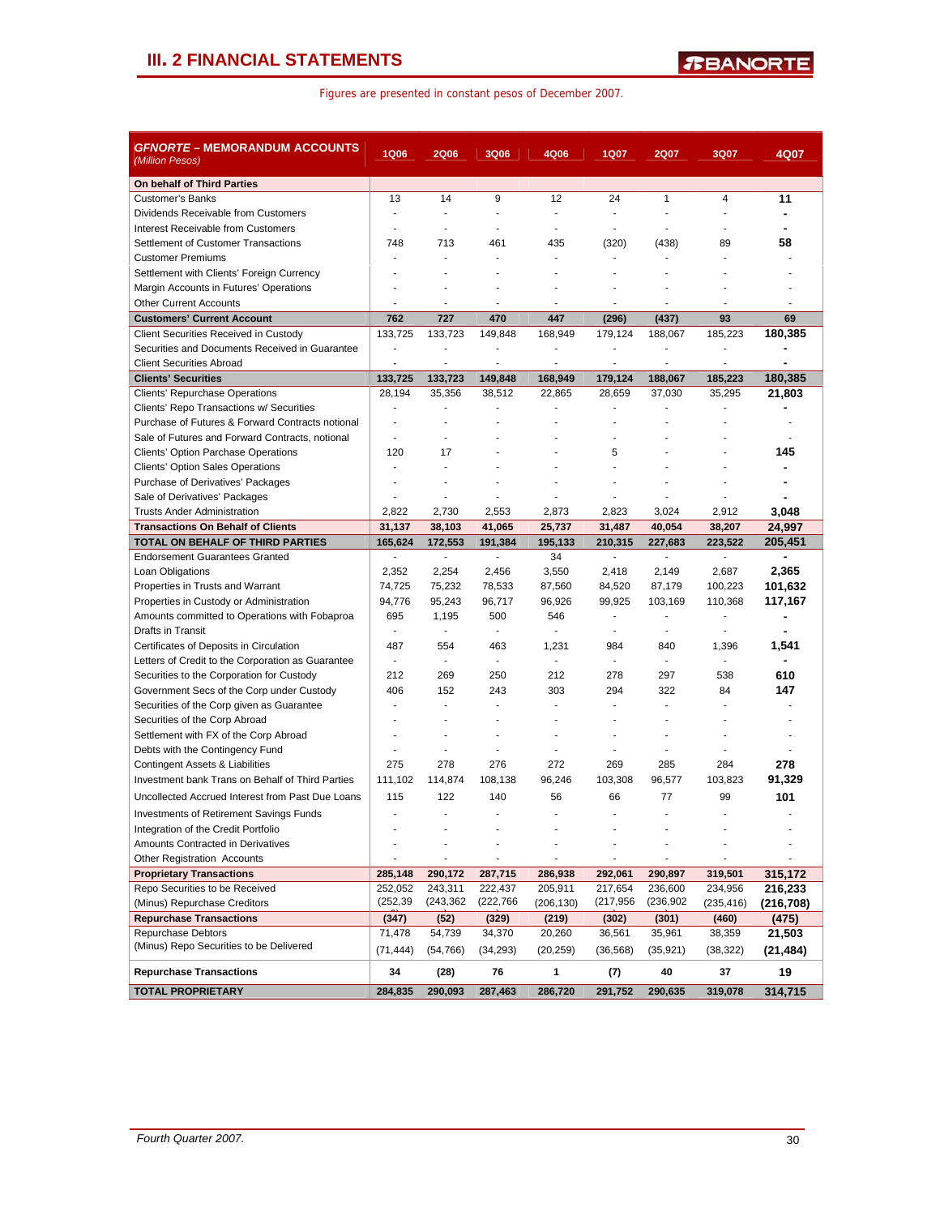## III. 2 FINANCIAL STATEMENTS

Figures are presented in constant pesos of December 2007.

| ***GFNORTE* – MEMORANDUM ACCOUNTS** *(Million Pesos)* | 1Q06 | 2Q06 | 3Q06 | 4Q06 | 1Q07 | 2Q07 | 3Q07 | 4Q07 |
|---|---|---|---|---|---|---|---|---|
| **On behalf of Third Parties** | | | | | | | | |
| Customer's Banks | 13 | 14 | 9 | 12 | 24 | 1 | 4 | **11** |
| Dividends Receivable from Customers | - | - | - | - | - | - | - | **-** |
| Interest Receivable from Customers | - | - | - | - | - | - | - | **-** |
| Settlement of Customer Transactions | 748 | 713 | 461 | 435 | (320) | (438) | 89 | **58** |
| Customer Premiums | - | - | - | - | - | - | - | - |
| Settlement with Clients' Foreign Currency | - | - | - | - | - | - | - | - |
| Margin Accounts in Futures' Operations | - | - | - | - | - | - | - | - |
| Other Current Accounts | - | - | - | - | - | - | - | - |
| **Customers' Current Account** | **762** | **727** | **470** | **447** | **(296)** | **(437)** | **93** | **69** |
| Client Securities Received in Custody | 133,725 | 133,723 | 149,848 | 168,949 | 179,124 | 188,067 | 185,223 | **180,385** |
| Securities and Documents Received in Guarantee | - | - | - | - | - | - | - | **-** |
| Client Securities Abroad | - | - | - | - | - | - | - | **-** |
| **Clients' Securities** | **133,725** | **133,723** | **149,848** | **168,949** | **179,124** | **188,067** | **185,223** | **180,385** |
| Clients' Repurchase Operations | 28,194 | 35,356 | 38,512 | 22,865 | 28,659 | 37,030 | 35,295 | **21,803** |
| Clients' Repo Transactions w/ Securities | - | - | - | - | - | - | - | **-** |
| Purchase of Futures & Forward Contracts notional | - | - | - | - | - | - | - | - |
| Sale of Futures and Forward Contracts, notional | - | - | - | - | - | - | - | - |
| Clients' Option Purchase Operations | 120 | 17 | - | - | 5 | - | - | **145** |
| Clients' Option Sales Operations | - | - | - | - | - | - | - | **-** |
| Purchase of Derivatives' Packages | - | - | - | - | - | - | - | **-** |
| Sale of Derivatives' Packages | - | - | - | - | - | - | - | **-** |
| Trusts Ander Administration | 2,822 | 2,730 | 2,553 | 2,873 | 2,823 | 3,024 | 2,912 | **3,048** |
| **Transactions On Behalf of Clients** | **31,137** | **38,103** | **41,065** | **25,737** | **31,487** | **40,054** | **38,207** | **24,997** |
| **TOTAL ON BEHALF OF THIRD PARTIES** | **165,624** | **172,553** | **191,384** | **195,133** | **210,315** | **227,683** | **223,522** | **205,451** |
| Endorsement Guarantees Granted | - | - | - | 34 | - | - | - | **-** |
| Loan Obligations | 2,352 | 2,254 | 2,456 | 3,550 | 2,418 | 2,149 | 2,687 | **2,365** |
| Properties in Trusts and Warrant | 74,725 | 75,232 | 78,533 | 87,560 | 84,520 | 87,179 | 100,223 | **101,632** |
| Properties in Custody or Administration | 94,776 | 95,243 | 96,717 | 96,926 | 99,925 | 103,169 | 110,368 | **117,167** |
| Amounts committed to Operations with Fobaproa | 695 | 1,195 | 500 | 546 | - | - | - | **-** |
| Drafts in Transit | - | - | - | - | - | - | - | **-** |
| Certificates of Deposits in Circulation | 487 | 554 | 463 | 1,231 | 984 | 840 | 1,396 | **1,541** |
| Letters of Credit to the Corporation as Guarantee | - | - | - | - | - | - | - | **-** |
| Securities to the Corporation for Custody | 212 | 269 | 250 | 212 | 278 | 297 | 538 | **610** |
| Government Secs of the Corp under Custody | 406 | 152 | 243 | 303 | 294 | 322 | 84 | **147** |
| Securities of the Corp given as Guarantee | - | - | - | - | - | - | - | - |
| Securities of the Corp Abroad | - | - | - | - | - | - | - | - |
| Settlement with FX of the Corp Abroad | - | - | - | - | - | - | - | - |
| Debts with the Contingency Fund | - | - | - | - | - | - | - | - |
| Contingent Assets & Liabilities | 275 | 278 | 276 | 272 | 269 | 285 | 284 | **278** |
| Investment bank Trans on Behalf of Third Parties | 111,102 | 114,874 | 108,138 | 96,246 | 103,308 | 96,577 | 103,823 | **91,329** |
| Uncollected Accrued Interest from Past Due Loans | 115 | 122 | 140 | 56 | 66 | 77 | 99 | **101** |
| Investments of Retirement Savings Funds | - | - | - | - | - | - | - | - |
| Integration of the Credit Portfolio | - | - | - | - | - | - | - | - |
| Amounts Contracted in Derivatives | - | - | - | - | - | - | - | - |
| Other Registration Accounts | - | - | - | - | - | - | - | - |
| **Proprietary Transactions** | **285,148** | **290,172** | **287,715** | **286,938** | **292,061** | **290,897** | **319,501** | **315,172** |
| Repo Securities to be Received | 252,052 | 243,311 | 222,437 | 205,911 | 217,654 | 236,600 | 234,956 | **216,233** |
| (Minus) Repurchase Creditors | (252,39 | (243,362 | (222,766 | (206,130) | (217,956 | (236,902 | (235,416) | **(216,708)** |
| **Repurchase Transactions** | **(347)** | **(52)** | **(329)** | **(219)** | **(302)** | **(301)** | **(460)** | **(475)** |
| Repurchase Debtors | 71,478 | 54,739 | 34,370 | 20,260 | 36,561 | 35,961 | 38,359 | **21,503** |
| (Minus) Repo Securities to be Delivered | (71,444) | (54,766) | (34,293) | (20,259) | (36,568) | (35,921) | (38,322) | **(21,484)** |
| **Repurchase Transactions** | **34** | **(28)** | **76** | **1** | **(7)** | **40** | **37** | **19** |
| **TOTAL PROPRIETARY** | **284,835** | **290,093** | **287,463** | **286,720** | **291,752** | **290,635** | **319,078** | **314,715** |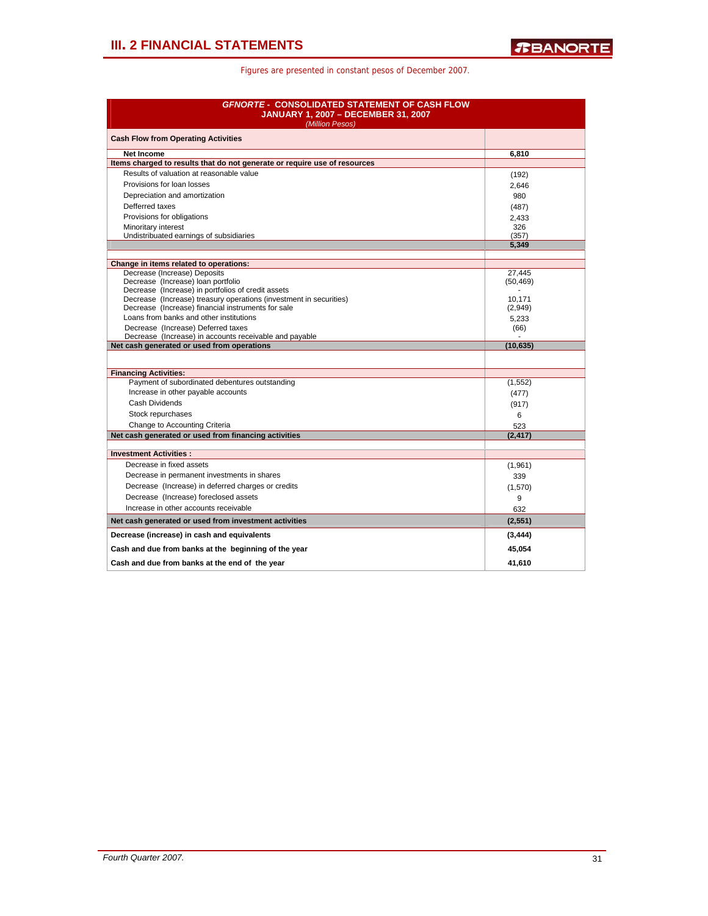## III. 2 FINANCIAL STATEMENTS

Figures are presented in constant pesos of December 2007.

| *GFNORTE* - CONSOLIDATED STATEMENT OF CASH FLOW JANUARY 1, 2007 – DECEMBER 31, 2007 *(Million Pesos)* | |
|---|---|
| **Cash Flow from Operating Activities** | |
| **Net Income** | **6,810** |
| **Items charged to results that do not generate or require use of resources** | |
| Results of valuation at reasonable value | (192) |
| Provisions for loan losses | 2,646 |
| Depreciation and amortization | 980 |
| Defferred taxes | (487) |
| Provisions for obligations | 2,433 |
| Minoritary interest | 326 |
| Undistribuated earnings of subsidiaries | (357) |
| | **5,349** |
| **Change in items related to operations:** | |
| Decrease (Increase) Deposits | 27,445 |
| Decrease (Increase) loan portfolio | (50,469) |
| Decrease (Increase) in portfolios of credit assets | - |
| Decrease (Increase) treasury operations (investment in securities) | 10,171 |
| Decrease (Increase) financial instruments for sale | (2,949) |
| Loans from banks and other institutions | 5,233 |
| Decrease (Increase) Deferred taxes | (66) |
| Decrease (Increase) in accounts receivable and payable | - |
| **Net cash generated or used from operations** | **(10,635)** |
| **Financing Activities:** | |
| Payment of subordinated debentures outstanding | (1,552) |
| Increase in other payable accounts | (477) |
| Cash Dividends | (917) |
| Stock repurchases | 6 |
| Change to Accounting Criteria | 523 |
| **Net cash generated or used from financing activities** | **(2,417)** |
| **Investment Activities :** | |
| Decrease in fixed assets | (1,961) |
| Decrease in permanent investments in shares | 339 |
| Decrease (Increase) in deferred charges or credits | (1,570) |
| Decrease (Increase) foreclosed assets | 9 |
| Increase in other accounts receivable | 632 |
| **Net cash generated or used from investment activities** | **(2,551)** |
| **Decrease (increase) in cash and equivalents** | **(3,444)** |
| **Cash and due from banks at the beginning of the year** | **45,054** |
| **Cash and due from banks at the end of the year** | **41,610** |

*Fourth Quarter 2007.*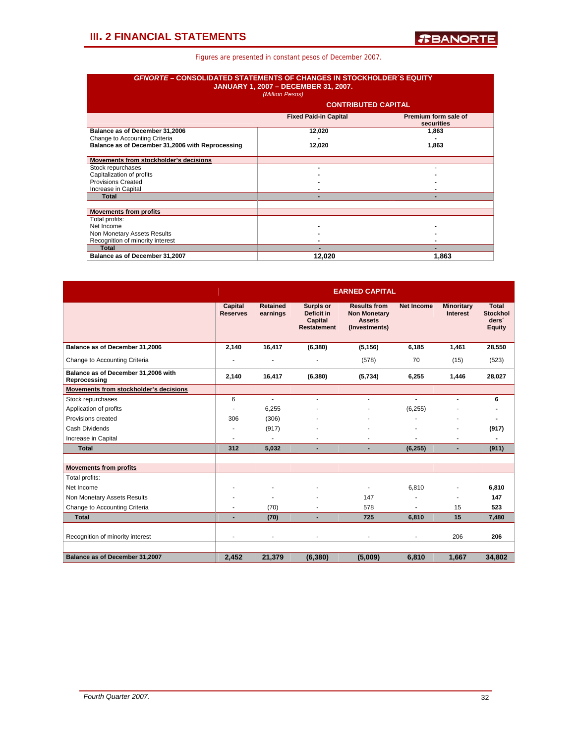## III. 2 FINANCIAL STATEMENTS

Figures are presented in constant pesos of December 2007.

**GFNORTE – CONSOLIDATED STATEMENTS OF CHANGES IN STOCKHOLDER´S EQUITY**
**JANUARY 1, 2007 – DECEMBER 31, 2007.**
*(Million Pesos)*

| | CONTRIBUTED CAPITAL | |
|---|---|---|
| | **Fixed Paid-in Capital** | **Premium form sale of securities** |
| **Balance as of December 31,2006** | 12,020 | 1,863 |
| Change to Accounting Criteria | - | - |
| **Balance as of December 31,2006 with Reprocessing** | 12,020 | 1,863 |
| **Movements from stockholder's decisions** | | |
| Stock repurchases | - | - |
| Capitalization of profits | - | - |
| Provisions Created | - | - |
| Increase in Capital | - | - |
| **Total** | - | - |
| **Movements from profits** | | |
| Total profits: | | |
| Net Income | - | - |
| Non Monetary Assets Results | - | - |
| Recognition of minority interest | - | - |
| **Total** | - | - |
| **Balance as of December 31,2007** | 12,020 | 1,863 |

| | EARNED CAPITAL | | | | | | |
|---|---|---|---|---|---|---|---|
| | **Capital Reserves** | **Retained earnings** | **Surplus or Deficit in Capital Restatement** | **Results from Non Monetary Assets (Investments)** | **Net Income** | **Minoritary Interest** | **Total Stockholders´ Equity** |
| **Balance as of December 31,2006** | 2,140 | 16,417 | (6,380) | (5,156) | 6,185 | 1,461 | 28,550 |
| Change to Accounting Criteria | - | - | - | (578) | 70 | (15) | (523) |
| **Balance as of December 31,2006 with Reprocessing** | 2,140 | 16,417 | (6,380) | (5,734) | 6,255 | 1,446 | 28,027 |
| **Movements from stockholder's decisions** | | | | | | | |
| Stock repurchases | 6 | - | - | - | - | - | 6 |
| Application of profits | - | 6,255 | - | - | (6,255) | - | - |
| Provisions created | 306 | (306) | - | - | - | - | - |
| Cash Dividends | - | (917) | - | - | - | - | (917) |
| Increase in Capital | - | - | - | - | - | - | - |
| **Total** | 312 | 5,032 | - | - | (6,255) | - | (911) |
| **Movements from profits** | | | | | | | |
| Total profits: | | | | | | | |
| Net Income | - | - | - | - | 6,810 | - | 6,810 |
| Non Monetary Assets Results | - | - | - | 147 | - | - | 147 |
| Change to Accounting Criteria | - | (70) | - | 578 | - | 15 | 523 |
| **Total** | - | (70) | - | 725 | 6,810 | 15 | 7,480 |
| Recognition of minority interest | - | - | - | - | - | 206 | 206 |
| **Balance as of December 31,2007** | 2,452 | 21,379 | (6,380) | (5,009) | 6,810 | 1,667 | 34,802 |

*Fourth Quarter 2007.*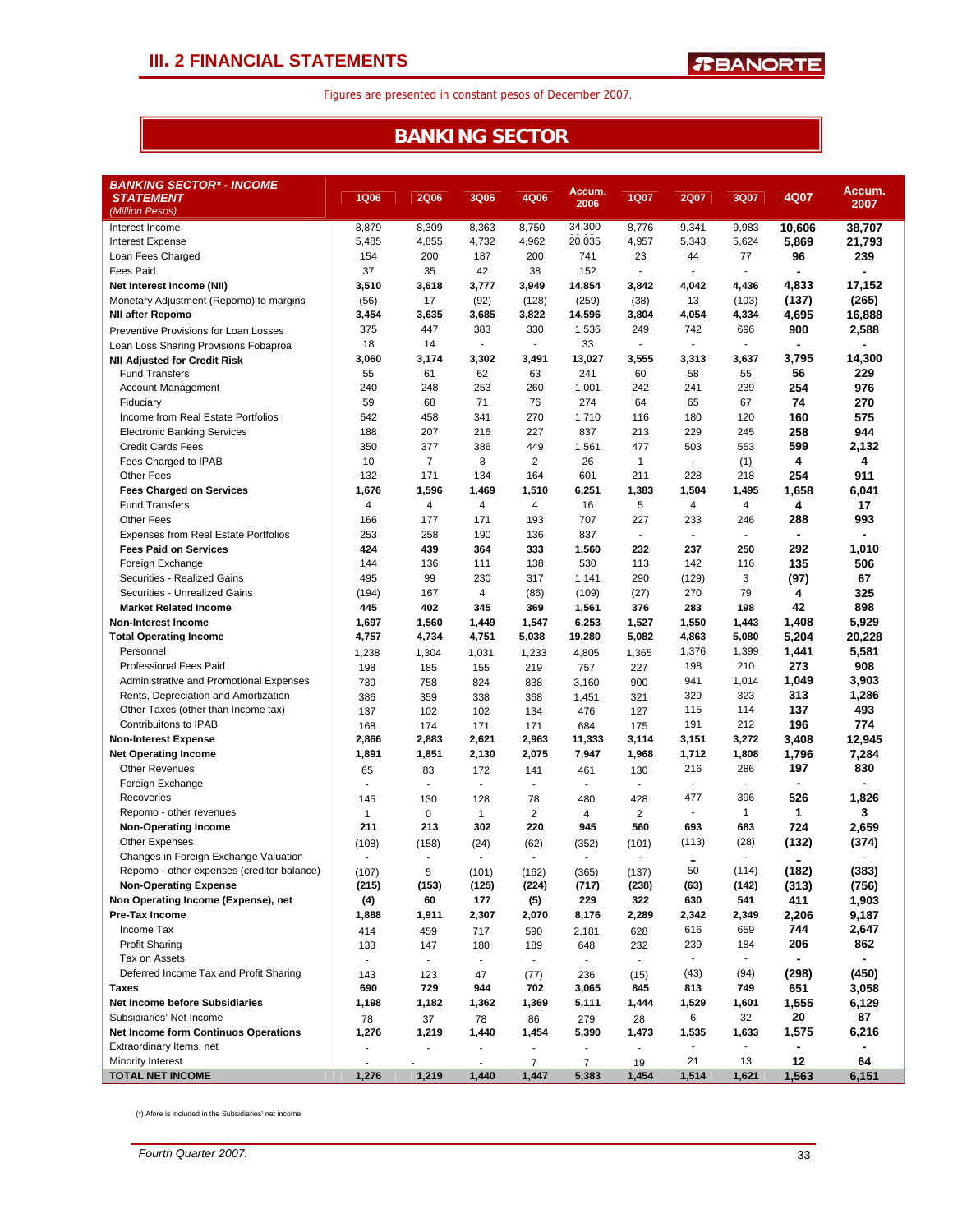# III. 2 FINANCIAL STATEMENTS

Figures are presented in constant pesos of December 2007.

## BANKING SECTOR

| BANKING SECTOR* - INCOME STATEMENT (Million Pesos) | 1Q06 | 2Q06 | 3Q06 | 4Q06 | Accum. 2006 | 1Q07 | 2Q07 | 3Q07 | 4Q07 | Accum. 2007 |
|---|---|---|---|---|---|---|---|---|---|---|
| Interest Income | 8,879 | 8,309 | 8,363 | 8,750 | 34,300 | 8,776 | 9,341 | 9,983 | **10,606** | **38,707** |
| Interest Expense | 5,485 | 4,855 | 4,732 | 4,962 | 20,035 | 4,957 | 5,343 | 5,624 | **5,869** | **21,793** |
| Loan Fees Charged | 154 | 200 | 187 | 200 | 741 | 23 | 44 | 77 | **96** | **239** |
| Fees Paid | 37 | 35 | 42 | 38 | 152 | - | - | - | **-** | **-** |
| **Net Interest Income (NII)** | **3,510** | **3,618** | **3,777** | **3,949** | **14,854** | **3,842** | **4,042** | **4,436** | **4,833** | **17,152** |
| Monetary Adjustment (Repomo) to margins | (56) | 17 | (92) | (128) | (259) | (38) | 13 | (103) | **(137)** | **(265)** |
| **NII after Repomo** | **3,454** | **3,635** | **3,685** | **3,822** | **14,596** | **3,804** | **4,054** | **4,334** | **4,695** | **16,888** |
| Preventive Provisions for Loan Losses | 375 | 447 | 383 | 330 | 1,536 | 249 | 742 | 696 | **900** | **2,588** |
| Loan Loss Sharing Provisions Fobaproa | 18 | 14 | - | - | 33 | - | - | - | **-** | **-** |
| **NII Adjusted for Credit Risk** | **3,060** | **3,174** | **3,302** | **3,491** | **13,027** | **3,555** | **3,313** | **3,637** | **3,795** | **14,300** |
| Fund Transfers | 55 | 61 | 62 | 63 | 241 | 60 | 58 | 55 | **56** | **229** |
| Account Management | 240 | 248 | 253 | 260 | 1,001 | 242 | 241 | 239 | **254** | **976** |
| Fiduciary | 59 | 68 | 71 | 76 | 274 | 64 | 65 | 67 | **74** | **270** |
| Income from Real Estate Portfolios | 642 | 458 | 341 | 270 | 1,710 | 116 | 180 | 120 | **160** | **575** |
| Electronic Banking Services | 188 | 207 | 216 | 227 | 837 | 213 | 229 | 245 | **258** | **944** |
| Credit Cards Fees | 350 | 377 | 386 | 449 | 1,561 | 477 | 503 | 553 | **599** | **2,132** |
| Fees Charged to IPAB | 10 | 7 | 8 | 2 | 26 | 1 | - | (1) | **4** | **4** |
| Other Fees | 132 | 171 | 134 | 164 | 601 | 211 | 228 | 218 | **254** | **911** |
| **Fees Charged on Services** | **1,676** | **1,596** | **1,469** | **1,510** | **6,251** | **1,383** | **1,504** | **1,495** | **1,658** | **6,041** |
| Fund Transfers | 4 | 4 | 4 | 4 | 16 | 5 | 4 | 4 | **4** | **17** |
| Other Fees | 166 | 177 | 171 | 193 | 707 | 227 | 233 | 246 | **288** | **993** |
| Expenses from Real Estate Portfolios | 253 | 258 | 190 | 136 | 837 | - | - | - | **-** | **-** |
| **Fees Paid on Services** | **424** | **439** | **364** | **333** | **1,560** | **232** | **237** | **250** | **292** | **1,010** |
| Foreign Exchange | 144 | 136 | 111 | 138 | 530 | 113 | 142 | 116 | **135** | **506** |
| Securities - Realized Gains | 495 | 99 | 230 | 317 | 1,141 | 290 | (129) | 3 | **(97)** | **67** |
| Securities - Unrealized Gains | (194) | 167 | 4 | (86) | (109) | (27) | 270 | 79 | **4** | **325** |
| **Market Related Income** | **445** | **402** | **345** | **369** | **1,561** | **376** | **283** | **198** | **42** | **898** |
| **Non-Interest Income** | **1,697** | **1,560** | **1,449** | **1,547** | **6,253** | **1,527** | **1,550** | **1,443** | **1,408** | **5,929** |
| **Total Operating Income** | **4,757** | **4,734** | **4,751** | **5,038** | **19,280** | **5,082** | **4,863** | **5,080** | **5,204** | **20,228** |
| Personnel | 1,238 | 1,304 | 1,031 | 1,233 | 4,805 | 1,365 | 1,376 | 1,399 | **1,441** | **5,581** |
| Professional Fees Paid | 198 | 185 | 155 | 219 | 757 | 227 | 198 | 210 | **273** | **908** |
| Administrative and Promotional Expenses | 739 | 758 | 824 | 838 | 3,160 | 900 | 941 | 1,014 | **1,049** | **3,903** |
| Rents, Depreciation and Amortization | 386 | 359 | 338 | 368 | 1,451 | 321 | 329 | 323 | **313** | **1,286** |
| Other Taxes (other than Income tax) | 137 | 102 | 102 | 134 | 476 | 127 | 115 | 114 | **137** | **493** |
| Contribuitons to IPAB | 168 | 174 | 171 | 171 | 684 | 175 | 191 | 212 | **196** | **774** |
| **Non-Interest Expense** | **2,866** | **2,883** | **2,621** | **2,963** | **11,333** | **3,114** | **3,151** | **3,272** | **3,408** | **12,945** |
| **Net Operating Income** | **1,891** | **1,851** | **2,130** | **2,075** | **7,947** | **1,968** | **1,712** | **1,808** | **1,796** | **7,284** |
| Other Revenues | 65 | 83 | 172 | 141 | 461 | 130 | 216 | 286 | **197** | **830** |
| Foreign Exchange | - | - | - | - | - | - | - | - | **-** | **-** |
| Recoveries | 145 | 130 | 128 | 78 | 480 | 428 | 477 | 396 | **526** | **1,826** |
| Repomo - other revenues | 1 | 0 | 1 | 2 | 4 | 2 | - | 1 | **1** | **3** |
| **Non-Operating Income** | **211** | **213** | **302** | **220** | **945** | **560** | **693** | **683** | **724** | **2,659** |
| Other Expenses | (108) | (158) | (24) | (62) | (352) | (101) | (113) | (28) | **(132)** | **(374)** |
| Changes in Foreign Exchange Valuation | - | - | - | - | - | - | - | - | **-** | - |
| Repomo - other expenses (creditor balance) | (107) | 5 | (101) | (162) | (365) | (137) | 50 | (114) | **(182)** | **(383)** |
| **Non-Operating Expense** | **(215)** | **(153)** | **(125)** | **(224)** | **(717)** | **(238)** | **(63)** | **(142)** | **(313)** | **(756)** |
| **Non Operating Income (Expense), net** | **(4)** | **60** | **177** | **(5)** | **229** | **322** | **630** | **541** | **411** | **1,903** |
| **Pre-Tax Income** | **1,888** | **1,911** | **2,307** | **2,070** | **8,176** | **2,289** | **2,342** | **2,349** | **2,206** | **9,187** |
| Income Tax | 414 | 459 | 717 | 590 | 2,181 | 628 | 616 | 659 | **744** | **2,647** |
| Profit Sharing | 133 | 147 | 180 | 189 | 648 | 232 | 239 | 184 | **206** | **862** |
| Tax on Assets | - | - | - | - | - | - | - | - | **-** | **-** |
| Deferred Income Tax and Profit Sharing | 143 | 123 | 47 | (77) | 236 | (15) | (43) | (94) | **(298)** | **(450)** |
| **Taxes** | **690** | **729** | **944** | **702** | **3,065** | **845** | **813** | **749** | **651** | **3,058** |
| **Net Income before Subsidiaries** | **1,198** | **1,182** | **1,362** | **1,369** | **5,111** | **1,444** | **1,529** | **1,601** | **1,555** | **6,129** |
| Subsidiaries' Net Income | 78 | 37 | 78 | 86 | 279 | 28 | 6 | 32 | **20** | **87** |
| **Net Income form Continuos Operations** | **1,276** | **1,219** | **1,440** | **1,454** | **5,390** | **1,473** | **1,535** | **1,633** | **1,575** | **6,216** |
| Extraordinary Items, net | - | - | - | - | - | - | - | - | **-** | **-** |
| Minority Interest | - | - | - | 7 | 7 | 19 | 21 | 13 | **12** | **64** |
| **TOTAL NET INCOME** | **1,276** | **1,219** | **1,440** | **1,447** | **5,383** | **1,454** | **1,514** | **1,621** | **1,563** | **6,151** |

(*) Afore is included in the Subsidiaries' net income.

*Fourth Quarter 2007.*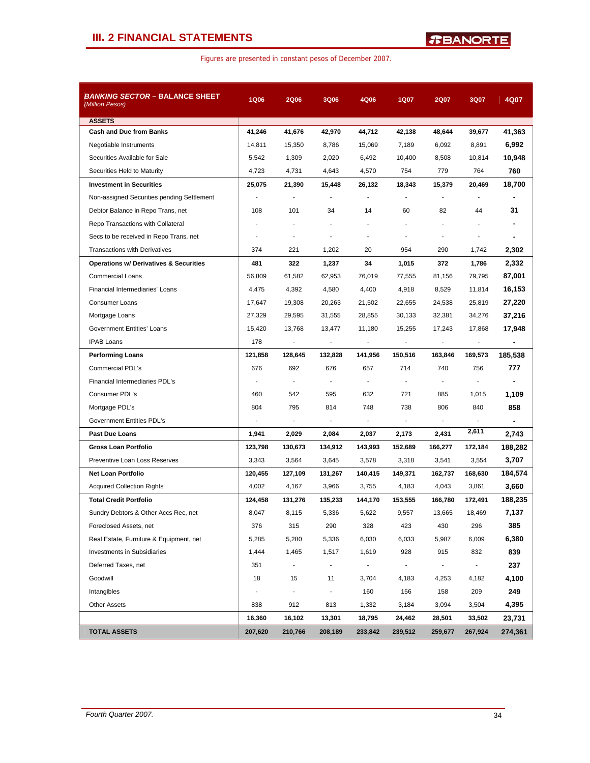## III. 2 FINANCIAL STATEMENTS

Figures are presented in constant pesos of December 2007.

| ***BANKING SECTOR – BALANCE SHEET*** *(Million Pesos)* | 1Q06 | 2Q06 | 3Q06 | 4Q06 | 1Q07 | 2Q07 | 3Q07 | 4Q07 |
|---|---|---|---|---|---|---|---|---|
| **ASSETS** | | | | | | | | |
| **Cash and Due from Banks** | **41,246** | **41,676** | **42,970** | **44,712** | **42,138** | **48,644** | **39,677** | **41,363** |
| Negotiable Instruments | 14,811 | 15,350 | 8,786 | 15,069 | 7,189 | 6,092 | 8,891 | **6,992** |
| Securities Available for Sale | 5,542 | 1,309 | 2,020 | 6,492 | 10,400 | 8,508 | 10,814 | **10,948** |
| Securities Held to Maturity | 4,723 | 4,731 | 4,643 | 4,570 | 754 | 779 | 764 | **760** |
| **Investment in Securities** | **25,075** | **21,390** | **15,448** | **26,132** | **18,343** | **15,379** | **20,469** | **18,700** |
| Non-assigned Securities pending Settlement | - | - | - | - | - | - | - | **-** |
| Debtor Balance in Repo Trans, net | 108 | 101 | 34 | 14 | 60 | 82 | 44 | **31** |
| Repo Transactions with Collateral | - | - | - | - | - | - | - | **-** |
| Secs to be received in Repo Trans, net | - | - | - | - | - | - | - | **-** |
| Transactions with Derivatives | 374 | 221 | 1,202 | 20 | 954 | 290 | 1,742 | **2,302** |
| **Operations w/ Derivatives & Securities** | **481** | **322** | **1,237** | **34** | **1,015** | **372** | **1,786** | **2,332** |
| Commercial Loans | 56,809 | 61,582 | 62,953 | 76,019 | 77,555 | 81,156 | 79,795 | **87,001** |
| Financial Intermediaries' Loans | 4,475 | 4,392 | 4,580 | 4,400 | 4,918 | 8,529 | 11,814 | **16,153** |
| Consumer Loans | 17,647 | 19,308 | 20,263 | 21,502 | 22,655 | 24,538 | 25,819 | **27,220** |
| Mortgage Loans | 27,329 | 29,595 | 31,555 | 28,855 | 30,133 | 32,381 | 34,276 | **37,216** |
| Government Entities' Loans | 15,420 | 13,768 | 13,477 | 11,180 | 15,255 | 17,243 | 17,868 | **17,948** |
| IPAB Loans | 178 | - | - | - | - | - | - | **-** |
| **Performing Loans** | **121,858** | **128,645** | **132,828** | **141,956** | **150,516** | **163,846** | **169,573** | **185,538** |
| Commercial PDL's | 676 | 692 | 676 | 657 | 714 | 740 | 756 | **777** |
| Financial Intermediaries PDL's | - | - | - | - | - | - | - | **-** |
| Consumer PDL's | 460 | 542 | 595 | 632 | 721 | 885 | 1,015 | **1,109** |
| Mortgage PDL's | 804 | 795 | 814 | 748 | 738 | 806 | 840 | **858** |
| Government Entities PDL's | - | - | - | - | - | - | - | **-** |
| **Past Due Loans** | **1,941** | **2,029** | **2,084** | **2,037** | **2,173** | **2,431** | **2,611** | **2,743** |
| **Gross Loan Portfolio** | **123,798** | **130,673** | **134,912** | **143,993** | **152,689** | **166,277** | **172,184** | **188,282** |
| Preventive Loan Loss Reserves | 3,343 | 3,564 | 3,645 | 3,578 | 3,318 | 3,541 | 3,554 | **3,707** |
| **Net Loan Portfolio** | **120,455** | **127,109** | **131,267** | **140,415** | **149,371** | **162,737** | **168,630** | **184,574** |
| Acquired Collection Rights | 4,002 | 4,167 | 3,966 | 3,755 | 4,183 | 4,043 | 3,861 | **3,660** |
| **Total Credit Portfolio** | **124,458** | **131,276** | **135,233** | **144,170** | **153,555** | **166,780** | **172,491** | **188,235** |
| Sundry Debtors & Other Accs Rec, net | 8,047 | 8,115 | 5,336 | 5,622 | 9,557 | 13,665 | 18,469 | **7,137** |
| Foreclosed Assets, net | 376 | 315 | 290 | 328 | 423 | 430 | 296 | **385** |
| Real Estate, Furniture & Equipment, net | 5,285 | 5,280 | 5,336 | 6,030 | 6,033 | 5,987 | 6,009 | **6,380** |
| Investments in Subsidiaries | 1,444 | 1,465 | 1,517 | 1,619 | 928 | 915 | 832 | **839** |
| Deferred Taxes, net | 351 | - | - | - | - | - | - | **237** |
| Goodwill | 18 | 15 | 11 | 3,704 | 4,183 | 4,253 | 4,182 | **4,100** |
| Intangibles | - | - | - | 160 | 156 | 158 | 209 | **249** |
| Other Assets | 838 | 912 | 813 | 1,332 | 3,184 | 3,094 | 3,504 | **4,395** |
| | **16,360** | **16,102** | **13,301** | **18,795** | **24,462** | **28,501** | **33,502** | **23,731** |
| **TOTAL ASSETS** | **207,620** | **210,766** | **208,189** | **233,842** | **239,512** | **259,677** | **267,924** | **274,361** |

*Fourth Quarter 2007.*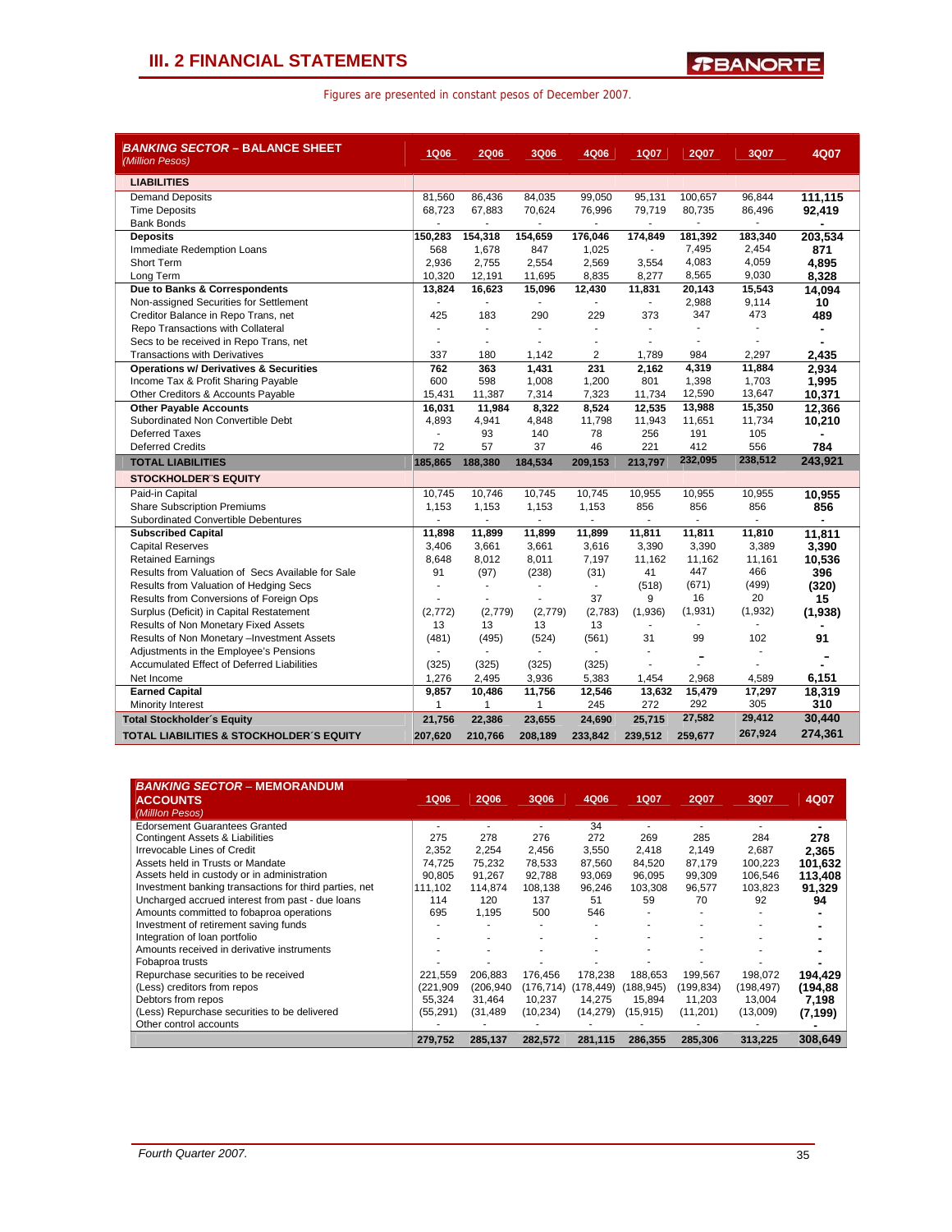## III. 2 FINANCIAL STATEMENTS

Figures are presented in constant pesos of December 2007.

| ***BANKING SECTOR – BALANCE SHEET*** *(Million Pesos)* | 1Q06 | 2Q06 | 3Q06 | 4Q06 | 1Q07 | 2Q07 | 3Q07 | 4Q07 |
|---|---|---|---|---|---|---|---|---|
| **LIABILITIES** | | | | | | | | |
| Demand Deposits | 81,560 | 86,436 | 84,035 | 99,050 | 95,131 | 100,657 | 96,844 | **111,115** |
| Time Deposits | 68,723 | 67,883 | 70,624 | 76,996 | 79,719 | 80,735 | 86,496 | **92,419** |
| Bank Bonds | - | - | - | - | - | - | - | **-** |
| **Deposits** | **150,283** | **154,318** | **154,659** | **176,046** | **174,849** | **181,392** | **183,340** | **203,534** |
| Immediate Redemption Loans | 568 | 1,678 | 847 | 1,025 | - | 7,495 | 2,454 | **871** |
| Short Term | 2,936 | 2,755 | 2,554 | 2,569 | 3,554 | 4,083 | 4,059 | **4,895** |
| Long Term | 10,320 | 12,191 | 11,695 | 8,835 | 8,277 | 8,565 | 9,030 | **8,328** |
| **Due to Banks & Correspondents** | **13,824** | **16,623** | **15,096** | **12,430** | **11,831** | **20,143** | **15,543** | **14,094** |
| Non-assigned Securities for Settlement | - | - | - | - | - | 2,988 | 9,114 | **10** |
| Creditor Balance in Repo Trans, net | 425 | 183 | 290 | 229 | 373 | 347 | 473 | **489** |
| Repo Transactions with Collateral | - | - | - | - | - | - | - | **-** |
| Secs to be received in Repo Trans, net | - | - | - | - | - | - | - | **-** |
| Transactions with Derivatives | 337 | 180 | 1,142 | 2 | 1,789 | 984 | 2,297 | **2,435** |
| **Operations w/ Derivatives & Securities** | **762** | **363** | **1,431** | **231** | **2,162** | **4,319** | **11,884** | **2,934** |
| Income Tax & Profit Sharing Payable | 600 | 598 | 1,008 | 1,200 | 801 | 1,398 | 1,703 | **1,995** |
| Other Creditors & Accounts Payable | 15,431 | 11,387 | 7,314 | 7,323 | 11,734 | 12,590 | 13,647 | **10,371** |
| **Other Payable Accounts** | **16,031** | **11,984** | **8,322** | **8,524** | **12,535** | **13,988** | **15,350** | **12,366** |
| Subordinated Non Convertible Debt | 4,893 | 4,941 | 4,848 | 11,798 | 11,943 | 11,651 | 11,734 | **10,210** |
| Deferred Taxes | - | 93 | 140 | 78 | 256 | 191 | 105 | **-** |
| Deferred Credits | 72 | 57 | 37 | 46 | 221 | 412 | 556 | **784** |
| **TOTAL LIABILITIES** | **185,865** | **188,380** | **184,534** | **209,153** | **213,797** | **232,095** | **238,512** | **243,921** |
| **STOCKHOLDER´S EQUITY** | | | | | | | | |
| Paid-in Capital | 10,745 | 10,746 | 10,745 | 10,745 | 10,955 | 10,955 | 10,955 | **10,955** |
| Share Subscription Premiums | 1,153 | 1,153 | 1,153 | 1,153 | 856 | 856 | 856 | **856** |
| Subordinated Convertible Debentures | - | - | - | - | - | - | - | **-** |
| **Subscribed Capital** | **11,898** | **11,899** | **11,899** | **11,899** | **11,811** | **11,811** | **11,810** | **11,811** |
| Capital Reserves | 3,406 | 3,661 | 3,661 | 3,616 | 3,390 | 3,390 | 3,389 | **3,390** |
| Retained Earnings | 8,648 | 8,012 | 8,011 | 7,197 | 11,162 | 11,162 | 11,161 | **10,536** |
| Results from Valuation of Secs Available for Sale | 91 | (97) | (238) | (31) | 41 | 447 | 466 | **396** |
| Results from Valuation of Hedging Secs | - | - | - | - | (518) | (671) | (499) | **(320)** |
| Results from Conversions of Foreign Ops | - | - | - | 37 | 9 | 16 | 20 | **15** |
| Surplus (Deficit) in Capital Restatement | (2,772) | (2,779) | (2,779) | (2,783) | (1,936) | (1,931) | (1,932) | **(1,938)** |
| Results of Non Monetary Fixed Assets | 13 | 13 | 13 | 13 | - | - | - | **-** |
| Results of Non Monetary –Investment Assets | (481) | (495) | (524) | (561) | 31 | 99 | 102 | **91** |
| Adjustments in the Employee's Pensions | - | - | - | - | - | - | - | **-** |
| Accumulated Effect of Deferred Liabilities | (325) | (325) | (325) | (325) | - | - | - | **-** |
| Net Income | 1,276 | 2,495 | 3,936 | 5,383 | 1,454 | 2,968 | 4,589 | **6,151** |
| **Earned Capital** | **9,857** | **10,486** | **11,756** | **12,546** | **13,632** | **15,479** | **17,297** | **18,319** |
| Minority Interest | 1 | 1 | 1 | 245 | 272 | 292 | 305 | **310** |
| **Total Stockholder´s Equity** | **21,756** | **22,386** | **23,655** | **24,690** | **25,715** | **27,582** | **29,412** | **30,440** |
| **TOTAL LIABILITIES & STOCKHOLDER´S EQUITY** | **207,620** | **210,766** | **208,189** | **233,842** | **239,512** | **259,677** | **267,924** | **274,361** |

| ***BANKING SECTOR – MEMORANDUM ACCOUNTS*** *(Million Pesos)* | 1Q06 | 2Q06 | 3Q06 | 4Q06 | 1Q07 | 2Q07 | 3Q07 | 4Q07 |
|---|---|---|---|---|---|---|---|---|
| Edorsement Guarantees Granted | - | - | - | 34 | - | - | - | **-** |
| Contingent Assets & Liabilities | 275 | 278 | 276 | 272 | 269 | 285 | 284 | **278** |
| Irrevocable Lines of Credit | 2,352 | 2,254 | 2,456 | 3,550 | 2,418 | 2,149 | 2,687 | **2,365** |
| Assets held in Trusts or Mandate | 74,725 | 75,232 | 78,533 | 87,560 | 84,520 | 87,179 | 100,223 | **101,632** |
| Assets held in custody or in administration | 90,805 | 91,267 | 92,788 | 93,069 | 96,095 | 99,309 | 106,546 | **113,408** |
| Investment banking transactions for third parties, net | 111,102 | 114,874 | 108,138 | 96,246 | 103,308 | 96,577 | 103,823 | **91,329** |
| Uncharged accrued interest from past - due loans | 114 | 120 | 137 | 51 | 59 | 70 | 92 | **94** |
| Amounts committed to fobaproa operations | 695 | 1,195 | 500 | 546 | - | - | - | **-** |
| Investment of retirement saving funds | - | - | - | - | - | - | - | **-** |
| Integration of loan portfolio | - | - | - | - | - | - | - | **-** |
| Amounts received in derivative instruments | - | - | - | - | - | - | - | **-** |
| Fobaproa trusts | - | - | - | - | - | - | - | **-** |
| Repurchase securities to be received | 221,559 | 206,883 | 176,456 | 178,238 | 188,653 | 199,567 | 198,072 | **194,429** |
| (Less) creditors from repos | (221,909 | (206,940 | (176,714) | (178,449) | (188,945) | (199,834) | (198,497) | **(194,88** |
| Debtors from repos | 55,324 | 31,464 | 10,237 | 14,275 | 15,894 | 11,203 | 13,004 | **7,198** |
| (Less) Repurchase securities to be delivered | (55,291) | (31,489 | (10,234) | (14,279) | (15,915) | (11,201) | (13,009) | **(7,199)** |
| Other control accounts | - | - | - | - | - | - | - | **-** |
| | **279,752** | **285,137** | **282,572** | **281,115** | **286,355** | **285,306** | **313,225** | **308,649** |

*Fourth Quarter 2007.*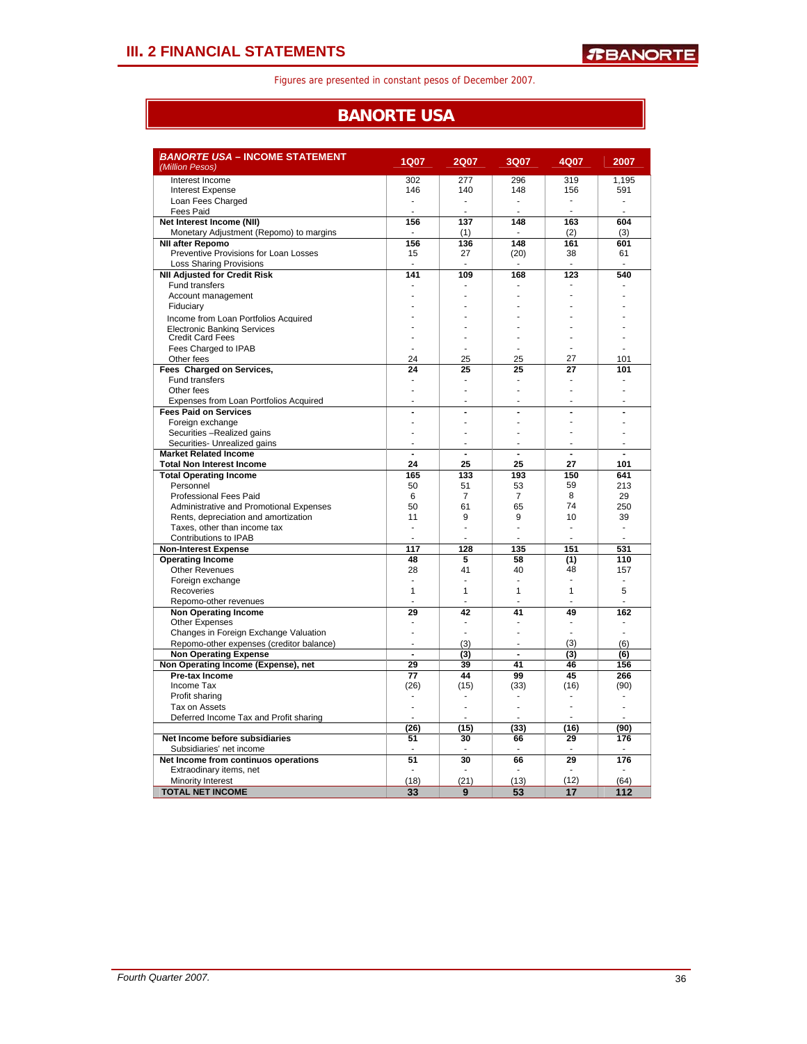# III. 2 FINANCIAL STATEMENTS

Figures are presented in constant pesos of December 2007.

## BANORTE USA

| ***BANORTE USA – INCOME STATEMENT*** *(Million Pesos)* | 1Q07 | 2Q07 | 3Q07 | 4Q07 | 2007 |
|---|---|---|---|---|---|
| Interest Income | 302 | 277 | 296 | 319 | 1,195 |
| Interest Expense | 146 | 140 | 148 | 156 | 591 |
| Loan Fees Charged | - | - | - | - | - |
| Fees Paid | - | - | - | - | - |
| **Net Interest Income (NII)** | **156** | **137** | **148** | **163** | **604** |
| Monetary Adjustment (Repomo) to margins | - | (1) | - | (2) | (3) |
| **NII after Repomo** | **156** | **136** | **148** | **161** | **601** |
| Preventive Provisions for Loan Losses | 15 | 27 | (20) | 38 | 61 |
| Loss Sharing Provisions | - | - | - | - | - |
| **NII Adjusted for Credit Risk** | **141** | **109** | **168** | **123** | **540** |
| Fund transfers | - | - | - | - | - |
| Account management | - | - | - | - | - |
| Fiduciary | - | - | - | - | - |
| Income from Loan Portfolios Acquired | - | - | - | - | - |
| Electronic Banking Services | - | - | - | - | - |
| Credit Card Fees | - | - | - | - | - |
| Fees Charged to IPAB | - | - | - | - | - |
| Other fees | 24 | 25 | 25 | 27 | 101 |
| **Fees Charged on Services,** | **24** | **25** | **25** | **27** | **101** |
| Fund transfers | - | - | - | - | - |
| Other fees | - | - | - | - | - |
| Expenses from Loan Portfolios Acquired | - | - | - | - | - |
| **Fees Paid on Services** | **-** | **-** | **-** | **-** | **-** |
| Foreign exchange | - | - | - | - | - |
| Securities –Realized gains | - | - | - | - | - |
| Securities- Unrealized gains | - | - | - | - | - |
| **Market Related Income** | **-** | **-** | **-** | **-** | **-** |
| **Total Non Interest Income** | **24** | **25** | **25** | **27** | **101** |
| **Total Operating Income** | **165** | **133** | **193** | **150** | **641** |
| Personnel | 50 | 51 | 53 | 59 | 213 |
| Professional Fees Paid | 6 | 7 | 7 | 8 | 29 |
| Administrative and Promotional Expenses | 50 | 61 | 65 | 74 | 250 |
| Rents, depreciation and amortization | 11 | 9 | 9 | 10 | 39 |
| Taxes, other than income tax | - | - | - | - | - |
| Contributions to IPAB | - | - | - | - | - |
| **Non-Interest Expense** | **117** | **128** | **135** | **151** | **531** |
| **Operating Income** | **48** | **5** | **58** | **(1)** | **110** |
| Other Revenues | 28 | 41 | 40 | 48 | 157 |
| Foreign exchange | - | - | - | - | - |
| Recoveries | 1 | 1 | 1 | 1 | 5 |
| Repomo-other revenues | - | - | - | - | - |
| **Non Operating Income** | **29** | **42** | **41** | **49** | **162** |
| Other Expenses | - | - | - | - | - |
| Changes in Foreign Exchange Valuation | - | - | - | - | - |
| Repomo-other expenses (creditor balance) | - | (3) | - | (3) | (6) |
| **Non Operating Expense** | **-** | **(3)** | **-** | **(3)** | **(6)** |
| **Non Operating Income (Expense), net** | **29** | **39** | **41** | **46** | **156** |
| **Pre-tax Income** | **77** | **44** | **99** | **45** | **266** |
| Income Tax | (26) | (15) | (33) | (16) | (90) |
| Profit sharing | - | - | - | - | - |
| Tax on Assets | - | - | - | - | - |
| Deferred Income Tax and Profit sharing | - | - | - | - | - |
| | **(26)** | **(15)** | **(33)** | **(16)** | **(90)** |
| **Net Income before subsidiaries** | **51** | **30** | **66** | **29** | **176** |
| Subsidiaries' net income | - | - | - | - | - |
| **Net Income from continuos operations** | **51** | **30** | **66** | **29** | **176** |
| Extraodinary items, net | - | - | - | - | - |
| Minority Interest | (18) | (21) | (13) | (12) | (64) |
| **TOTAL NET INCOME** | **33** | **9** | **53** | **17** | **112** |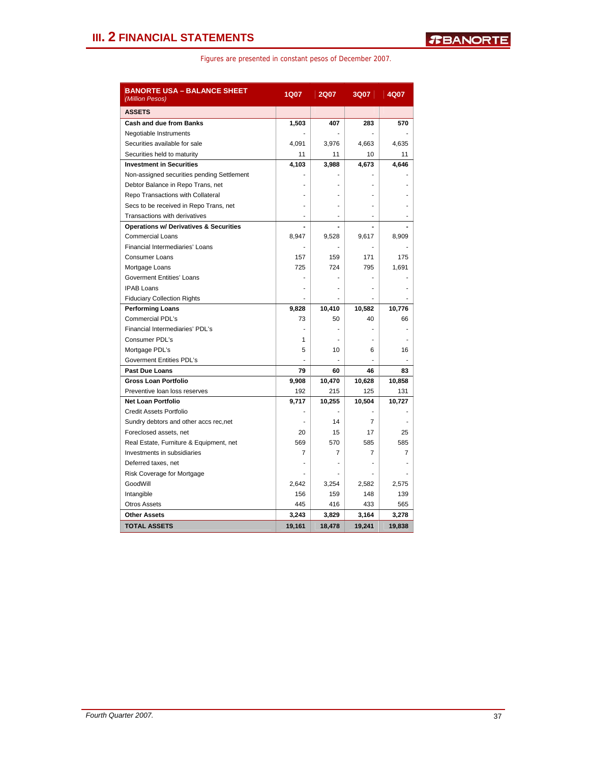# III. 2 FINANCIAL STATEMENTS

Figures are presented in constant pesos of December 2007.

| **BANORTE USA – BALANCE SHEET** *(Million Pesos)* | **1Q07** | **2Q07** | **3Q07** | **4Q07** |
|---|---|---|---|---|
| **ASSETS** | | | | |
| **Cash and due from Banks** | **1,503** | **407** | **283** | **570** |
| Negotiable Instruments | - | - | - | - |
| Securities available for sale | 4,091 | 3,976 | 4,663 | 4,635 |
| Securities held to maturity | 11 | 11 | 10 | 11 |
| **Investment in Securities** | **4,103** | **3,988** | **4,673** | **4,646** |
| Non-assigned securities pending Settlement | - | - | - | - |
| Debtor Balance in Repo Trans, net | - | - | - | - |
| Repo Transactions with Collateral | - | - | - | - |
| Secs to be received in Repo Trans, net | - | - | - | - |
| Transactions with derivatives | - | - | - | - |
| **Operations w/ Derivatives & Securities** | **-** | **-** | **-** | **-** |
| Commercial Loans | 8,947 | 9,528 | 9,617 | 8,909 |
| Financial Intermediaries' Loans | - | - | - | - |
| Consumer Loans | 157 | 159 | 171 | 175 |
| Mortgage Loans | 725 | 724 | 795 | 1,691 |
| Goverment Entities' Loans | - | - | - | - |
| IPAB Loans | - | - | - | - |
| Fiduciary Collection Rights | - | - | - | - |
| **Performing Loans** | **9,828** | **10,410** | **10,582** | **10,776** |
| Commercial PDL's | 73 | 50 | 40 | 66 |
| Financial Intermediaries' PDL's | - | - | - | - |
| Consumer PDL's | 1 | - | - | - |
| Mortgage PDL's | 5 | 10 | 6 | 16 |
| Goverment Entities PDL's | - | - | - | - |
| **Past Due Loans** | **79** | **60** | **46** | **83** |
| **Gross Loan Portfolio** | **9,908** | **10,470** | **10,628** | **10,858** |
| Preventive loan loss reserves | 192 | 215 | 125 | 131 |
| **Net Loan Portfolio** | **9,717** | **10,255** | **10,504** | **10,727** |
| Credit Assets Portfolio | - | - | - | - |
| Sundry debtors and other accs rec,net | - | 14 | 7 | - |
| Foreclosed assets, net | 20 | 15 | 17 | 25 |
| Real Estate, Furniture & Equipment, net | 569 | 570 | 585 | 585 |
| Investments in subsidiaries | 7 | 7 | 7 | 7 |
| Deferred taxes, net | - | - | - | - |
| Risk Coverage for Mortgage | - | - | - | - |
| GoodWill | 2,642 | 3,254 | 2,582 | 2,575 |
| Intangible | 156 | 159 | 148 | 139 |
| Otros Assets | 445 | 416 | 433 | 565 |
| **Other Assets** | **3,243** | **3,829** | **3,164** | **3,278** |
| **TOTAL ASSETS** | **19,161** | **18,478** | **19,241** | **19,838** |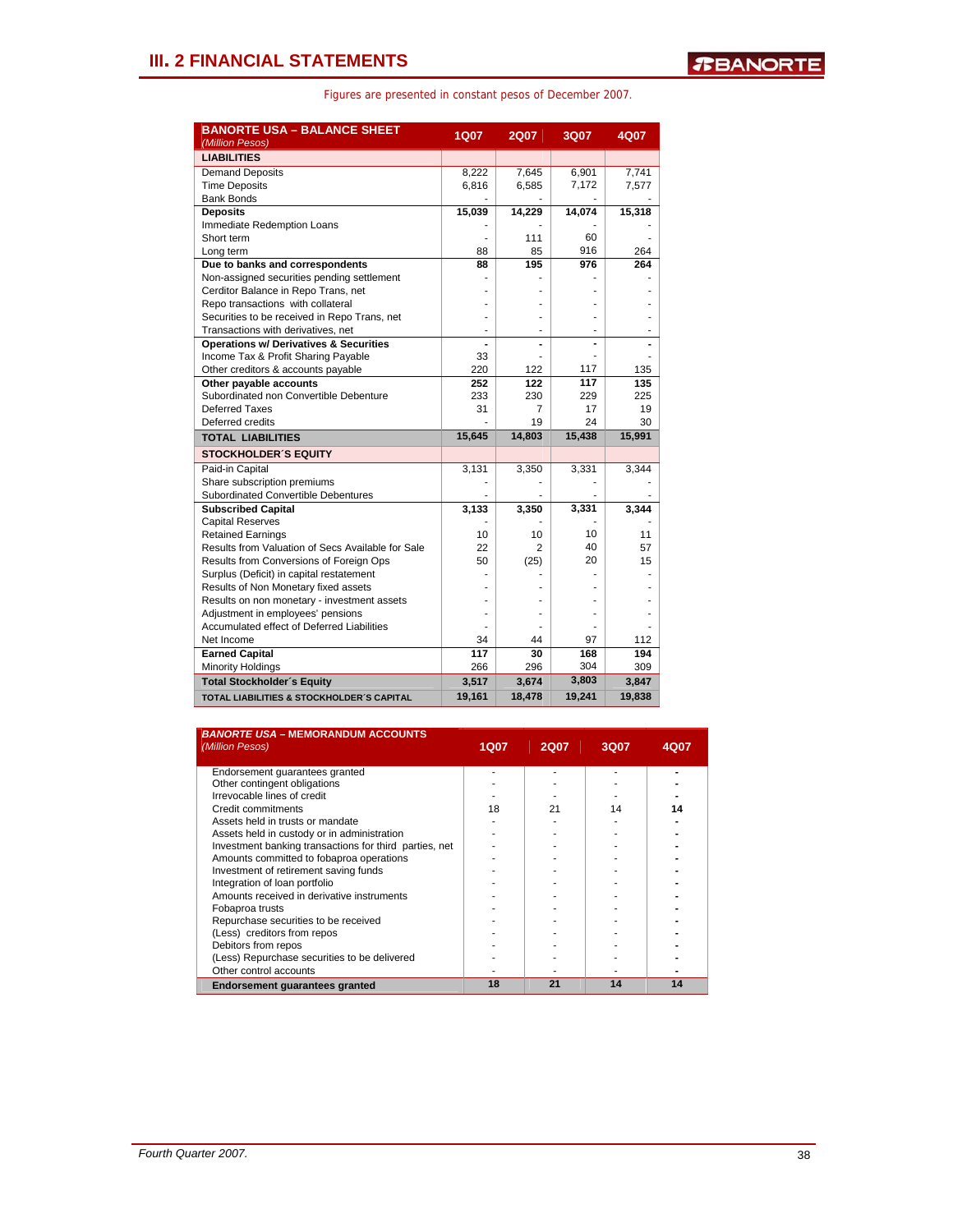## III. 2 FINANCIAL STATEMENTS

Figures are presented in constant pesos of December 2007.

| BANORTE USA – BALANCE SHEET *(Million Pesos)* | 1Q07 | 2Q07 | 3Q07 | 4Q07 |
|---|---|---|---|---|
| **LIABILITIES** | | | | |
| Demand Deposits | 8,222 | 7,645 | 6,901 | 7,741 |
| Time Deposits | 6,816 | 6,585 | 7,172 | 7,577 |
| Bank Bonds | - | - | - | - |
| **Deposits** | **15,039** | **14,229** | **14,074** | **15,318** |
| Immediate Redemption Loans | - | - | - | - |
| Short term | - | 111 | 60 | - |
| Long term | 88 | 85 | 916 | 264 |
| **Due to banks and correspondents** | **88** | **195** | **976** | **264** |
| Non-assigned securities pending settlement | - | - | - | - |
| Cerditor Balance in Repo Trans, net | - | - | - | - |
| Repo transactions with collateral | - | - | - | - |
| Securities to be received in Repo Trans, net | - | - | - | - |
| Transactions with derivatives, net | - | - | - | - |
| **Operations w/ Derivatives & Securities** | **-** | **-** | **-** | **-** |
| Income Tax & Profit Sharing Payable | 33 | - | - | - |
| Other creditors & accounts payable | 220 | 122 | 117 | 135 |
| **Other payable accounts** | **252** | **122** | **117** | **135** |
| Subordinated non Convertible Debenture | 233 | 230 | 229 | 225 |
| Deferred Taxes | 31 | 7 | 17 | 19 |
| Deferred credits | - | 19 | 24 | 30 |
| **TOTAL LIABILITIES** | **15,645** | **14,803** | **15,438** | **15,991** |
| **STOCKHOLDER´S EQUITY** | | | | |
| Paid-in Capital | 3,131 | 3,350 | 3,331 | 3,344 |
| Share subscription premiums | - | - | - | - |
| Subordinated Convertible Debentures | - | - | - | - |
| **Subscribed Capital** | **3,133** | **3,350** | **3,331** | **3,344** |
| Capital Reserves | - | - | - | - |
| Retained Earnings | 10 | 10 | 10 | 11 |
| Results from Valuation of Secs Available for Sale | 22 | 2 | 40 | 57 |
| Results from Conversions of Foreign Ops | 50 | (25) | 20 | 15 |
| Surplus (Deficit) in capital restatement | - | - | - | - |
| Results of Non Monetary fixed assets | - | - | - | - |
| Results on non monetary - investment assets | - | - | - | - |
| Adjustment in employees' pensions | - | - | - | - |
| Accumulated effect of Deferred Liabilities | - | - | - | - |
| Net Income | 34 | 44 | 97 | 112 |
| **Earned Capital** | **117** | **30** | **168** | **194** |
| Minority Holdings | 266 | 296 | 304 | 309 |
| **Total Stockholder´s Equity** | **3,517** | **3,674** | **3,803** | **3,847** |
| **TOTAL LIABILITIES & STOCKHOLDER´S CAPITAL** | **19,161** | **18,478** | **19,241** | **19,838** |

| *BANORTE USA* – MEMORANDUM ACCOUNTS *(Million Pesos)* | 1Q07 | 2Q07 | 3Q07 | 4Q07 |
|---|---|---|---|---|
| Endorsement guarantees granted | - | - | - | - |
| Other contingent obligations | - | - | - | - |
| Irrevocable lines of credit | - | - | - | - |
| Credit commitments | 18 | 21 | 14 | 14 |
| Assets held in trusts or mandate | - | - | - | - |
| Assets held in custody or in administration | - | - | - | - |
| Investment banking transactions for third parties, net | - | - | - | - |
| Amounts committed to fobaproa operations | - | - | - | - |
| Investment of retirement saving funds | - | - | - | - |
| Integration of loan portfolio | - | - | - | - |
| Amounts received in derivative instruments | - | - | - | - |
| Fobaproa trusts | - | - | - | - |
| Repurchase securities to be received | - | - | - | - |
| (Less) creditors from repos | - | - | - | - |
| Debitors from repos | - | - | - | - |
| (Less) Repurchase securities to be delivered | - | - | - | - |
| Other control accounts | - | - | - | - |
| **Endorsement guarantees granted** | **18** | **21** | **14** | **14** |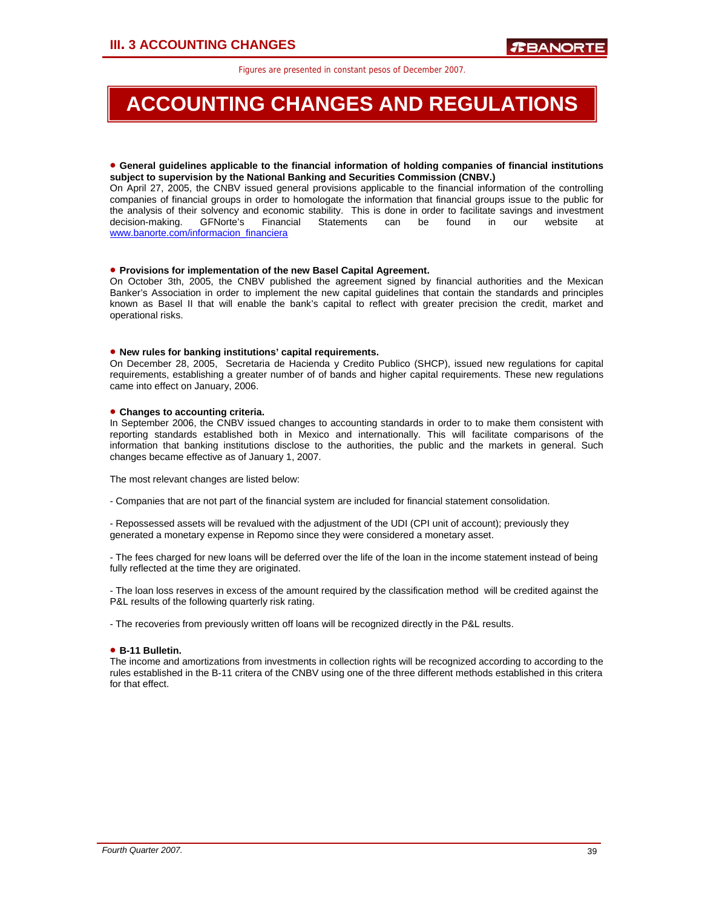# ACCOUNTING CHANGES AND REGULATIONS

Figures are presented in constant pesos of December 2007.

- **General guidelines applicable to the financial information of holding companies of financial institutions subject to supervision by the National Banking and Securities Commission (CNBV.)**

On April 27, 2005, the CNBV issued general provisions applicable to the financial information of the controlling companies of financial groups in order to homologate the information that financial groups issue to the public for the analysis of their solvency and economic stability. This is done in order to facilitate savings and investment decision-making. GFNorte's Financial Statements can be found in our website at www.banorte.com/informacion_financiera

- **Provisions for implementation of the new Basel Capital Agreement.**

On October 3th, 2005, the CNBV published the agreement signed by financial authorities and the Mexican Banker's Association in order to implement the new capital guidelines that contain the standards and principles known as Basel II that will enable the bank's capital to reflect with greater precision the credit, market and operational risks.

- **New rules for banking institutions' capital requirements.**

On December 28, 2005, Secretaria de Hacienda y Credito Publico (SHCP), issued new regulations for capital requirements, establishing a greater number of of bands and higher capital requirements. These new regulations came into effect on January, 2006.

- **Changes to accounting criteria.**

In September 2006, the CNBV issued changes to accounting standards in order to to make them consistent with reporting standards established both in Mexico and internationally. This will facilitate comparisons of the information that banking institutions disclose to the authorities, the public and the markets in general. Such changes became effective as of January 1, 2007.

The most relevant changes are listed below:

- Companies that are not part of the financial system are included for financial statement consolidation.

- Repossessed assets will be revalued with the adjustment of the UDI (CPI unit of account); previously they generated a monetary expense in Repomo since they were considered a monetary asset.

- The fees charged for new loans will be deferred over the life of the loan in the income statement instead of being fully reflected at the time they are originated.

- The loan loss reserves in excess of the amount required by the classification method will be credited against the P&L results of the following quarterly risk rating.

- The recoveries from previously written off loans will be recognized directly in the P&L results.

- **B-11 Bulletin.**

The income and amortizations from investments in collection rights will be recognized according to according to the rules established in the B-11 critera of the CNBV using one of the three different methods established in this critera for that effect.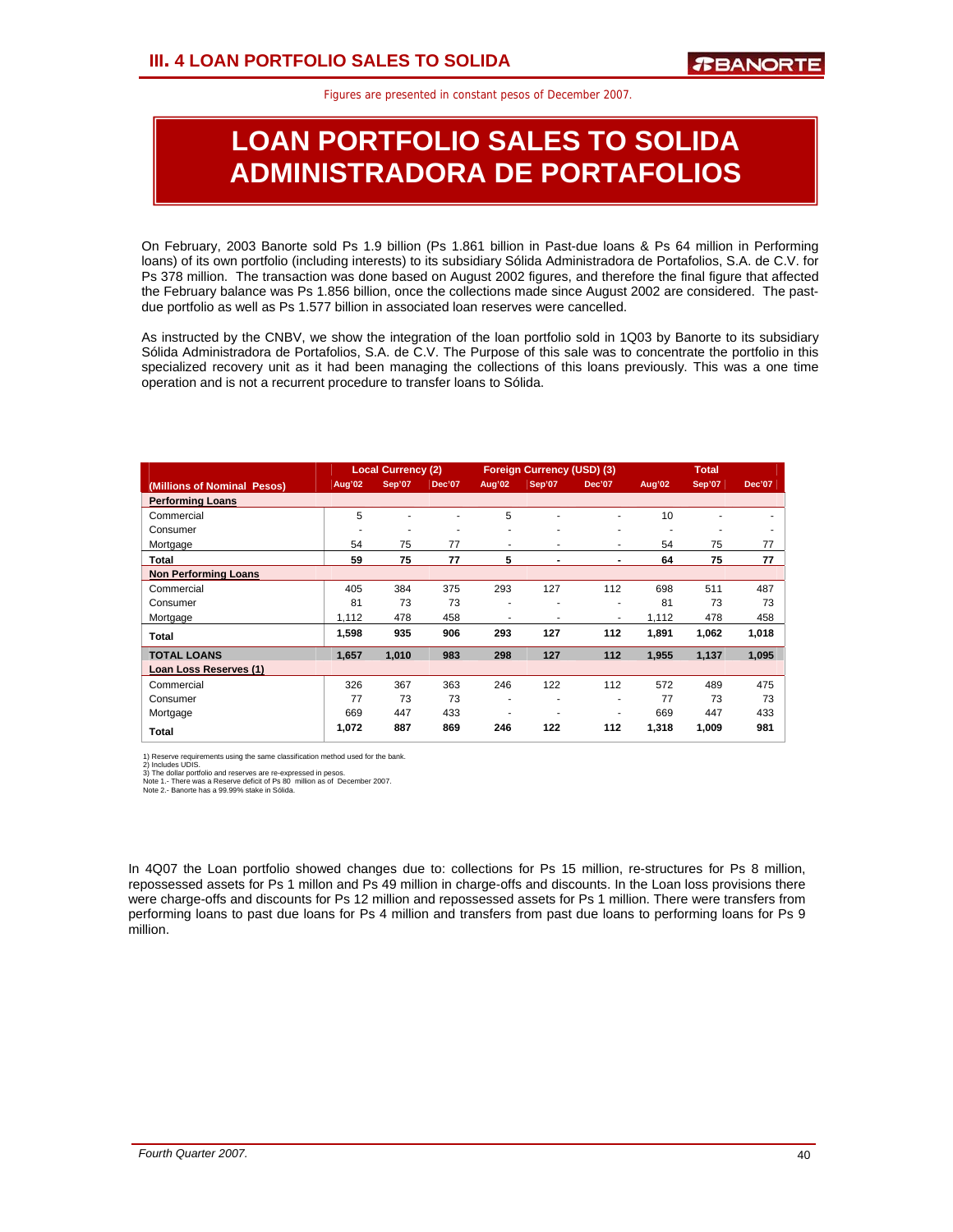## III. 4 LOAN PORTFOLIO SALES TO SOLIDA

Figures are presented in constant pesos of December 2007.

# LOAN PORTFOLIO SALES TO SOLIDA ADMINISTRADORA DE PORTAFOLIOS

On February, 2003 Banorte sold Ps 1.9 billion (Ps 1.861 billion in Past-due loans & Ps 64 million in Performing loans) of its own portfolio (including interests) to its subsidiary Sólida Administradora de Portafolios, S.A. de C.V. for Ps 378 million. The transaction was done based on August 2002 figures, and therefore the final figure that affected the February balance was Ps 1.856 billion, once the collections made since August 2002 are considered. The past-due portfolio as well as Ps 1.577 billion in associated loan reserves were cancelled.

As instructed by the CNBV, we show the integration of the loan portfolio sold in 1Q03 by Banorte to its subsidiary Sólida Administradora de Portafolios, S.A. de C.V. The Purpose of this sale was to concentrate the portfolio in this specialized recovery unit as it had been managing the collections of this loans previously. This was a one time operation and is not a recurrent procedure to transfer loans to Sólida.

| (Millions of Nominal Pesos) | Local Currency (2) | | | Foreign Currency (USD) (3) | | | Total | | |
|---|---|---|---|---|---|---|---|---|---|
| | Aug'02 | Sep'07 | Dec'07 | Aug'02 | Sep'07 | Dec'07 | Aug'02 | Sep'07 | Dec'07 |
| **Performing Loans** | | | | | | | | | |
| Commercial | 5 | - | - | 5 | - | - | 10 | - | - |
| Consumer | - | - | - | - | - | - | - | - | - |
| Mortgage | 54 | 75 | 77 | - | - | - | 54 | 75 | 77 |
| **Total** | **59** | **75** | **77** | **5** | **-** | **-** | **64** | **75** | **77** |
| **Non Performing Loans** | | | | | | | | | |
| Commercial | 405 | 384 | 375 | 293 | 127 | 112 | 698 | 511 | 487 |
| Consumer | 81 | 73 | 73 | - | - | - | 81 | 73 | 73 |
| Mortgage | 1,112 | 478 | 458 | - | - | - | 1,112 | 478 | 458 |
| **Total** | **1,598** | **935** | **906** | **293** | **127** | **112** | **1,891** | **1,062** | **1,018** |
| **TOTAL LOANS** | **1,657** | **1,010** | **983** | **298** | **127** | **112** | **1,955** | **1,137** | **1,095** |
| **Loan Loss Reserves (1)** | | | | | | | | | |
| Commercial | 326 | 367 | 363 | 246 | 122 | 112 | 572 | 489 | 475 |
| Consumer | 77 | 73 | 73 | - | - | - | 77 | 73 | 73 |
| Mortgage | 669 | 447 | 433 | - | - | - | 669 | 447 | 433 |
| **Total** | **1,072** | **887** | **869** | **246** | **122** | **112** | **1,318** | **1,009** | **981** |

1) Reserve requirements using the same classification method used for the bank.
2) Includes UDIS.
3) The dollar portfolio and reserves are re-expressed in pesos.
Note 1.- There was a Reserve deficit of Ps 80 million as of December 2007.
Note 2.- Banorte has a 99.99% stake in Sólida.

In 4Q07 the Loan portfolio showed changes due to: collections for Ps 15 million, re-structures for Ps 8 million, repossessed assets for Ps 1 millon and Ps 49 million in charge-offs and discounts. In the Loan loss provisions there were charge-offs and discounts for Ps 12 million and repossessed assets for Ps 1 million. There were transfers from performing loans to past due loans for Ps 4 million and transfers from past due loans to performing loans for Ps 9 million.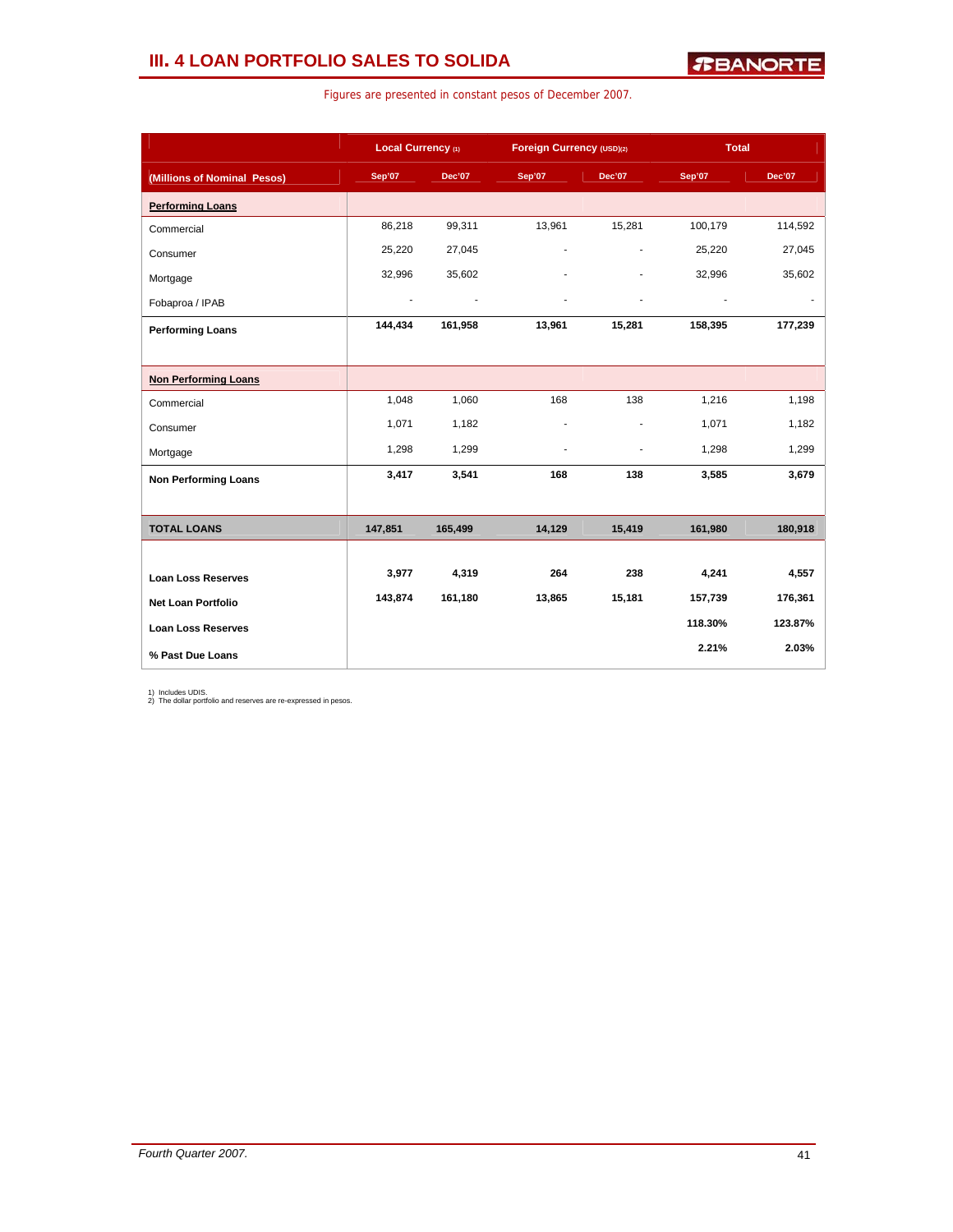## III. 4 LOAN PORTFOLIO SALES TO SOLIDA

Figures are presented in constant pesos of December 2007.

| | Local Currency (1) | | Foreign Currency (USD)(2) | | Total | |
|---|---|---|---|---|---|---|
| (Millions of Nominal Pesos) | Sep'07 | Dec'07 | Sep'07 | Dec'07 | Sep'07 | Dec'07 |
| **Performing Loans** | | | | | | |
| Commercial | 86,218 | 99,311 | 13,961 | 15,281 | 100,179 | 114,592 |
| Consumer | 25,220 | 27,045 | - | - | 25,220 | 27,045 |
| Mortgage | 32,996 | 35,602 | - | - | 32,996 | 35,602 |
| Fobaproa / IPAB | - | - | - | - | - | - |
| **Performing Loans** | **144,434** | **161,958** | **13,961** | **15,281** | **158,395** | **177,239** |
| **Non Performing Loans** | | | | | | |
| Commercial | 1,048 | 1,060 | 168 | 138 | 1,216 | 1,198 |
| Consumer | 1,071 | 1,182 | - | - | 1,071 | 1,182 |
| Mortgage | 1,298 | 1,299 | - | - | 1,298 | 1,299 |
| **Non Performing Loans** | **3,417** | **3,541** | **168** | **138** | **3,585** | **3,679** |
| **TOTAL LOANS** | **147,851** | **165,499** | **14,129** | **15,419** | **161,980** | **180,918** |
| **Loan Loss Reserves** | **3,977** | **4,319** | **264** | **238** | **4,241** | **4,557** |
| **Net Loan Portfolio** | **143,874** | **161,180** | **13,865** | **15,181** | **157,739** | **176,361** |
| **Loan Loss Reserves** | | | | | **118.30%** | **123.87%** |
| **% Past Due Loans** | | | | | **2.21%** | **2.03%** |

1) Includes UDIS.
2) The dollar portfolio and reserves are re-expressed in pesos.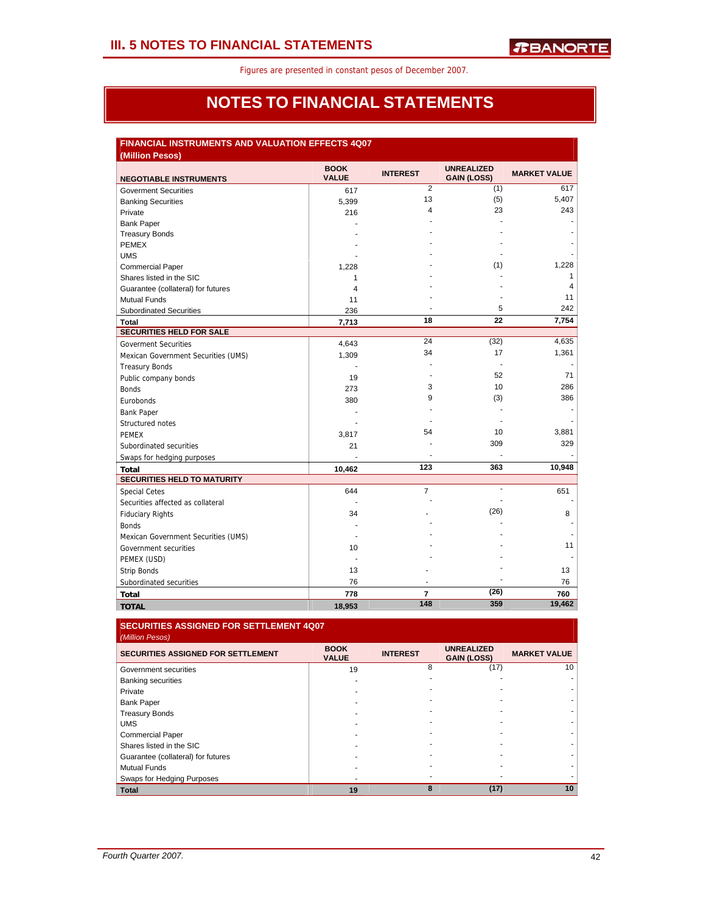Figures are presented in constant pesos of December 2007.

# NOTES TO FINANCIAL STATEMENTS

## FINANCIAL INSTRUMENTS AND VALUATION EFFECTS 4Q07

(Million Pesos)

| NEGOTIABLE INSTRUMENTS | BOOK VALUE | INTEREST | UNREALIZED GAIN (LOSS) | MARKET VALUE |
|---|---|---|---|---|
| Goverment Securities | 617 | 2 | (1) | 617 |
| Banking Securities | 5,399 | 13 | (5) | 5,407 |
| Private | 216 | 4 | 23 | 243 |
| Bank Paper | - | - | - | - |
| Treasury Bonds | - | - | - | - |
| PEMEX | - | - | - | - |
| UMS | - | - | - | - |
| Commercial Paper | 1,228 | - | (1) | 1,228 |
| Shares listed in the SIC | 1 | - | - | 1 |
| Guarantee (collateral) for futures | 4 | - | - | 4 |
| Mutual Funds | 11 | - | - | 11 |
| Subordinated Securities | 236 | - | 5 | 242 |
| **Total** | **7,713** | **18** | **22** | **7,754** |
| **SECURITIES HELD FOR SALE** | | | | |
| Goverment Securities | 4,643 | 24 | (32) | 4,635 |
| Mexican Government Securities (UMS) | 1,309 | 34 | 17 | 1,361 |
| Treasury Bonds | - | - | - | - |
| Public company bonds | 19 | - | 52 | 71 |
| Bonds | 273 | 3 | 10 | 286 |
| Eurobonds | 380 | 9 | (3) | 386 |
| Bank Paper | - | - | - | - |
| Structured notes | - | - | - | - |
| PEMEX | 3,817 | 54 | 10 | 3,881 |
| Subordinated securities | 21 | - | 309 | 329 |
| Swaps for hedging purposes | - | - | - | - |
| **Total** | **10,462** | **123** | **363** | **10,948** |
| **SECURITIES HELD TO MATURITY** | | | | |
| Special Cetes | 644 | 7 | - | 651 |
| Securities affected as collateral | - | - | - | - |
| Fiduciary Rights | 34 | - | (26) | 8 |
| Bonds | - | - | - | - |
| Mexican Government Securities (UMS) | - | - | - | - |
| Government securities | 10 | - | - | 11 |
| PEMEX (USD) | - | - | - | - |
| Strip Bonds | 13 | - | - | 13 |
| Subordinated securities | 76 | - | - | 76 |
| **Total** | **778** | **7** | **(26)** | **760** |
| **TOTAL** | **18,953** | **148** | **359** | **19,462** |

## SECURITIES ASSIGNED FOR SETTLEMENT 4Q07

*(Million Pesos)*

| SECURITIES ASSIGNED FOR SETTLEMENT | BOOK VALUE | INTEREST | UNREALIZED GAIN (LOSS) | MARKET VALUE |
|---|---|---|---|---|
| Government securities | 19 | 8 | (17) | 10 |
| Banking securities | - | - | - | - |
| Private | - | - | - | - |
| Bank Paper | - | - | - | - |
| Treasury Bonds | - | - | - | - |
| UMS | - | - | - | - |
| Commercial Paper | - | - | - | - |
| Shares listed in the SIC | - | - | - | - |
| Guarantee (collateral) for futures | - | - | - | - |
| Mutual Funds | - | - | - | - |
| Swaps for Hedging Purposes | - | - | - | - |
| **Total** | **19** | **8** | **(17)** | **10** |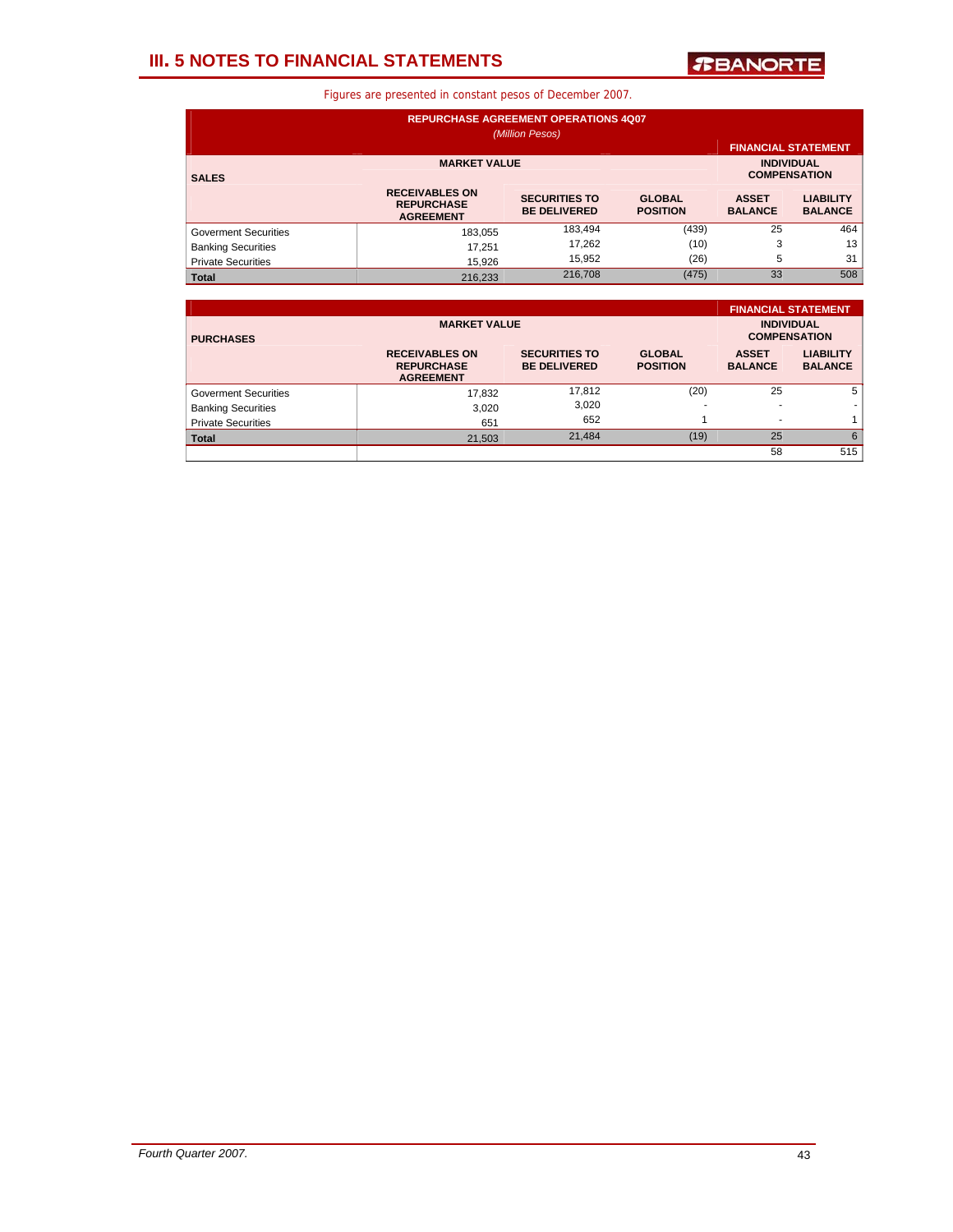# III. 5 NOTES TO FINANCIAL STATEMENTS

Figures are presented in constant pesos of December 2007.

**REPURCHASE AGREEMENT OPERATIONS 4Q07**

*(Million Pesos)*

| SALES | MARKET VALUE | | | FINANCIAL STATEMENT INDIVIDUAL COMPENSATION | |
|---|---|---|---|---|---|
| | RECEIVABLES ON REPURCHASE AGREEMENT | SECURITIES TO BE DELIVERED | GLOBAL POSITION | ASSET BALANCE | LIABILITY BALANCE |
| Goverment Securities | 183,055 | 183,494 | (439) | 25 | 464 |
| Banking Securities | 17,251 | 17,262 | (10) | 3 | 13 |
| Private Securities | 15,926 | 15,952 | (26) | 5 | 31 |
| **Total** | 216,233 | 216,708 | (475) | 33 | 508 |

| PURCHASES | MARKET VALUE | | | FINANCIAL STATEMENT INDIVIDUAL COMPENSATION | |
|---|---|---|---|---|---|
| | RECEIVABLES ON REPURCHASE AGREEMENT | SECURITIES TO BE DELIVERED | GLOBAL POSITION | ASSET BALANCE | LIABILITY BALANCE |
| Goverment Securities | 17,832 | 17,812 | (20) | 25 | 5 |
| Banking Securities | 3,020 | 3,020 | - | - | - |
| Private Securities | 651 | 652 | 1 | - | 1 |
| **Total** | 21,503 | 21,484 | (19) | 25 | 6 |
| | | | | 58 | 515 |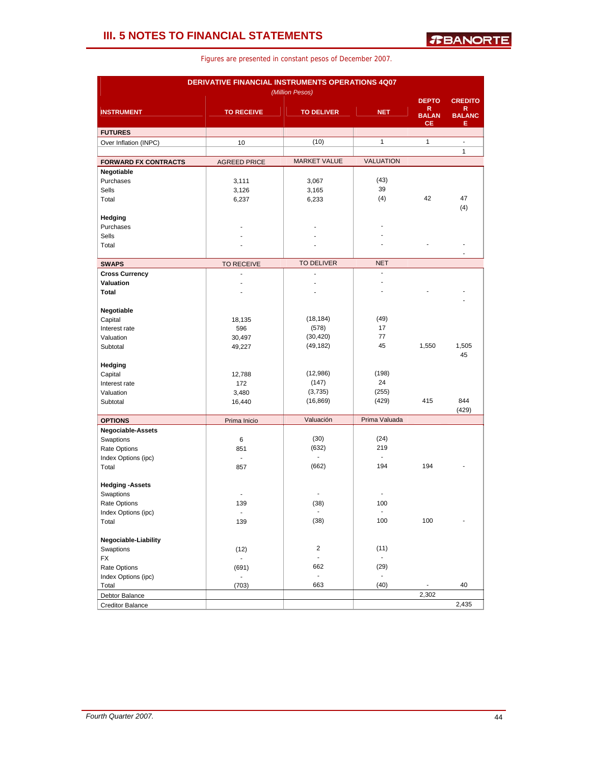# III. 5 NOTES TO FINANCIAL STATEMENTS

Figures are presented in constant pesos of December 2007.

**DERIVATIVE FINANCIAL INSTRUMENTS OPERATIONS 4Q07**

*(Million Pesos)*

| INSTRUMENT | TO RECEIVE | TO DELIVER | NET | DEPTOR BALANCE | CREDITOR BALANCE |
|---|---|---|---|---|---|
| **FUTURES** | | | | | |
| Over Inflation (INPC) | 10 | (10) | 1 | 1 | - |
| | | | | | 1 |
| **FORWARD FX CONTRACTS** | AGREED PRICE | MARKET VALUE | VALUATION | | |
| **Negotiable** | | | | | |
| Purchases | 3,111 | 3,067 | (43) | | |
| Sells | 3,126 | 3,165 | 39 | | |
| Total | 6,237 | 6,233 | (4) | 42 | 47 |
| | | | | | (4) |
| **Hedging** | | | | | |
| Purchases | - | - | - | | |
| Sells | - | - | - | | |
| Total | - | - | - | - | - |
| | | | | | - |
| **SWAPS** | TO RECEIVE | TO DELIVER | NET | | |
| **Cross Currency** | - | - | - | | |
| **Valuation** | - | - | - | | |
| **Total** | - | - | - | - | - |
| | | | | | - |
| **Negotiable** | | | | | |
| Capital | 18,135 | (18,184) | (49) | | |
| Interest rate | 596 | (578) | 17 | | |
| Valuation | 30,497 | (30,420) | 77 | | |
| Subtotal | 49,227 | (49,182) | 45 | 1,550 | 1,505 |
| | | | | | 45 |
| **Hedging** | | | | | |
| Capital | 12,788 | (12,986) | (198) | | |
| Interest rate | 172 | (147) | 24 | | |
| Valuation | 3,480 | (3,735) | (255) | | |
| Subtotal | 16,440 | (16,869) | (429) | 415 | 844 |
| | | | | | (429) |
| **OPTIONS** | Prima Inicio | Valuación | Prima Valuada | | |
| **Negociable-Assets** | | | | | |
| Swaptions | 6 | (30) | (24) | | |
| Rate Options | 851 | (632) | 219 | | |
| Index Options (ipc) | - | - | - | | |
| Total | 857 | (662) | 194 | 194 | - |
| **Hedging -Assets** | | | | | |
| Swaptions | - | - | - | | |
| Rate Options | 139 | (38) | 100 | | |
| Index Options (ipc) | - | - | - | | |
| Total | 139 | (38) | 100 | 100 | - |
| **Negociable-Liability** | | | | | |
| Swaptions | (12) | 2 | (11) | | |
| FX | - | - | - | | |
| Rate Options | (691) | 662 | (29) | | |
| Index Options (ipc) | - | - | - | | |
| Total | (703) | 663 | (40) | - | 40 |
| Debtor Balance | | | | 2,302 | |
| Creditor Balance | | | | | 2,435 |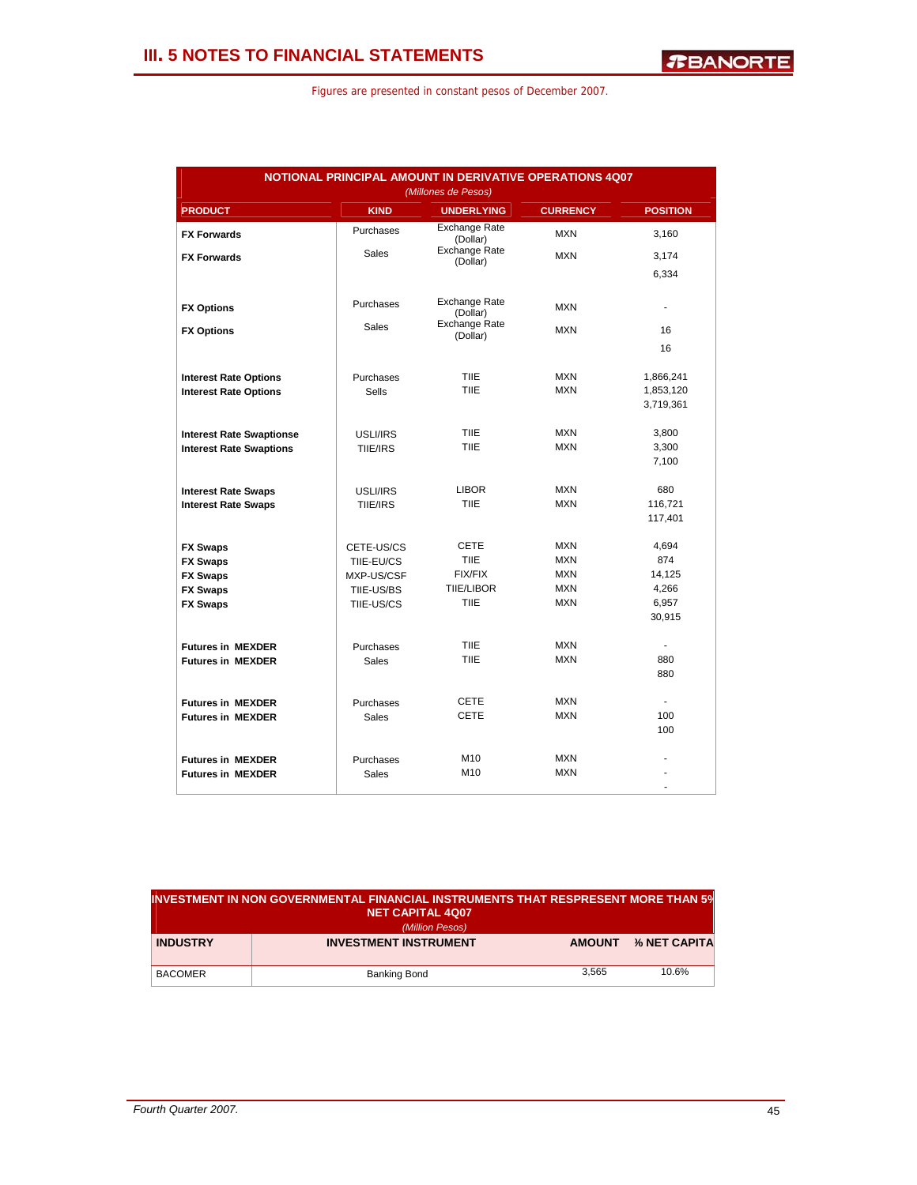## III. 5 NOTES TO FINANCIAL STATEMENTS

Figures are presented in constant pesos of December 2007.

**NOTIONAL PRINCIPAL AMOUNT IN DERIVATIVE OPERATIONS 4Q07**

*(Millones de Pesos)*

| PRODUCT | KIND | UNDERLYING | CURRENCY | POSITION |
|---|---|---|---|---|
| **FX Forwards** | Purchases | Exchange Rate (Dollar) | MXN | 3,160 |
| **FX Forwards** | Sales | Exchange Rate (Dollar) | MXN | 3,174 |
| | | | | 6,334 |
| **FX Options** | Purchases | Exchange Rate (Dollar) | MXN | - |
| **FX Options** | Sales | Exchange Rate (Dollar) | MXN | 16 |
| | | | | 16 |
| **Interest Rate Options** | Purchases | TIIE | MXN | 1,866,241 |
| **Interest Rate Options** | Sells | TIIE | MXN | 1,853,120 |
| | | | | 3,719,361 |
| **Interest Rate Swaptionse** | USLI/IRS | TIIE | MXN | 3,800 |
| **Interest Rate Swaptions** | TIIE/IRS | TIIE | MXN | 3,300 |
| | | | | 7,100 |
| **Interest Rate Swaps** | USLI/IRS | LIBOR | MXN | 680 |
| **Interest Rate Swaps** | TIIE/IRS | TIIE | MXN | 116,721 |
| | | | | 117,401 |
| **FX Swaps** | CETE-US/CS | CETE | MXN | 4,694 |
| **FX Swaps** | TIIE-EU/CS | TIIE | MXN | 874 |
| **FX Swaps** | MXP-US/CSF | FIX/FIX | MXN | 14,125 |
| **FX Swaps** | TIIE-US/BS | TIIE/LIBOR | MXN | 4,266 |
| **FX Swaps** | TIIE-US/CS | TIIE | MXN | 6,957 |
| | | | | 30,915 |
| **Futures in MEXDER** | Purchases | TIIE | MXN | - |
| **Futures in MEXDER** | Sales | TIIE | MXN | 880 |
| | | | | 880 |
| **Futures in MEXDER** | Purchases | CETE | MXN | - |
| **Futures in MEXDER** | Sales | CETE | MXN | 100 |
| | | | | 100 |
| **Futures in MEXDER** | Purchases | M10 | MXN | - |
| **Futures in MEXDER** | Sales | M10 | MXN | - |
| | | | | - |

**INVESTMENT IN NON GOVERNMENTAL FINANCIAL INSTRUMENTS THAT RESPRESENT MORE THAN 5% NET CAPITAL 4Q07**

*(Million Pesos)*

| INDUSTRY | INVESTMENT INSTRUMENT | AMOUNT | % NET CAPITA |
|---|---|---|---|
| BACOMER | Banking Bond | 3,565 | 10.6% |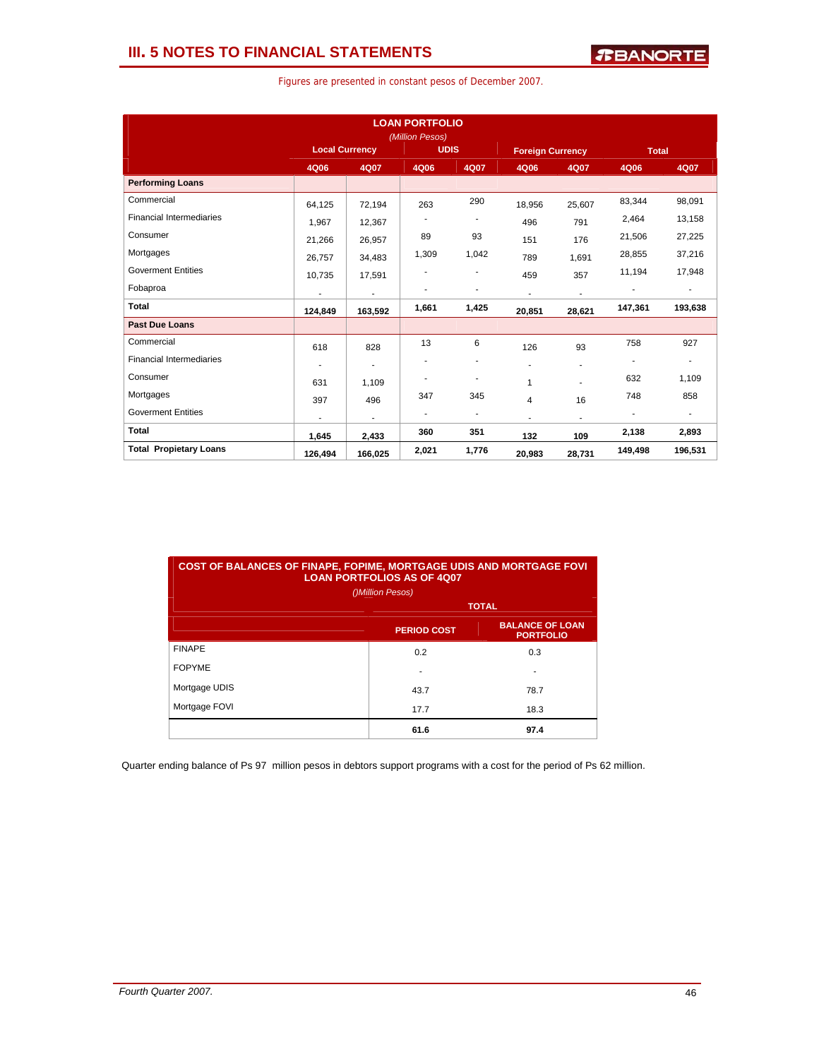## III. 5 NOTES TO FINANCIAL STATEMENTS

Figures are presented in constant pesos of December 2007.

**LOAN PORTFOLIO**
*(Million Pesos)*

| | Local Currency | | UDIS | | Foreign Currency | | Total | |
|---|---|---|---|---|---|---|---|---|
| | 4Q06 | 4Q07 | 4Q06 | 4Q07 | 4Q06 | 4Q07 | 4Q06 | 4Q07 |
| **Performing Loans** | | | | | | | | |
| Commercial | 64,125 | 72,194 | 263 | 290 | 18,956 | 25,607 | 83,344 | 98,091 |
| Financial Intermediaries | 1,967 | 12,367 | - | - | 496 | 791 | 2,464 | 13,158 |
| Consumer | 21,266 | 26,957 | 89 | 93 | 151 | 176 | 21,506 | 27,225 |
| Mortgages | 26,757 | 34,483 | 1,309 | 1,042 | 789 | 1,691 | 28,855 | 37,216 |
| Goverment Entities | 10,735 | 17,591 | - | - | 459 | 357 | 11,194 | 17,948 |
| Fobaproa | - | - | - | - | - | - | - | - |
| **Total** | **124,849** | **163,592** | **1,661** | **1,425** | **20,851** | **28,621** | **147,361** | **193,638** |
| **Past Due Loans** | | | | | | | | |
| Commercial | 618 | 828 | 13 | 6 | 126 | 93 | 758 | 927 |
| Financial Intermediaries | - | - | - | - | - | - | - | - |
| Consumer | 631 | 1,109 | - | - | 1 | - | 632 | 1,109 |
| Mortgages | 397 | 496 | 347 | 345 | 4 | 16 | 748 | 858 |
| Goverment Entities | - | - | - | - | - | - | - | - |
| **Total** | **1,645** | **2,433** | **360** | **351** | **132** | **109** | **2,138** | **2,893** |
| **Total Propietary Loans** | **126,494** | **166,025** | **2,021** | **1,776** | **20,983** | **28,731** | **149,498** | **196,531** |

**COST OF BALANCES OF FINAPE, FOPIME, MORTGAGE UDIS AND MORTGAGE FOVI LOAN PORTFOLIOS AS OF 4Q07**
*()Million Pesos)*

| | TOTAL | |
|---|---|---|
| | PERIOD COST | BALANCE OF LOAN PORTFOLIO |
| FINAPE | 0.2 | 0.3 |
| FOPYME | - | - |
| Mortgage UDIS | 43.7 | 78.7 |
| Mortgage FOVI | 17.7 | 18.3 |
| | **61.6** | **97.4** |

Quarter ending balance of Ps 97 million pesos in debtors support programs with a cost for the period of Ps 62 million.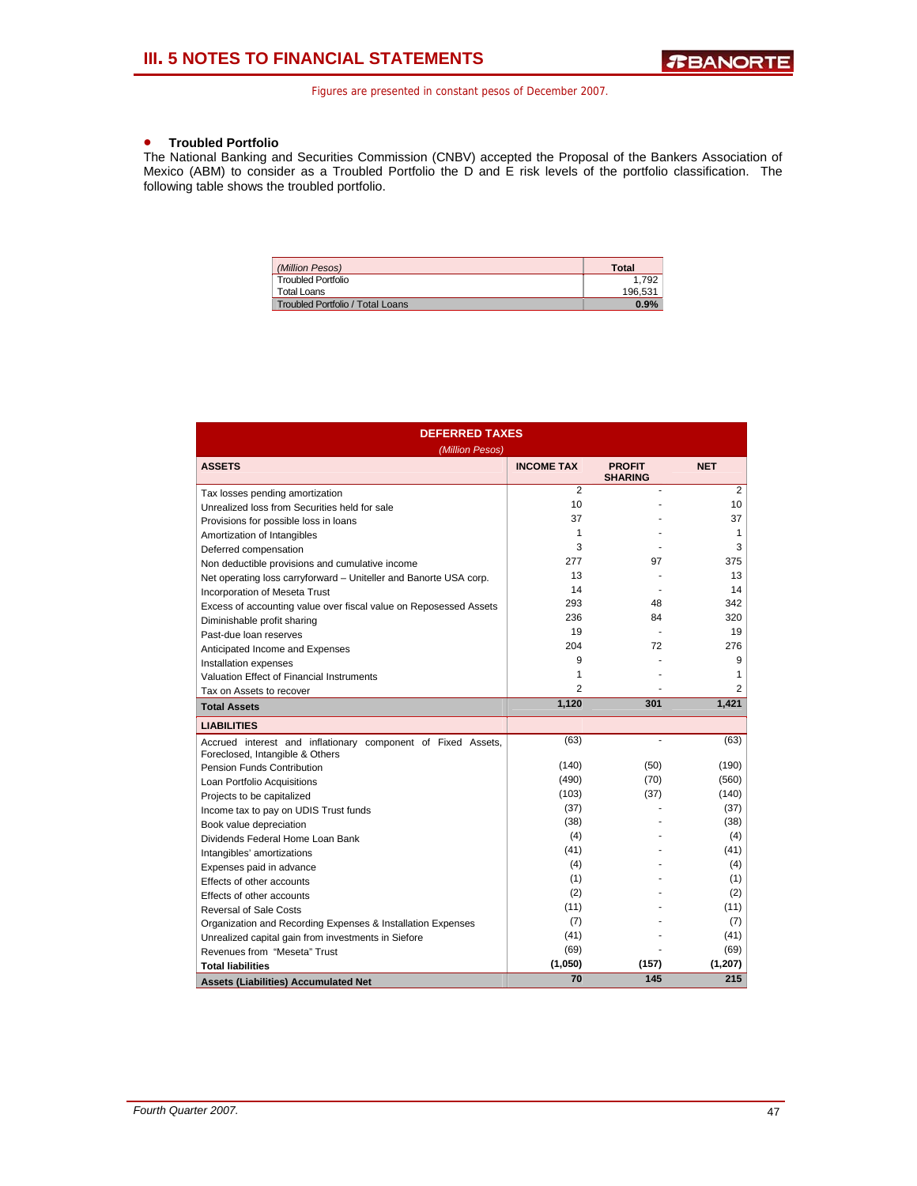- **Troubled Portfolio**

The National Banking and Securities Commission (CNBV) accepted the Proposal of the Bankers Association of Mexico (ABM) to consider as a Troubled Portfolio the D and E risk levels of the portfolio classification. The following table shows the troubled portfolio.

| *(Million Pesos)* | **Total** |
|---|---|
| Troubled Portfolio | 1,792 |
| Total Loans | 196,531 |
| Troubled Portfolio / Total Loans | **0.9%** |

| **DEFERRED TAXES** *(Million Pesos)* | | | |
|---|---|---|---|
| **ASSETS** | **INCOME TAX** | **PROFIT SHARING** | **NET** |
| Tax losses pending amortization | 2 | - | 2 |
| Unrealized loss from Securities held for sale | 10 | - | 10 |
| Provisions for possible loss in loans | 37 | - | 37 |
| Amortization of Intangibles | 1 | - | 1 |
| Deferred compensation | 3 | - | 3 |
| Non deductible provisions and cumulative income | 277 | 97 | 375 |
| Net operating loss carryforward – Uniteller and Banorte USA corp. | 13 | - | 13 |
| Incorporation of Meseta Trust | 14 | - | 14 |
| Excess of accounting value over fiscal value on Reposessed Assets | 293 | 48 | 342 |
| Diminishable profit sharing | 236 | 84 | 320 |
| Past-due loan reserves | 19 | - | 19 |
| Anticipated Income and Expenses | 204 | 72 | 276 |
| Installation expenses | 9 | - | 9 |
| Valuation Effect of Financial Instruments | 1 | - | 1 |
| Tax on Assets to recover | 2 | - | 2 |
| **Total Assets** | **1,120** | **301** | **1,421** |
| **LIABILITIES** | | | |
| Accrued interest and inflationary component of Fixed Assets, Foreclosed, Intangible & Others | (63) | - | (63) |
| Pension Funds Contribution | (140) | (50) | (190) |
| Loan Portfolio Acquisitions | (490) | (70) | (560) |
| Projects to be capitalized | (103) | (37) | (140) |
| Income tax to pay on UDIS Trust funds | (37) | - | (37) |
| Book value depreciation | (38) | - | (38) |
| Dividends Federal Home Loan Bank | (4) | - | (4) |
| Intangibles' amortizations | (41) | - | (41) |
| Expenses paid in advance | (4) | - | (4) |
| Effects of other accounts | (1) | - | (1) |
| Effects of other accounts | (2) | - | (2) |
| Reversal of Sale Costs | (11) | - | (11) |
| Organization and Recording Expenses & Installation Expenses | (7) | - | (7) |
| Unrealized capital gain from investments in Siefore | (41) | - | (41) |
| Revenues from "Meseta" Trust | (69) | - | (69) |
| **Total liabilities** | **(1,050)** | **(157)** | **(1,207)** |
| **Assets (Liabilities) Accumulated Net** | **70** | **145** | **215** |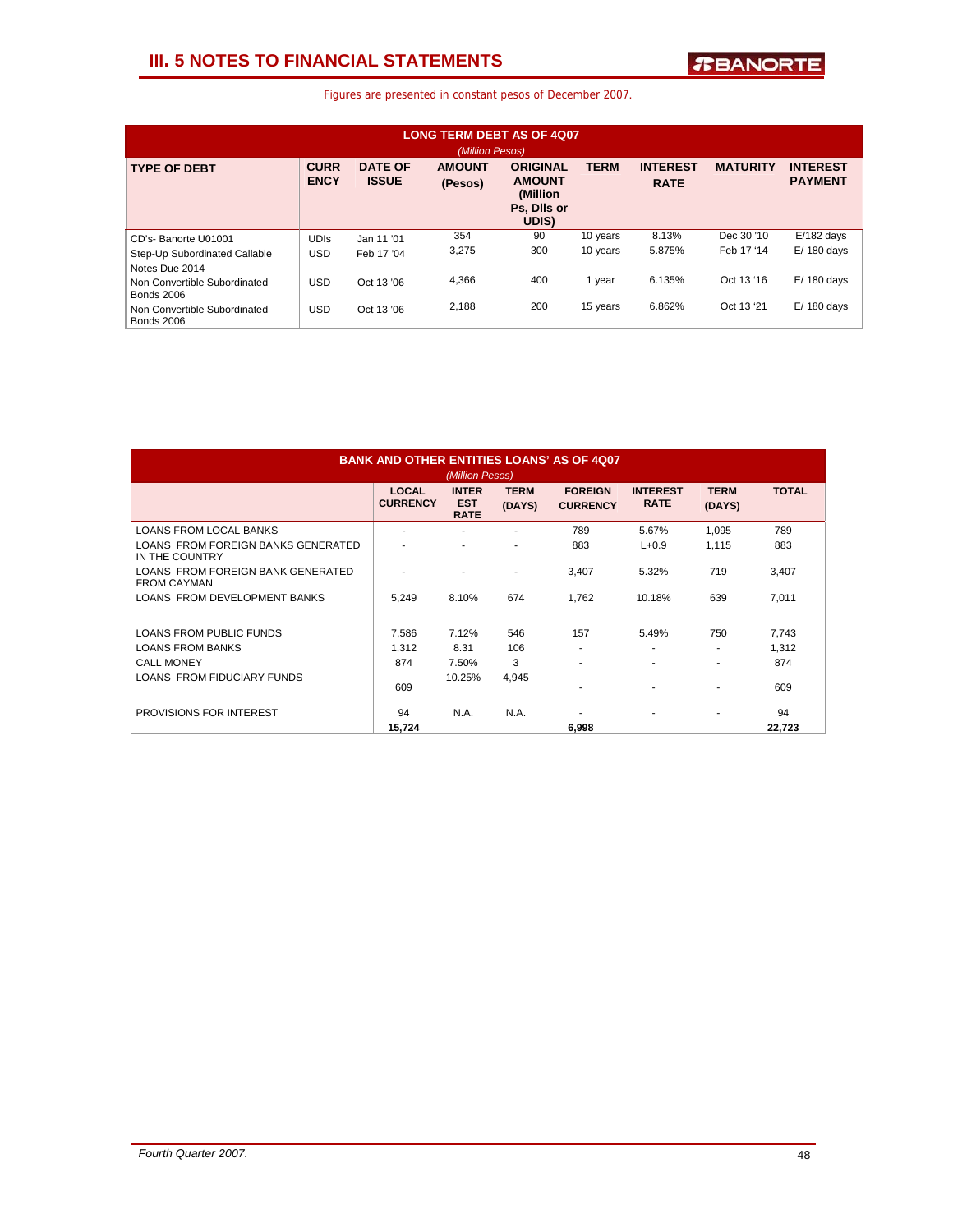# III. 5 NOTES TO FINANCIAL STATEMENTS

Figures are presented in constant pesos of December 2007.

**LONG TERM DEBT AS OF 4Q07**
*(Million Pesos)*

| TYPE OF DEBT | CURRENCY | DATE OF ISSUE | AMOUNT (Pesos) | ORIGINAL AMOUNT (Million Ps, Dlls or UDIS) | TERM | INTEREST RATE | MATURITY | INTEREST PAYMENT |
|---|---|---|---|---|---|---|---|---|
| CD's- Banorte U01001 | UDIs | Jan 11 '01 | 354 | 90 | 10 years | 8.13% | Dec 30 '10 | E/182 days |
| Step-Up Subordinated Callable Notes Due 2014 | USD | Feb 17 '04 | 3,275 | 300 | 10 years | 5.875% | Feb 17 '14 | E/ 180 days |
| Non Convertible Subordinated Bonds 2006 | USD | Oct 13 '06 | 4,366 | 400 | 1 year | 6.135% | Oct 13 '16 | E/ 180 days |
| Non Convertible Subordinated Bonds 2006 | USD | Oct 13 '06 | 2,188 | 200 | 15 years | 6.862% | Oct 13 '21 | E/ 180 days |

**BANK AND OTHER ENTITIES LOANS' AS OF 4Q07**
*(Million Pesos)*

| | LOCAL CURRENCY | INTEREST RATE | TERM (DAYS) | FOREIGN CURRENCY | INTEREST RATE | TERM (DAYS) | TOTAL |
|---|---|---|---|---|---|---|---|
| LOANS FROM LOCAL BANKS | - | - | - | 789 | 5.67% | 1,095 | 789 |
| LOANS FROM FOREIGN BANKS GENERATED IN THE COUNTRY | - | - | - | 883 | L+0.9 | 1,115 | 883 |
| LOANS FROM FOREIGN BANK GENERATED FROM CAYMAN | - | - | - | 3,407 | 5.32% | 719 | 3,407 |
| LOANS FROM DEVELOPMENT BANKS | 5,249 | 8.10% | 674 | 1,762 | 10.18% | 639 | 7,011 |
| LOANS FROM PUBLIC FUNDS | 7,586 | 7.12% | 546 | 157 | 5.49% | 750 | 7,743 |
| LOANS FROM BANKS | 1,312 | 8.31 | 106 | - | - | - | 1,312 |
| CALL MONEY | 874 | 7.50% | 3 | - | - | - | 874 |
| LOANS FROM FIDUCIARY FUNDS | 609 | 10.25% | 4,945 | - | - | - | 609 |
| PROVISIONS FOR INTEREST | 94 | N.A. | N.A. | - | - | - | 94 |
| | 15,724 | | | 6,998 | | | 22,723 |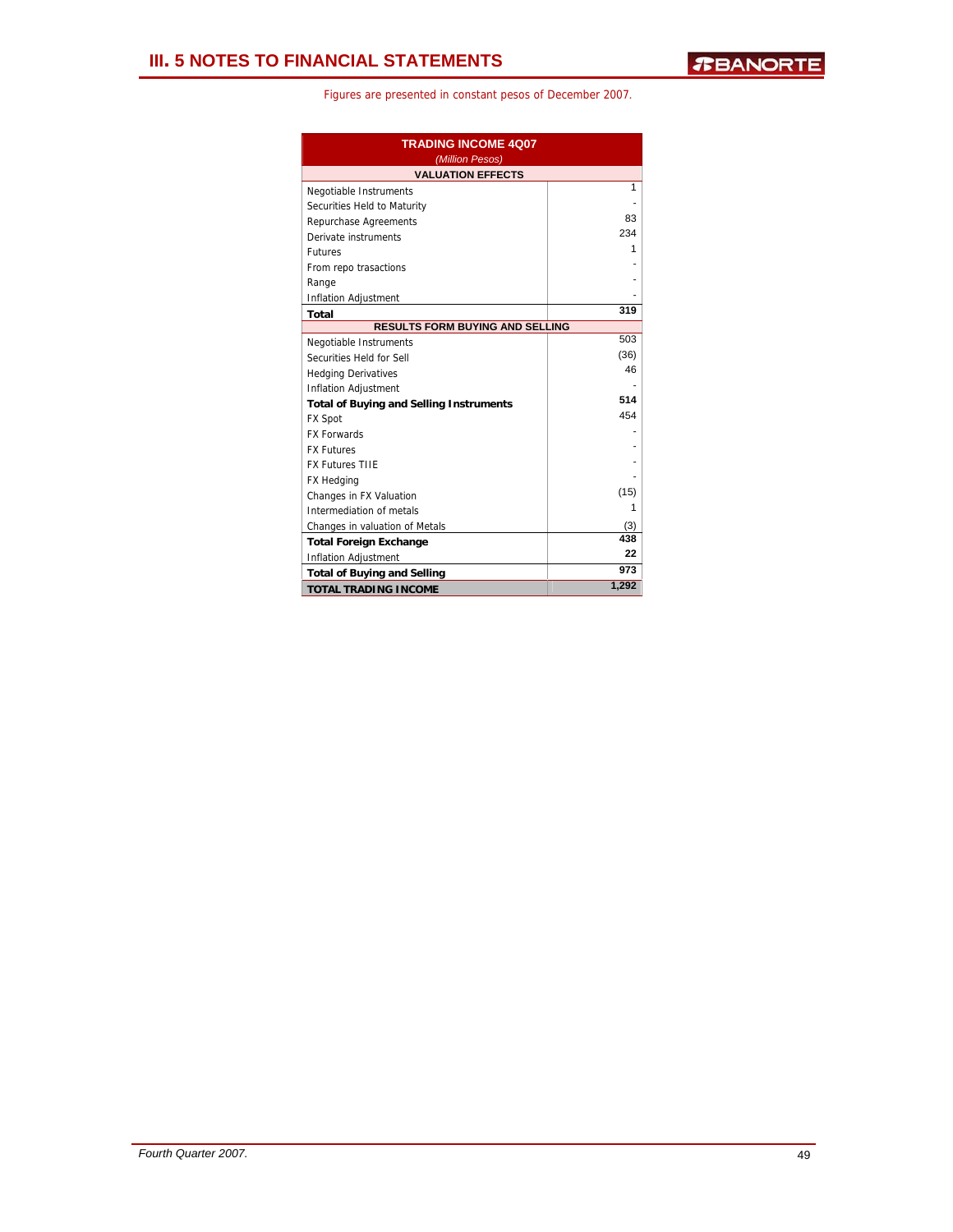# III. 5 NOTES TO FINANCIAL STATEMENTS

Figures are presented in constant pesos of December 2007.

| TRADING INCOME 4Q07 *(Million Pesos)* | |
|---|---|
| **VALUATION EFFECTS** | |
| Negotiable Instruments | 1 |
| Securities Held to Maturity | - |
| Repurchase Agreements | 83 |
| Derivate instruments | 234 |
| Futures | 1 |
| From repo trasactions | - |
| Range | - |
| Inflation Adjustment | - |
| **Total** | **319** |
| **RESULTS FORM BUYING AND SELLING** | |
| Negotiable Instruments | 503 |
| Securities Held for Sell | (36) |
| Hedging Derivatives | 46 |
| Inflation Adjustment | - |
| **Total of Buying and Selling Instruments** | **514** |
| FX Spot | 454 |
| FX Forwards | - |
| FX Futures | - |
| FX Futures TIIE | - |
| FX Hedging | - |
| Changes in FX Valuation | (15) |
| Intermediation of metals | 1 |
| Changes in valuation of Metals | (3) |
| **Total Foreign Exchange** | **438** |
| Inflation Adjustment | 22 |
| **Total of Buying and Selling** | **973** |
| **TOTAL TRADING INCOME** | **1,292** |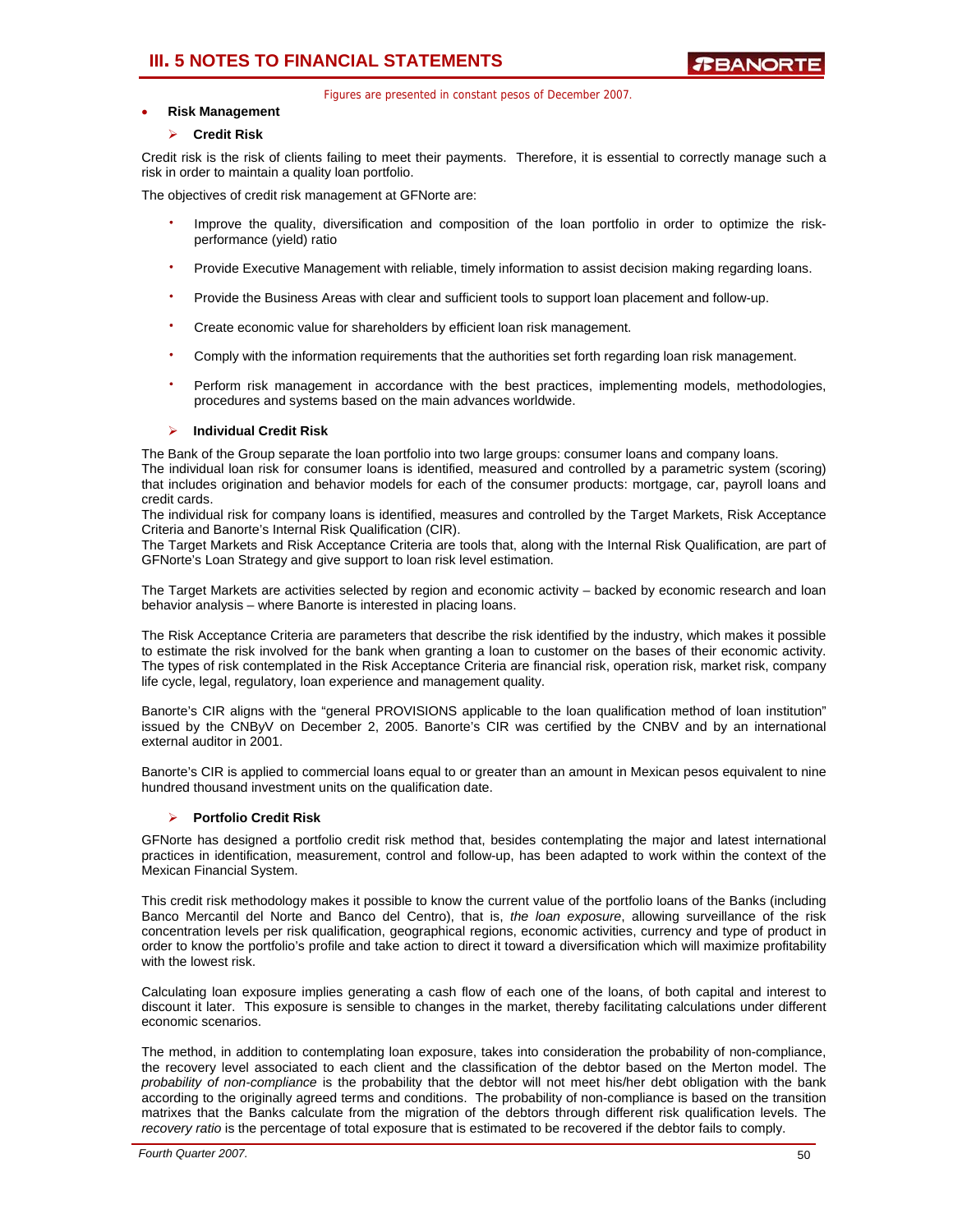Figures are presented in constant pesos of December 2007.

- **Risk Management**

## Credit Risk

Credit risk is the risk of clients failing to meet their payments. Therefore, it is essential to correctly manage such a risk in order to maintain a quality loan portfolio.

The objectives of credit risk management at GFNorte are:

- Improve the quality, diversification and composition of the loan portfolio in order to optimize the risk-performance (yield) ratio
- Provide Executive Management with reliable, timely information to assist decision making regarding loans.
- Provide the Business Areas with clear and sufficient tools to support loan placement and follow-up.
- Create economic value for shareholders by efficient loan risk management.
- Comply with the information requirements that the authorities set forth regarding loan risk management.
- Perform risk management in accordance with the best practices, implementing models, methodologies, procedures and systems based on the main advances worldwide.

## Individual Credit Risk

The Bank of the Group separate the loan portfolio into two large groups: consumer loans and company loans.
The individual loan risk for consumer loans is identified, measured and controlled by a parametric system (scoring) that includes origination and behavior models for each of the consumer products: mortgage, car, payroll loans and credit cards.
The individual risk for company loans is identified, measures and controlled by the Target Markets, Risk Acceptance Criteria and Banorte's Internal Risk Qualification (CIR).
The Target Markets and Risk Acceptance Criteria are tools that, along with the Internal Risk Qualification, are part of GFNorte's Loan Strategy and give support to loan risk level estimation.

The Target Markets are activities selected by region and economic activity – backed by economic research and loan behavior analysis – where Banorte is interested in placing loans.

The Risk Acceptance Criteria are parameters that describe the risk identified by the industry, which makes it possible to estimate the risk involved for the bank when granting a loan to customer on the bases of their economic activity. The types of risk contemplated in the Risk Acceptance Criteria are financial risk, operation risk, market risk, company life cycle, legal, regulatory, loan experience and management quality.

Banorte's CIR aligns with the "general PROVISIONS applicable to the loan qualification method of loan institution" issued by the CNByV on December 2, 2005. Banorte's CIR was certified by the CNBV and by an international external auditor in 2001.

Banorte's CIR is applied to commercial loans equal to or greater than an amount in Mexican pesos equivalent to nine hundred thousand investment units on the qualification date.

## Portfolio Credit Risk

GFNorte has designed a portfolio credit risk method that, besides contemplating the major and latest international practices in identification, measurement, control and follow-up, has been adapted to work within the context of the Mexican Financial System.

This credit risk methodology makes it possible to know the current value of the portfolio loans of the Banks (including Banco Mercantil del Norte and Banco del Centro), that is, *the loan exposure*, allowing surveillance of the risk concentration levels per risk qualification, geographical regions, economic activities, currency and type of product in order to know the portfolio's profile and take action to direct it toward a diversification which will maximize profitability with the lowest risk.

Calculating loan exposure implies generating a cash flow of each one of the loans, of both capital and interest to discount it later. This exposure is sensible to changes in the market, thereby facilitating calculations under different economic scenarios.

The method, in addition to contemplating loan exposure, takes into consideration the probability of non-compliance, the recovery level associated to each client and the classification of the debtor based on the Merton model. The *probability of non-compliance* is the probability that the debtor will not meet his/her debt obligation with the bank according to the originally agreed terms and conditions. The probability of non-compliance is based on the transition matrixes that the Banks calculate from the migration of the debtors through different risk qualification levels. The *recovery ratio* is the percentage of total exposure that is estimated to be recovered if the debtor fails to comply.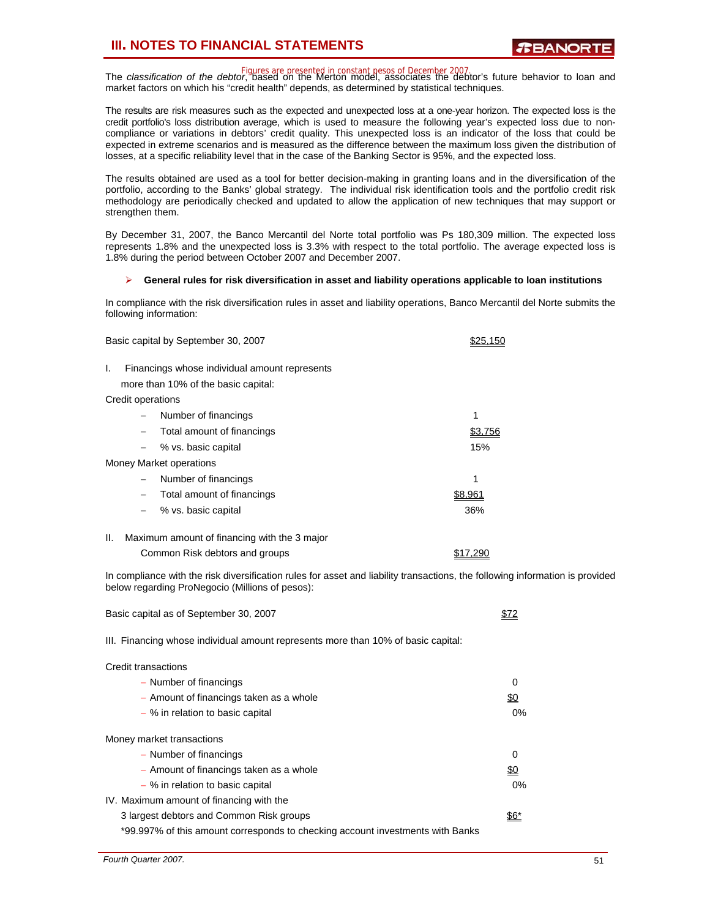Figures are presented in constant pesos of December 2007.

The *classification of the debtor*, based on the Merton model, associates the debtor's future behavior to loan and market factors on which his "credit health" depends, as determined by statistical techniques.

The results are risk measures such as the expected and unexpected loss at a one-year horizon. The expected loss is the credit portfolio's loss distribution average, which is used to measure the following year's expected loss due to non-compliance or variations in debtors' credit quality. This unexpected loss is an indicator of the loss that could be expected in extreme scenarios and is measured as the difference between the maximum loss given the distribution of losses, at a specific reliability level that in the case of the Banking Sector is 95%, and the expected loss.

The results obtained are used as a tool for better decision-making in granting loans and in the diversification of the portfolio, according to the Banks' global strategy. The individual risk identification tools and the portfolio credit risk methodology are periodically checked and updated to allow the application of new techniques that may support or strengthen them.

By December 31, 2007, the Banco Mercantil del Norte total portfolio was Ps 180,309 million. The expected loss represents 1.8% and the unexpected loss is 3.3% with respect to the total portfolio. The average expected loss is 1.8% during the period between October 2007 and December 2007.

- **General rules for risk diversification in asset and liability operations applicable to loan institutions**

In compliance with the risk diversification rules in asset and liability operations, Banco Mercantil del Norte submits the following information:

| | |
|---|---|
| Basic capital by September 30, 2007 | $25,150 |
| I. Financings whose individual amount represents more than 10% of the basic capital: | |
| Credit operations | |
| – Number of financings | 1 |
| – Total amount of financings | $3,756 |
| – % vs. basic capital | 15% |
| Money Market operations | |
| – Number of financings | 1 |
| – Total amount of financings | $8,961 |
| – % vs. basic capital | 36% |
| II. Maximum amount of financing with the 3 major Common Risk debtors and groups | $17,290 |

In compliance with the risk diversification rules for asset and liability transactions, the following information is provided below regarding ProNegocio (Millions of pesos):

| | |
|---|---|
| Basic capital as of September 30, 2007 | $72 |
| III. Financing whose individual amount represents more than 10% of basic capital: | |
| Credit transactions | |
| – Number of financings | 0 |
| – Amount of financings taken as a whole | $0 |
| – % in relation to basic capital | 0% |
| Money market transactions | |
| – Number of financings | 0 |
| – Amount of financings taken as a whole | $0 |
| – % in relation to basic capital | 0% |
| IV. Maximum amount of financing with the 3 largest debtors and Common Risk groups | $6* |

*99.997% of this amount corresponds to checking account investments with Banks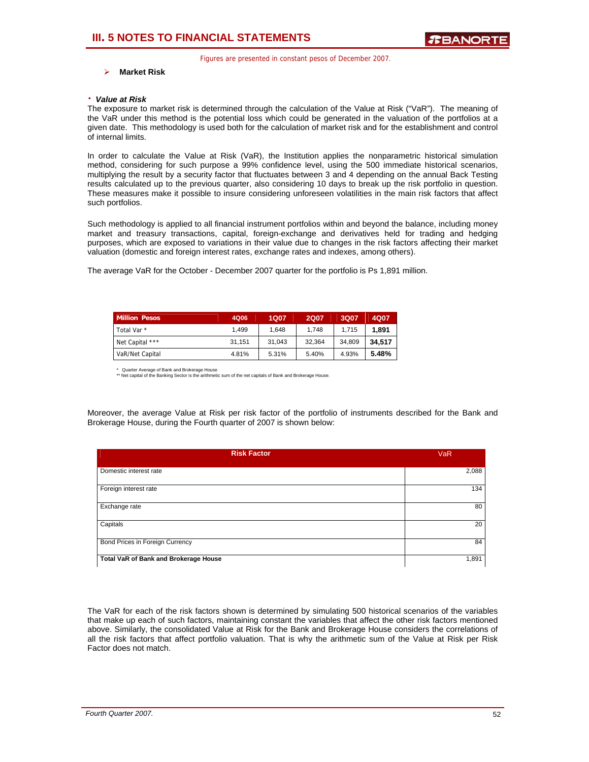## III. 5 NOTES TO FINANCIAL STATEMENTS

Figures are presented in constant pesos of December 2007.

- **Market Risk**

**· *Value at Risk***

The exposure to market risk is determined through the calculation of the Value at Risk ("VaR"). The meaning of the VaR under this method is the potential loss which could be generated in the valuation of the portfolios at a given date. This methodology is used both for the calculation of market risk and for the establishment and control of internal limits.

In order to calculate the Value at Risk (VaR), the Institution applies the nonparametric historical simulation method, considering for such purpose a 99% confidence level, using the 500 immediate historical scenarios, multiplying the result by a security factor that fluctuates between 3 and 4 depending on the annual Back Testing results calculated up to the previous quarter, also considering 10 days to break up the risk portfolio in question. These measures make it possible to insure considering unforeseen volatilities in the main risk factors that affect such portfolios.

Such methodology is applied to all financial instrument portfolios within and beyond the balance, including money market and treasury transactions, capital, foreign-exchange and derivatives held for trading and hedging purposes, which are exposed to variations in their value due to changes in the risk factors affecting their market valuation (domestic and foreign interest rates, exchange rates and indexes, among others).

The average VaR for the October - December 2007 quarter for the portfolio is Ps 1,891 million.

| Million Pesos | 4Q06 | 1Q07 | 2Q07 | 3Q07 | 4Q07 |
|---|---|---|---|---|---|
| Total Var * | 1,499 | 1,648 | 1,748 | 1,715 | **1,891** |
| Net Capital *** | 31,151 | 31,043 | 32,364 | 34,809 | **34,517** |
| VaR/Net Capital | 4.81% | 5.31% | 5.40% | 4.93% | **5.48%** |

\* Quarter Average of Bank and Brokerage House
** Net capital of the Banking Sector is the arithmetic sum of the net capitals of Bank and Brokerage House.

Moreover, the average Value at Risk per risk factor of the portfolio of instruments described for the Bank and Brokerage House, during the Fourth quarter of 2007 is shown below:

| Risk Factor | VaR |
|---|---|
| Domestic interest rate | 2,088 |
| Foreign interest rate | 134 |
| Exchange rate | 80 |
| Capitals | 20 |
| Bond Prices in Foreign Currency | 84 |
| **Total VaR of Bank and Brokerage House** | 1,891 |

The VaR for each of the risk factors shown is determined by simulating 500 historical scenarios of the variables that make up each of such factors, maintaining constant the variables that affect the other risk factors mentioned above. Similarly, the consolidated Value at Risk for the Bank and Brokerage House considers the correlations of all the risk factors that affect portfolio valuation. That is why the arithmetic sum of the Value at Risk per Risk Factor does not match.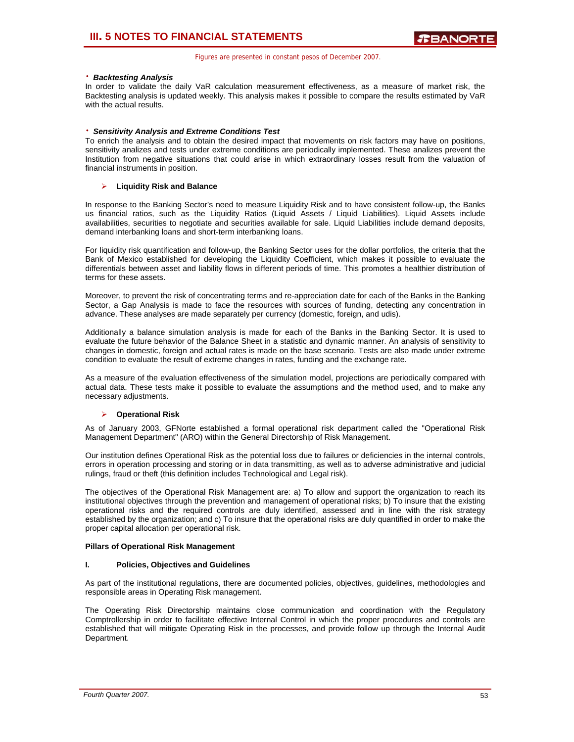- ***Backtesting Analysis***

In order to validate the daily VaR calculation measurement effectiveness, as a measure of market risk, the Backtesting analysis is updated weekly. This analysis makes it possible to compare the results estimated by VaR with the actual results.

- ***Sensitivity Analysis and Extreme Conditions Test***

To enrich the analysis and to obtain the desired impact that movements on risk factors may have on positions, sensitivity analizes and tests under extreme conditions are periodically implemented. These analizes prevent the Institution from negative situations that could arise in which extraordinary losses result from the valuation of financial instruments in position.

- **Liquidity Risk and Balance**

In response to the Banking Sector's need to measure Liquidity Risk and to have consistent follow-up, the Banks us financial ratios, such as the Liquidity Ratios (Liquid Assets / Liquid Liabilities). Liquid Assets include availabilities, securities to negotiate and securities available for sale. Liquid Liabilities include demand deposits, demand interbanking loans and short-term interbanking loans.

For liquidity risk quantification and follow-up, the Banking Sector uses for the dollar portfolios, the criteria that the Bank of Mexico established for developing the Liquidity Coefficient, which makes it possible to evaluate the differentials between asset and liability flows in different periods of time. This promotes a healthier distribution of terms for these assets.

Moreover, to prevent the risk of concentrating terms and re-appreciation date for each of the Banks in the Banking Sector, a Gap Analysis is made to face the resources with sources of funding, detecting any concentration in advance. These analyses are made separately per currency (domestic, foreign, and udis).

Additionally a balance simulation analysis is made for each of the Banks in the Banking Sector. It is used to evaluate the future behavior of the Balance Sheet in a statistic and dynamic manner. An analysis of sensitivity to changes in domestic, foreign and actual rates is made on the base scenario. Tests are also made under extreme condition to evaluate the result of extreme changes in rates, funding and the exchange rate.

As a measure of the evaluation effectiveness of the simulation model, projections are periodically compared with actual data. These tests make it possible to evaluate the assumptions and the method used, and to make any necessary adjustments.

- **Operational Risk**

As of January 2003, GFNorte established a formal operational risk department called the "Operational Risk Management Department" (ARO) within the General Directorship of Risk Management.

Our institution defines Operational Risk as the potential loss due to failures or deficiencies in the internal controls, errors in operation processing and storing or in data transmitting, as well as to adverse administrative and judicial rulings, fraud or theft (this definition includes Technological and Legal risk).

The objectives of the Operational Risk Management are: a) To allow and support the organization to reach its institutional objectives through the prevention and management of operational risks; b) To insure that the existing operational risks and the required controls are duly identified, assessed and in line with the risk strategy established by the organization; and c) To insure that the operational risks are duly quantified in order to make the proper capital allocation per operational risk.

**Pillars of Operational Risk Management**

**I. Policies, Objectives and Guidelines**

As part of the institutional regulations, there are documented policies, objectives, guidelines, methodologies and responsible areas in Operating Risk management.

The Operating Risk Directorship maintains close communication and coordination with the Regulatory Comptrollership in order to facilitate effective Internal Control in which the proper procedures and controls are established that will mitigate Operating Risk in the processes, and provide follow up through the Internal Audit Department.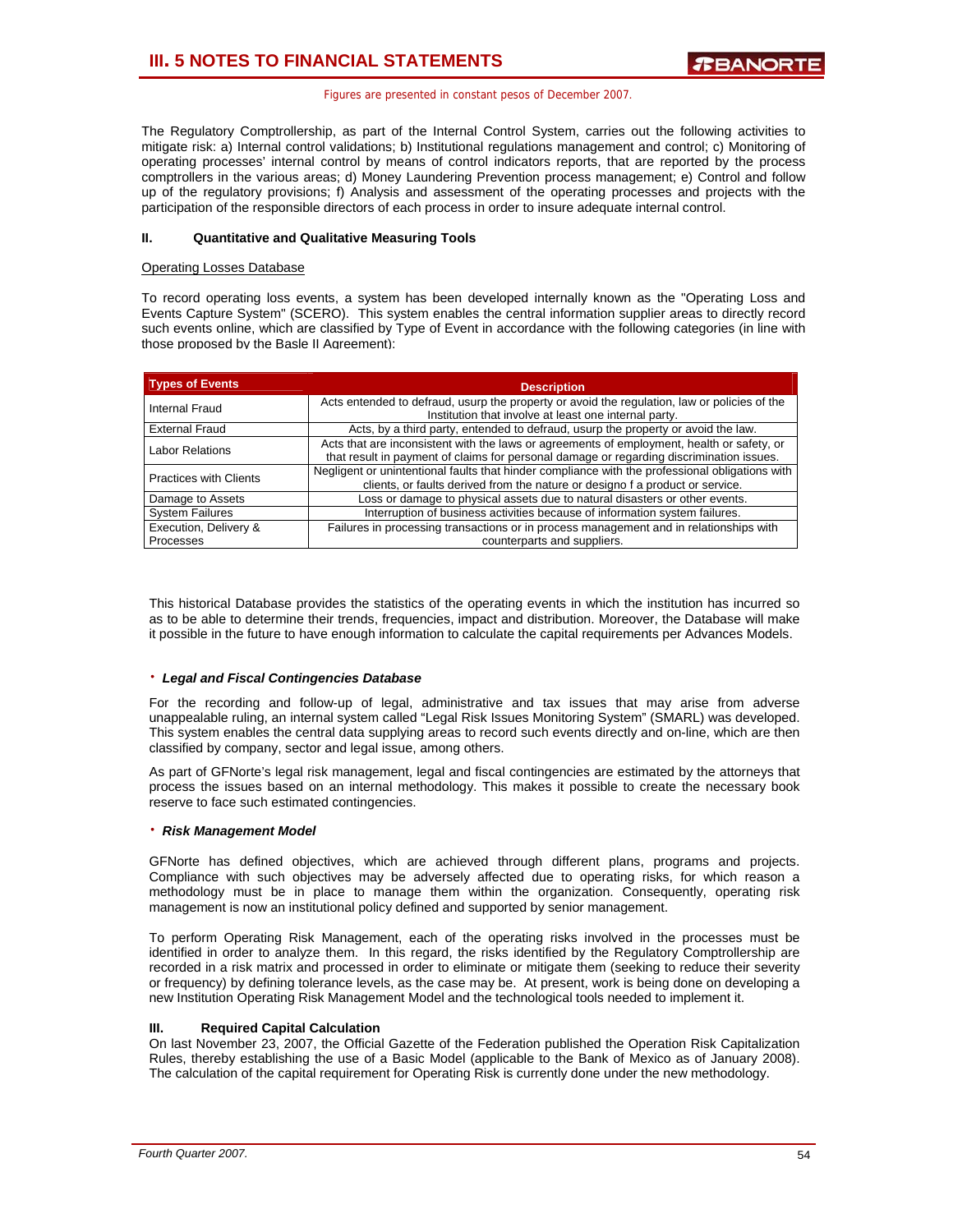Figures are presented in constant pesos of December 2007.

The Regulatory Comptrollership, as part of the Internal Control System, carries out the following activities to mitigate risk: a) Internal control validations; b) Institutional regulations management and control; c) Monitoring of operating processes' internal control by means of control indicators reports, that are reported by the process comptrollers in the various areas; d) Money Laundering Prevention process management; e) Control and follow up of the regulatory provisions; f) Analysis and assessment of the operating processes and projects with the participation of the responsible directors of each process in order to insure adequate internal control.

**II. Quantitative and Qualitative Measuring Tools**

Operating Losses Database

To record operating loss events, a system has been developed internally known as the "Operating Loss and Events Capture System" (SCERO). This system enables the central information supplier areas to directly record such events online, which are classified by Type of Event in accordance with the following categories (in line with those proposed by the Basle II Agreement):

| Types of Events | Description |
|---|---|
| Internal Fraud | Acts entended to defraud, usurp the property or avoid the regulation, law or policies of the Institution that involve at least one internal party. |
| External Fraud | Acts, by a third party, entended to defraud, usurp the property or avoid the law. |
| Labor Relations | Acts that are inconsistent with the laws or agreements of employment, health or safety, or that result in payment of claims for personal damage or regarding discrimination issues. |
| Practices with Clients | Negligent or unintentional faults that hinder compliance with the professional obligations with clients, or faults derived from the nature or designo f a product or service. |
| Damage to Assets | Loss or damage to physical assets due to natural disasters or other events. |
| System Failures | Interruption of business activities because of information system failures. |
| Execution, Delivery & Processes | Failures in processing transactions or in process management and in relationships with counterparts and suppliers. |

This historical Database provides the statistics of the operating events in which the institution has incurred so as to be able to determine their trends, frequencies, impact and distribution. Moreover, the Database will make it possible in the future to have enough information to calculate the capital requirements per Advances Models.

- ***Legal and Fiscal Contingencies Database***

For the recording and follow-up of legal, administrative and tax issues that may arise from adverse unappealable ruling, an internal system called "Legal Risk Issues Monitoring System" (SMARL) was developed. This system enables the central data supplying areas to record such events directly and on-line, which are then classified by company, sector and legal issue, among others.

As part of GFNorte's legal risk management, legal and fiscal contingencies are estimated by the attorneys that process the issues based on an internal methodology. This makes it possible to create the necessary book reserve to face such estimated contingencies.

- ***Risk Management Model***

GFNorte has defined objectives, which are achieved through different plans, programs and projects. Compliance with such objectives may be adversely affected due to operating risks, for which reason a methodology must be in place to manage them within the organization. Consequently, operating risk management is now an institutional policy defined and supported by senior management.

To perform Operating Risk Management, each of the operating risks involved in the processes must be identified in order to analyze them. In this regard, the risks identified by the Regulatory Comptrollership are recorded in a risk matrix and processed in order to eliminate or mitigate them (seeking to reduce their severity or frequency) by defining tolerance levels, as the case may be. At present, work is being done on developing a new Institution Operating Risk Management Model and the technological tools needed to implement it.

**III. Required Capital Calculation**

On last November 23, 2007, the Official Gazette of the Federation published the Operation Risk Capitalization Rules, thereby establishing the use of a Basic Model (applicable to the Bank of Mexico as of January 2008). The calculation of the capital requirement for Operating Risk is currently done under the new methodology.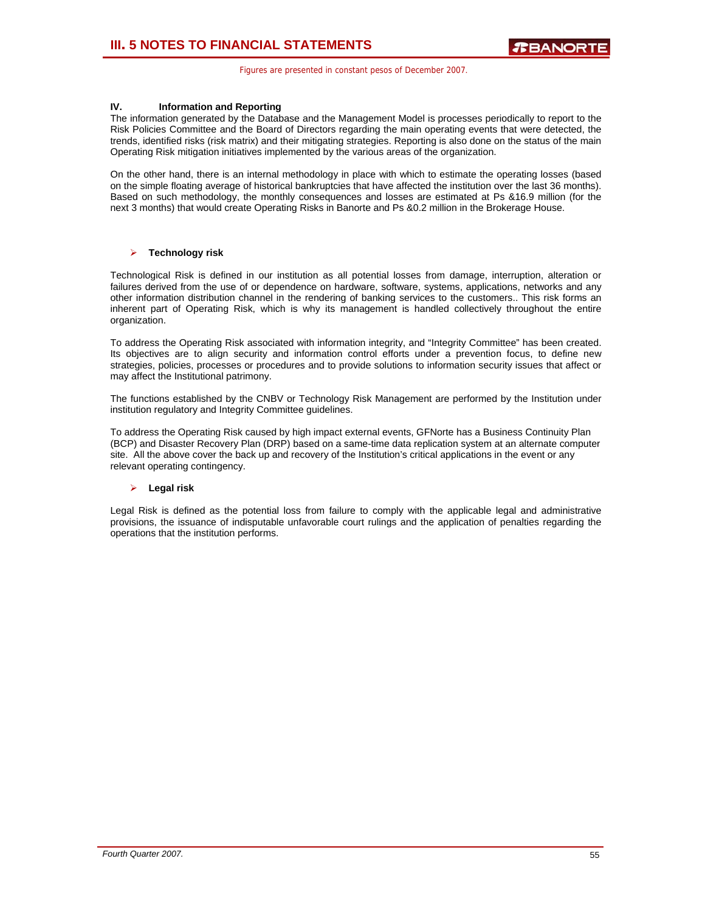Figures are presented in constant pesos of December 2007.

**IV. Information and Reporting**

The information generated by the Database and the Management Model is processes periodically to report to the Risk Policies Committee and the Board of Directors regarding the main operating events that were detected, the trends, identified risks (risk matrix) and their mitigating strategies. Reporting is also done on the status of the main Operating Risk mitigation initiatives implemented by the various areas of the organization.

On the other hand, there is an internal methodology in place with which to estimate the operating losses (based on the simple floating average of historical bankruptcies that have affected the institution over the last 36 months). Based on such methodology, the monthly consequences and losses are estimated at Ps &16.9 million (for the next 3 months) that would create Operating Risks in Banorte and Ps &0.2 million in the Brokerage House.

- **Technology risk**

Technological Risk is defined in our institution as all potential losses from damage, interruption, alteration or failures derived from the use of or dependence on hardware, software, systems, applications, networks and any other information distribution channel in the rendering of banking services to the customers.. This risk forms an inherent part of Operating Risk, which is why its management is handled collectively throughout the entire organization.

To address the Operating Risk associated with information integrity, and "Integrity Committee" has been created. Its objectives are to align security and information control efforts under a prevention focus, to define new strategies, policies, processes or procedures and to provide solutions to information security issues that affect or may affect the Institutional patrimony.

The functions established by the CNBV or Technology Risk Management are performed by the Institution under institution regulatory and Integrity Committee guidelines.

To address the Operating Risk caused by high impact external events, GFNorte has a Business Continuity Plan (BCP) and Disaster Recovery Plan (DRP) based on a same-time data replication system at an alternate computer site. All the above cover the back up and recovery of the Institution's critical applications in the event or any relevant operating contingency.

- **Legal risk**

Legal Risk is defined as the potential loss from failure to comply with the applicable legal and administrative provisions, the issuance of indisputable unfavorable court rulings and the application of penalties regarding the operations that the institution performs.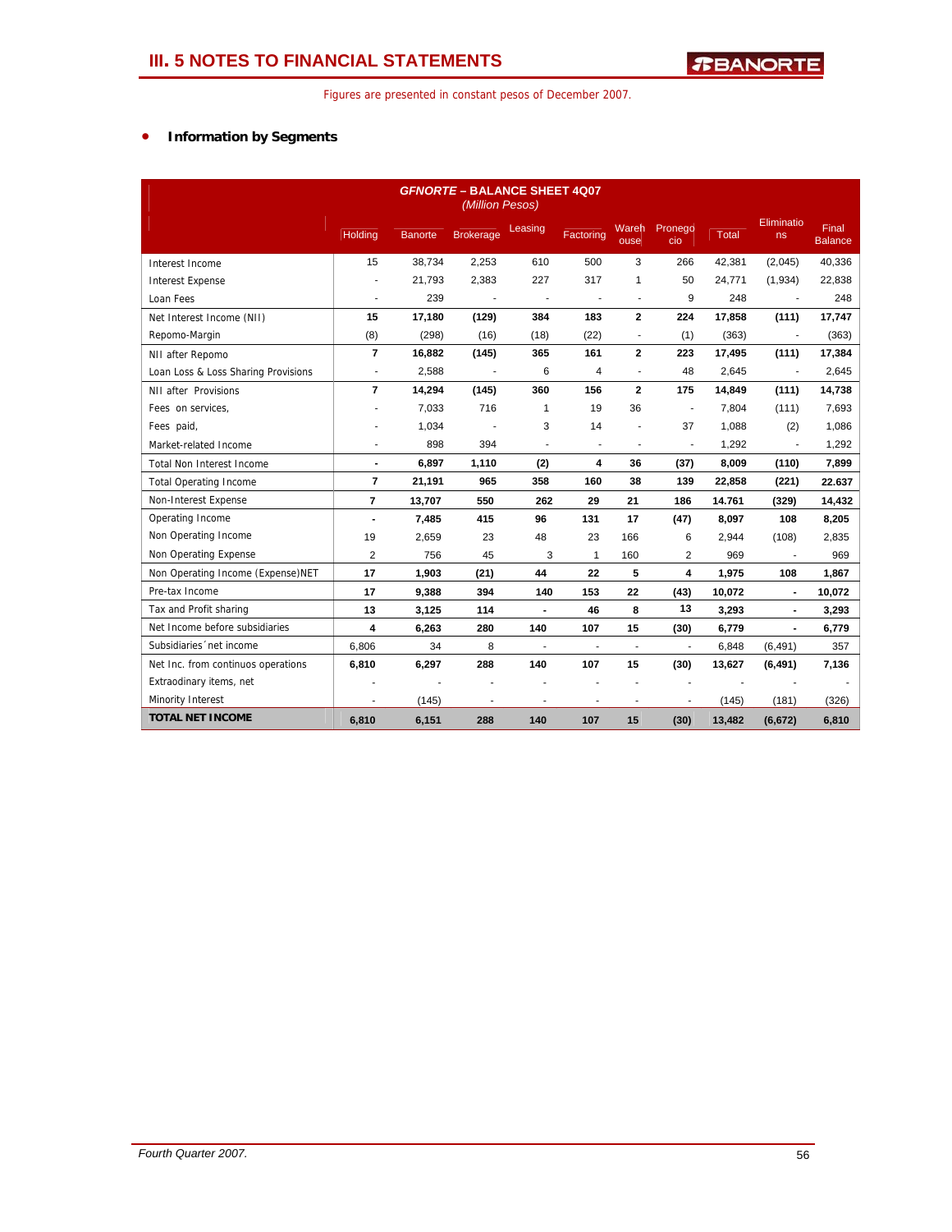# III. 5 NOTES TO FINANCIAL STATEMENTS

Figures are presented in constant pesos of December 2007.

- **Information by Segments**

| GFNORTE – BALANCE SHEET 4Q07 (Million Pesos) | Holding | Banorte | Brokerage | Leasing | Factoring | Warehouse | Pronegocio | Total | Eliminations | Final Balance |
|---|---|---|---|---|---|---|---|---|---|---|
| Interest Income | 15 | 38,734 | 2,253 | 610 | 500 | 3 | 266 | 42,381 | (2,045) | 40,336 |
| Interest Expense | - | 21,793 | 2,383 | 227 | 317 | 1 | 50 | 24,771 | (1,934) | 22,838 |
| Loan Fees | - | 239 | - | - | - | - | 9 | 248 | - | 248 |
| Net Interest Income (NII) | **15** | **17,180** | **(129)** | **384** | **183** | **2** | **224** | **17,858** | **(111)** | **17,747** |
| Repomo-Margin | (8) | (298) | (16) | (18) | (22) | - | (1) | (363) | - | (363) |
| NII after Repomo | **7** | **16,882** | **(145)** | **365** | **161** | **2** | **223** | **17,495** | **(111)** | **17,384** |
| Loan Loss & Loss Sharing Provisions | - | 2,588 | - | 6 | 4 | - | 48 | 2,645 | - | 2,645 |
| NII after Provisions | **7** | **14,294** | **(145)** | **360** | **156** | **2** | **175** | **14,849** | **(111)** | **14,738** |
| Fees on services, | - | 7,033 | 716 | 1 | 19 | 36 | - | 7,804 | (111) | 7,693 |
| Fees paid, | - | 1,034 | - | 3 | 14 | - | 37 | 1,088 | (2) | 1,086 |
| Market-related Income | - | 898 | 394 | - | - | - | - | 1,292 | - | 1,292 |
| Total Non Interest Income | **-** | **6,897** | **1,110** | **(2)** | **4** | **36** | **(37)** | **8,009** | **(110)** | **7,899** |
| Total Operating Income | **7** | **21,191** | **965** | **358** | **160** | **38** | **139** | **22,858** | **(221)** | **22.637** |
| Non-Interest Expense | **7** | **13,707** | **550** | **262** | **29** | **21** | **186** | **14.761** | **(329)** | **14,432** |
| Operating Income | **-** | **7,485** | **415** | **96** | **131** | **17** | **(47)** | **8,097** | **108** | **8,205** |
| Non Operating Income | 19 | 2,659 | 23 | 48 | 23 | 166 | 6 | 2,944 | (108) | 2,835 |
| Non Operating Expense | 2 | 756 | 45 | 3 | 1 | 160 | 2 | 969 | - | 969 |
| Non Operating Income (Expense)NET | **17** | **1,903** | **(21)** | **44** | **22** | **5** | **4** | **1,975** | **108** | **1,867** |
| Pre-tax Income | **17** | **9,388** | **394** | **140** | **153** | **22** | **(43)** | **10,072** | **-** | **10,072** |
| Tax and Profit sharing | **13** | **3,125** | **114** | **-** | **46** | **8** | **13** | **3,293** | **-** | **3,293** |
| Net Income before subsidiaries | **4** | **6,263** | **280** | **140** | **107** | **15** | **(30)** | **6,779** | **-** | **6,779** |
| Subsidiaries´ net income | 6,806 | 34 | 8 | - | - | - | - | 6,848 | (6,491) | 357 |
| Net Inc. from continuos operations | **6,810** | **6,297** | **288** | **140** | **107** | **15** | **(30)** | **13,627** | **(6,491)** | **7,136** |
| Extraordinary items, net | - | - | - | - | - | - | - | - | - | - |
| Minority Interest | - | (145) | - | - | - | - | - | (145) | (181) | (326) |
| **TOTAL NET INCOME** | **6,810** | **6,151** | **288** | **140** | **107** | **15** | **(30)** | **13,482** | **(6,672)** | **6,810** |

Fourth Quarter 2007.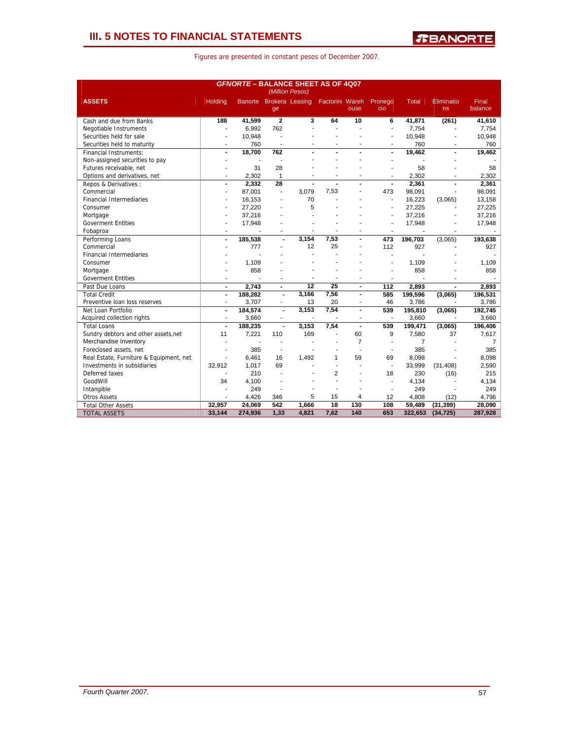# III. 5 NOTES TO FINANCIAL STATEMENTS

Figures are presented in constant pesos of December 2007.

**GFNORTE – BALANCE SHEET AS OF 4Q07**
*(Million Pesos)*

| ASSETS | Holding | Banorte | Brokerage | Leasing | Factoring | Warehouse | Pronegocio | Total | Eliminations | Final balance |
|---|---|---|---|---|---|---|---|---|---|---|
| Cash and due from Banks | **188** | **41,599** | **2** | **3** | **64** | **10** | **6** | **41,871** | **(261)** | **41,610** |
| Negotiable Instruments | - | 6,992 | 762 | - | - | - | - | 7,754 | - | 7,754 |
| Securities held for sale | - | 10,948 | - | - | - | - | - | 10,948 | - | 10,948 |
| Securities held to maturity | - | 760 | - | - | - | - | - | 760 | - | 760 |
| Financial Instruments: | **-** | **18,700** | **762** | **-** | **-** | **-** | **-** | **19,462** | **-** | **19,462** |
| Non-assigned securities to pay | - | - | - | - | - | - | - | - | - | - |
| Futures receivable, net | - | 31 | 28 | - | - | - | - | 58 | - | 58 |
| Options and derivatives, net | - | 2,302 | 1 | - | - | - | - | 2,302 | - | 2,302 |
| Repos & Derivatives : | **-** | **2,332** | **28** | **-** | **-** | **-** | **-** | **2,361** | **-** | **2,361** |
| Commercial | - | 87,001 | - | 3,079 | 7,53 | - | 473 | 98,091 | - | 98,091 |
| Financial Intermediaries | - | 16,153 | - | 70 | - | - | - | 16,223 | (3,065) | 13,158 |
| Consumer | - | 27,220 | - | 5 | - | - | - | 27,225 | - | 27,225 |
| Mortgage | - | 37,216 | - | - | - | - | - | 37,216 | - | 37,216 |
| Goverment Entities | - | 17,948 | - | - | - | - | - | 17,948 | - | 17,948 |
| Fobaproa | - | - | - | - | - | - | - | - | - | - |
| Performing Loans | **-** | **185,538** | **-** | **3,154** | **7,53** | **-** | **473** | **196,703** | (3,065) | **193,638** |
| Commercial | - | 777 | - | 12 | 25 | - | 112 | 927 | - | 927 |
| Financial Intermediaries | - | - | - | - | - | - | - | - | - | - |
| Consumer | - | 1,109 | - | - | - | - | - | 1,109 | - | 1,109 |
| Mortgage | - | 858 | - | - | - | - | - | 858 | - | 858 |
| Goverment Entities | - | - | - | - | - | - | - | - | - | - |
| Past Due Loans | **-** | **2,743** | **-** | **12** | **25** | **-** | **112** | **2,893** | **-** | **2,893** |
| Total Credit | **-** | **188,282** | **-** | **3,166** | **7,56** | **-** | **585** | **199,596** | **(3,065)** | **196,531** |
| Preventive loan loss reserves | - | 3,707 | - | 13 | 20 | - | 46 | 3,786 | - | 3,786 |
| Net Loan Portfolio | **-** | **184,574** | **-** | **3,153** | **7,54** | **-** | **539** | **195,810** | **(3,065)** | **192,745** |
| Acquired collection rights | - | 3,660 | - | - | - | - | - | 3,660 | - | 3,660 |
| Total Loans | **-** | **188,235** | **-** | **3,153** | **7,54** | **-** | **539** | **199,471** | **(3,065)** | **196,406** |
| Sundry debtors and other assets,net | 11 | 7,221 | 110 | 169 | - | 60 | 9 | 7,580 | 37 | 7,617 |
| Merchandise Inventory | - | - | - | - | - | 7 | - | 7 | - | 7 |
| Foreclosed assets, net | - | 385 | - | - | - | - | - | 385 | - | 385 |
| Real Estate, Furniture & Equipment, net | - | 6,461 | 16 | 1,492 | 1 | 59 | 69 | 8,098 | - | 8,098 |
| Investments in subsidiaries | 32,912 | 1,017 | 69 | - | - | - | - | 33,999 | (31,408) | 2,590 |
| Deferred taxes | - | 210 | - | - | 2 | - | 18 | 230 | (16) | 215 |
| GoodWill | 34 | 4,100 | - | - | - | - | - | 4,134 | - | 4,134 |
| Intangible | - | 249 | - | - | - | - | - | 249 | - | 249 |
| Otros Assets | - | 4,426 | 346 | 5 | 15 | 4 | 12 | 4,808 | (12) | 4,796 |
| Total Other Assets | **32,957** | **24,069** | **542** | **1,666** | **18** | **130** | **108** | **59,489** | **(31,399)** | **28,090** |
| TOTAL ASSETS | **33,144** | **274,936** | **1,33** | **4,821** | **7,62** | **140** | **653** | **322,653** | **(34,725)** | **287,928** |

*Fourth Quarter 2007.*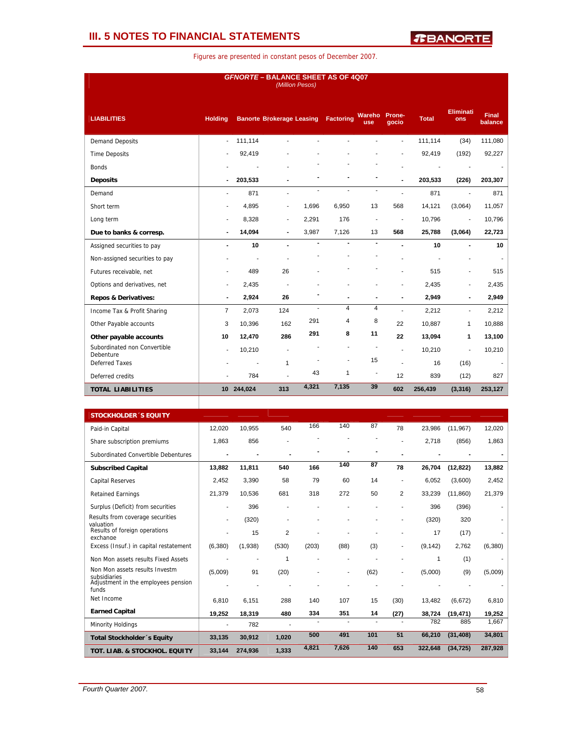# III. 5 NOTES TO FINANCIAL STATEMENTS

Figures are presented in constant pesos of December 2007.

**GFNORTE – BALANCE SHEET AS OF 4Q07**
*(Million Pesos)*

| LIABILITIES | Holding | Banorte | Brokerage | Leasing | Factoring | Warehouse | Pronegocio | Total | Eliminations | Final balance |
|---|---|---|---|---|---|---|---|---|---|---|
| Demand Deposits | - | 111,114 | - | - | - | - | - | 111,114 | (34) | 111,080 |
| Time Deposits | - | 92,419 | - | - | - | - | - | 92,419 | (192) | 92,227 |
| Bonds | - | - | - | - | - | - | - | - | - | - |
| **Deposits** | **-** | **203,533** | **-** | **-** | **-** | **-** | **-** | **203,533** | **(226)** | **203,307** |
| Demand | - | 871 | - | - | - | - | - | 871 | - | 871 |
| Short term | - | 4,895 | - | 1,696 | 6,950 | 13 | 568 | 14,121 | (3,064) | 11,057 |
| Long term | - | 8,328 | - | 2,291 | 176 | - | - | 10,796 | - | 10,796 |
| **Due to banks & corresp.** | **-** | **14,094** | **-** | **3,987** | **7,126** | **13** | **568** | **25,788** | **(3,064)** | **22,723** |
| Assigned securities to pay | **-** | **10** | **-** | **-** | **-** | **-** | **-** | **10** | **-** | **10** |
| Non-assigned securities to pay | - | - | - | - | - | - | - | - | - | - |
| Futures receivable, net | - | 489 | 26 | - | - | - | - | 515 | - | 515 |
| Options and derivatives, net | - | 2,435 | - | - | - | - | - | 2,435 | - | 2,435 |
| **Repos & Derivatives:** | **-** | **2,924** | **26** | **-** | **-** | **-** | **-** | **2,949** | **-** | **2,949** |
| Income Tax & Profit Sharing | 7 | 2,073 | 124 | - | 4 | 4 | - | 2,212 | - | 2,212 |
| Other Payable accounts | 3 | 10,396 | 162 | 291 | 4 | 8 | 22 | 10,887 | 1 | 10,888 |
| **Other payable accounts** | **10** | **12,470** | **286** | **291** | **8** | **11** | **22** | **13,094** | **1** | **13,100** |
| Subordinated non Convertible Debenture | - | 10,210 | - | - | - | - | - | 10,210 | - | 10,210 |
| Deferred Taxes | - | - | 1 | - | - | 15 | - | 16 | (16) | - |
| Deferred credits | - | 784 | - | 43 | 1 | - | 12 | 839 | (12) | 827 |
| **TOTAL LIABILITIES** | **10** | **244,024** | **313** | **4,321** | **7,135** | **39** | **602** | **256,439** | **(3,316)** | **253,127** |

| STOCKHOLDER´S EQUITY | Holding | Banorte | Brokerage | Leasing | Factoring | Warehouse | Pronegocio | Total | Eliminations | Final balance |
|---|---|---|---|---|---|---|---|---|---|---|
| Paid-in Capital | 12,020 | 10,955 | 540 | 166 | 140 | 87 | 78 | 23,986 | (11,967) | 12,020 |
| Share subscription premiums | 1,863 | 856 | - | - | - | - | - | 2,718 | (856) | 1,863 |
| Subordinated Convertible Debentures | - | - | - | - | - | - | - | - | - | - |
| **Subscribed Capital** | **13,882** | **11,811** | **540** | **166** | **140** | **87** | **78** | **26,704** | **(12,822)** | **13,882** |
| Capital Reserves | 2,452 | 3,390 | 58 | 79 | 60 | 14 | - | 6,052 | (3,600) | 2,452 |
| Retained Earnings | 21,379 | 10,536 | 681 | 318 | 272 | 50 | 2 | 33,239 | (11,860) | 21,379 |
| Surplus (Deficit) from securities | - | 396 | - | - | - | - | - | 396 | (396) | - |
| Results from coverage securities valuation | - | (320) | - | - | - | - | - | (320) | 320 | - |
| Results of foreign operations exchange | - | 15 | 2 | - | - | - | - | 17 | (17) | - |
| Excess (Insuf.) in capital restatement | (6,380) | (1,938) | (530) | (203) | (88) | (3) | - | (9,142) | 2,762 | (6,380) |
| Non Mon assets results Fixed Assets | - | - | 1 | - | - | - | - | 1 | (1) | - |
| Non Mon assets results Investm subsidiaries | (5,009) | 91 | (20) | - | - | (62) | - | (5,000) | (9) | (5,009) |
| Adjustment in the employees pension funds | - | - | - | - | - | - | - | - | - | - |
| Net Income | 6,810 | 6,151 | 288 | 140 | 107 | 15 | (30) | 13,482 | (6,672) | 6,810 |
| **Earned Capital** | **19,252** | **18,319** | **480** | **334** | **351** | **14** | **(27)** | **38,724** | **(19,471)** | **19,252** |
| Minority Holdings | - | 782 | - | - | - | - | - | 782 | 885 | 1,667 |
| **Total Stockholder´s Equity** | **33,135** | **30,912** | **1,020** | **500** | **491** | **101** | **51** | **66,210** | **(31,408)** | **34,801** |
| **TOT. LIAB. & STOCKHOL. EQUITY** | **33,144** | **274,936** | **1,333** | **4,821** | **7,626** | **140** | **653** | **322,648** | **(34,725)** | **287,928** |

Fourth Quarter 2007.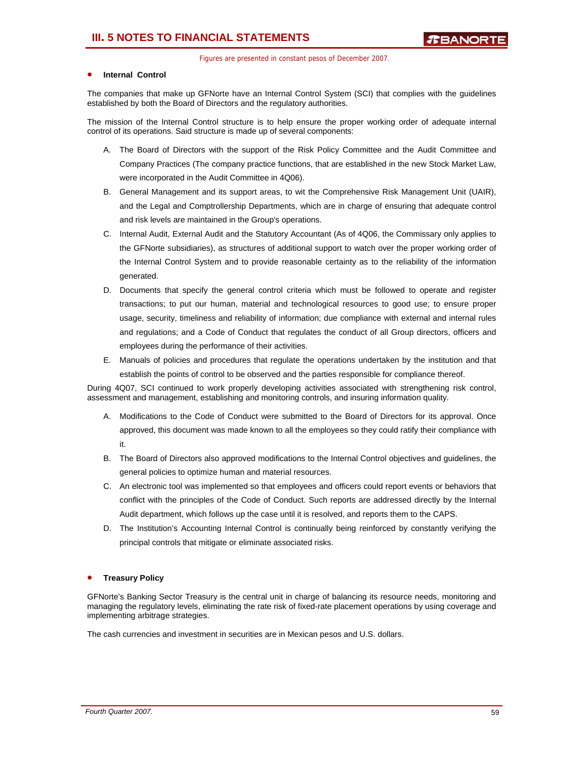- **Internal Control**

The companies that make up GFNorte have an Internal Control System (SCI) that complies with the guidelines established by both the Board of Directors and the regulatory authorities.

The mission of the Internal Control structure is to help ensure the proper working order of adequate internal control of its operations. Said structure is made up of several components:

A. The Board of Directors with the support of the Risk Policy Committee and the Audit Committee and Company Practices (The company practice functions, that are established in the new Stock Market Law, were incorporated in the Audit Committee in 4Q06).

B. General Management and its support areas, to wit the Comprehensive Risk Management Unit (UAIR), and the Legal and Comptrollership Departments, which are in charge of ensuring that adequate control and risk levels are maintained in the Group's operations.

C. Internal Audit, External Audit and the Statutory Accountant (As of 4Q06, the Commissary only applies to the GFNorte subsidiaries), as structures of additional support to watch over the proper working order of the Internal Control System and to provide reasonable certainty as to the reliability of the information generated.

D. Documents that specify the general control criteria which must be followed to operate and register transactions; to put our human, material and technological resources to good use; to ensure proper usage, security, timeliness and reliability of information; due compliance with external and internal rules and regulations; and a Code of Conduct that regulates the conduct of all Group directors, officers and employees during the performance of their activities.

E. Manuals of policies and procedures that regulate the operations undertaken by the institution and that establish the points of control to be observed and the parties responsible for compliance thereof.

During 4Q07, SCI continued to work properly developing activities associated with strengthening risk control, assessment and management, establishing and monitoring controls, and insuring information quality.

A. Modifications to the Code of Conduct were submitted to the Board of Directors for its approval. Once approved, this document was made known to all the employees so they could ratify their compliance with it.

B. The Board of Directors also approved modifications to the Internal Control objectives and guidelines, the general policies to optimize human and material resources.

C. An electronic tool was implemented so that employees and officers could report events or behaviors that conflict with the principles of the Code of Conduct. Such reports are addressed directly by the Internal Audit department, which follows up the case until it is resolved, and reports them to the CAPS.

D. The Institution's Accounting Internal Control is continually being reinforced by constantly verifying the principal controls that mitigate or eliminate associated risks.

- **Treasury Policy**

GFNorte's Banking Sector Treasury is the central unit in charge of balancing its resource needs, monitoring and managing the regulatory levels, eliminating the rate risk of fixed-rate placement operations by using coverage and implementing arbitrage strategies.

The cash currencies and investment in securities are in Mexican pesos and U.S. dollars.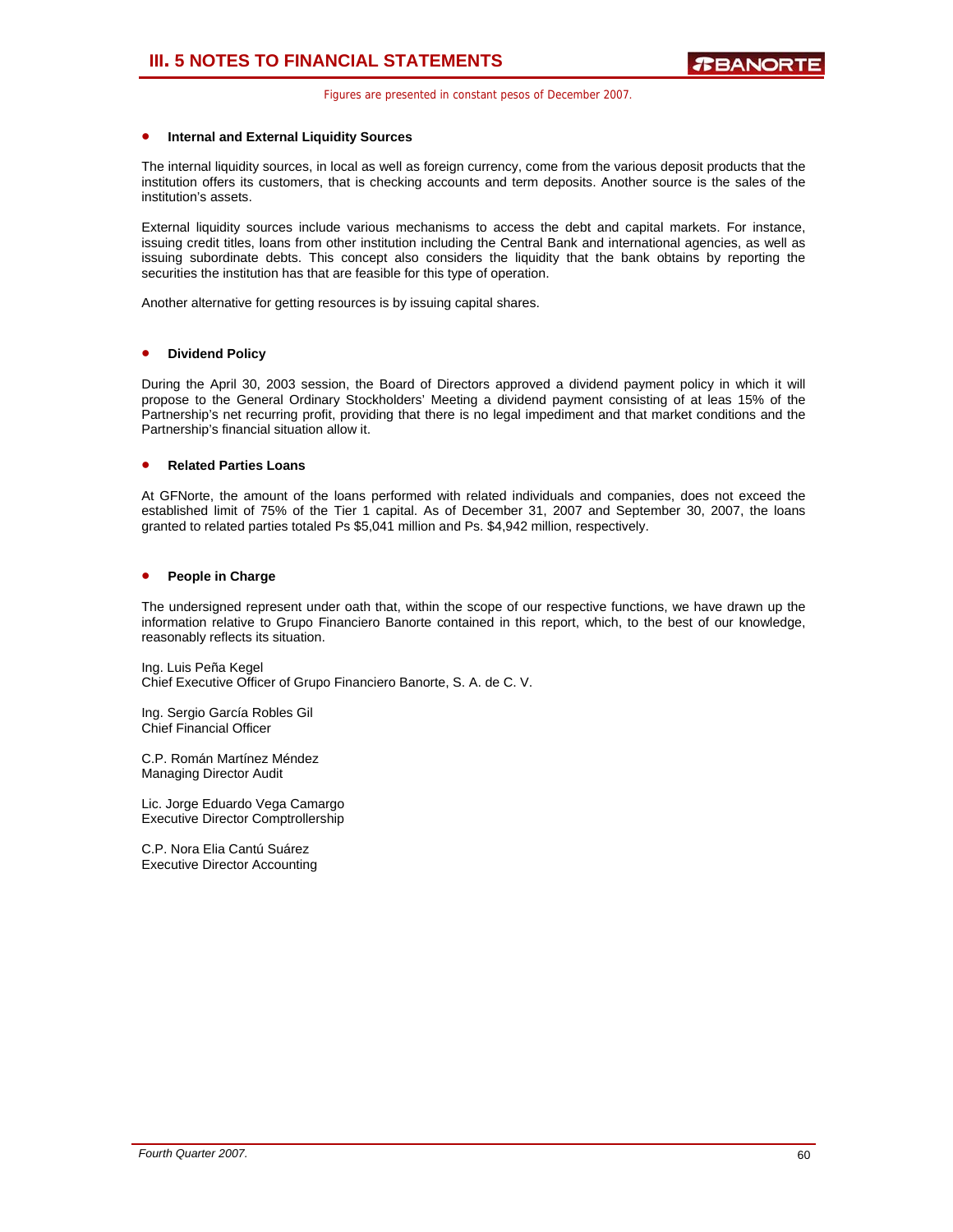- **Internal and External Liquidity Sources**

The internal liquidity sources, in local as well as foreign currency, come from the various deposit products that the institution offers its customers, that is checking accounts and term deposits. Another source is the sales of the institution's assets.

External liquidity sources include various mechanisms to access the debt and capital markets. For instance, issuing credit titles, loans from other institution including the Central Bank and international agencies, as well as issuing subordinate debts. This concept also considers the liquidity that the bank obtains by reporting the securities the institution has that are feasible for this type of operation.

Another alternative for getting resources is by issuing capital shares.

- **Dividend Policy**

During the April 30, 2003 session, the Board of Directors approved a dividend payment policy in which it will propose to the General Ordinary Stockholders' Meeting a dividend payment consisting of at leas 15% of the Partnership's net recurring profit, providing that there is no legal impediment and that market conditions and the Partnership's financial situation allow it.

- **Related Parties Loans**

At GFNorte, the amount of the loans performed with related individuals and companies, does not exceed the established limit of 75% of the Tier 1 capital. As of December 31, 2007 and September 30, 2007, the loans granted to related parties totaled Ps $5,041 million and Ps. $4,942 million, respectively.

- **People in Charge**

The undersigned represent under oath that, within the scope of our respective functions, we have drawn up the information relative to Grupo Financiero Banorte contained in this report, which, to the best of our knowledge, reasonably reflects its situation.

Ing. Luis Peña Kegel
Chief Executive Officer of Grupo Financiero Banorte, S. A. de C. V.

Ing. Sergio García Robles Gil
Chief Financial Officer

C.P. Román Martínez Méndez
Managing Director Audit

Lic. Jorge Eduardo Vega Camargo
Executive Director Comptrollership

C.P. Nora Elia Cantú Suárez
Executive Director Accounting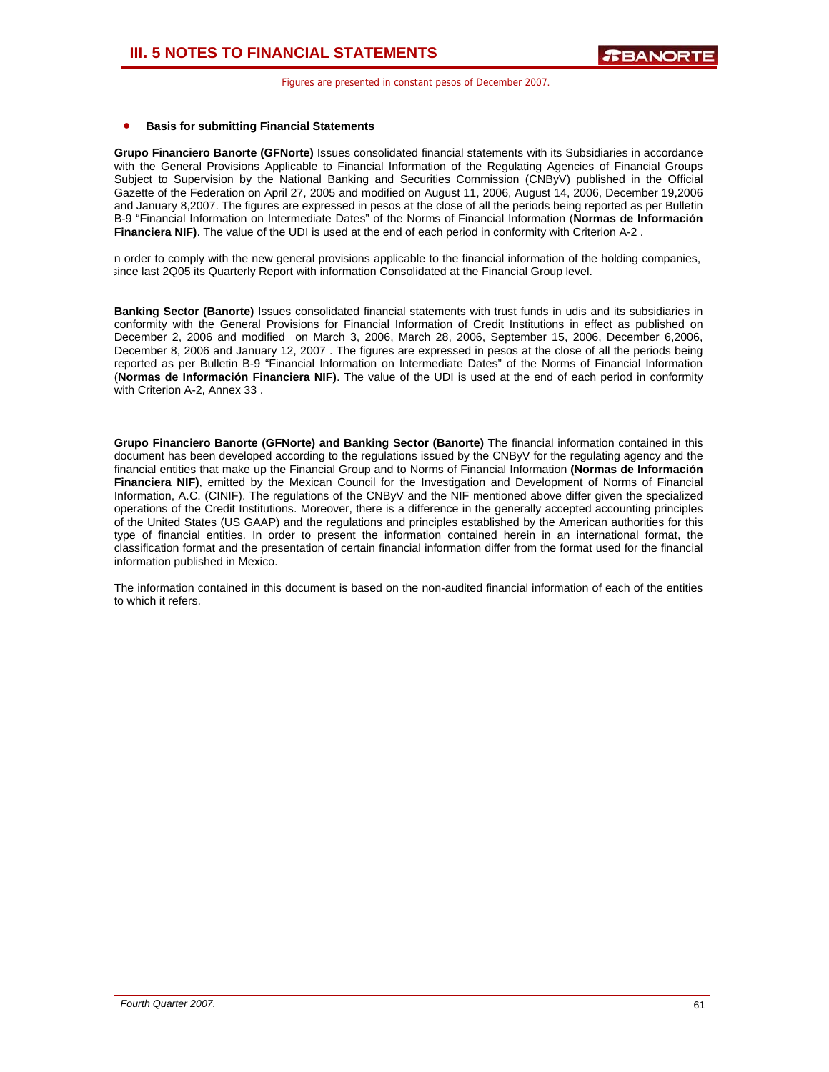# III. 5 NOTES TO FINANCIAL STATEMENTS

Figures are presented in constant pesos of December 2007.

- **Basis for submitting Financial Statements**

**Grupo Financiero Banorte (GFNorte)** Issues consolidated financial statements with its Subsidiaries in accordance with the General Provisions Applicable to Financial Information of the Regulating Agencies of Financial Groups Subject to Supervision by the National Banking and Securities Commission (CNByV) published in the Official Gazette of the Federation on April 27, 2005 and modified on August 11, 2006, August 14, 2006, December 19,2006 and January 8,2007. The figures are expressed in pesos at the close of all the periods being reported as per Bulletin B-9 "Financial Information on Intermediate Dates" of the Norms of Financial Information (**Normas de Información Financiera NIF)**. The value of the UDI is used at the end of each period in conformity with Criterion A-2 .

n order to comply with the new general provisions applicable to the financial information of the holding companies, since last 2Q05 its Quarterly Report with information Consolidated at the Financial Group level.

**Banking Sector (Banorte)** Issues consolidated financial statements with trust funds in udis and its subsidiaries in conformity with the General Provisions for Financial Information of Credit Institutions in effect as published on December 2, 2006 and modified on March 3, 2006, March 28, 2006, September 15, 2006, December 6,2006, December 8, 2006 and January 12, 2007 . The figures are expressed in pesos at the close of all the periods being reported as per Bulletin B-9 "Financial Information on Intermediate Dates" of the Norms of Financial Information (**Normas de Información Financiera NIF)**. The value of the UDI is used at the end of each period in conformity with Criterion A-2, Annex 33 .

**Grupo Financiero Banorte (GFNorte) and Banking Sector (Banorte)** The financial information contained in this document has been developed according to the regulations issued by the CNByV for the regulating agency and the financial entities that make up the Financial Group and to Norms of Financial Information **(Normas de Información Financiera NIF)**, emitted by the Mexican Council for the Investigation and Development of Norms of Financial Information, A.C. (CINIF). The regulations of the CNByV and the NIF mentioned above differ given the specialized operations of the Credit Institutions. Moreover, there is a difference in the generally accepted accounting principles of the United States (US GAAP) and the regulations and principles established by the American authorities for this type of financial entities. In order to present the information contained herein in an international format, the classification format and the presentation of certain financial information differ from the format used for the financial information published in Mexico.

The information contained in this document is based on the non-audited financial information of each of the entities to which it refers.